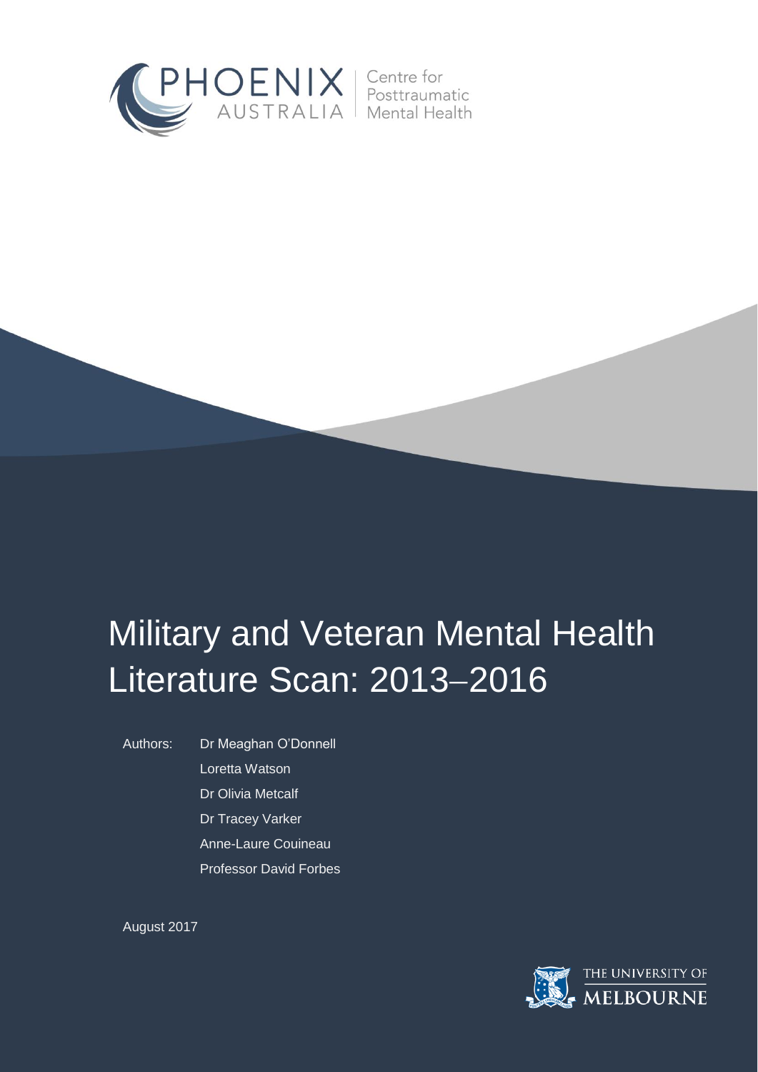PHOENIX AUSTRALIA | Centre for Posttraumatic Mental Health

# Military and Veteran Mental Health Literature Scan: 2013–2016

Authors: Dr Meaghan O'Donnell

Loretta Watson

Dr Olivia Metcalf

Dr Tracey Varker

Anne-Laure Couineau

Professor David Forbes

August 2017

THE UNIVERSITY OF MELBOURNE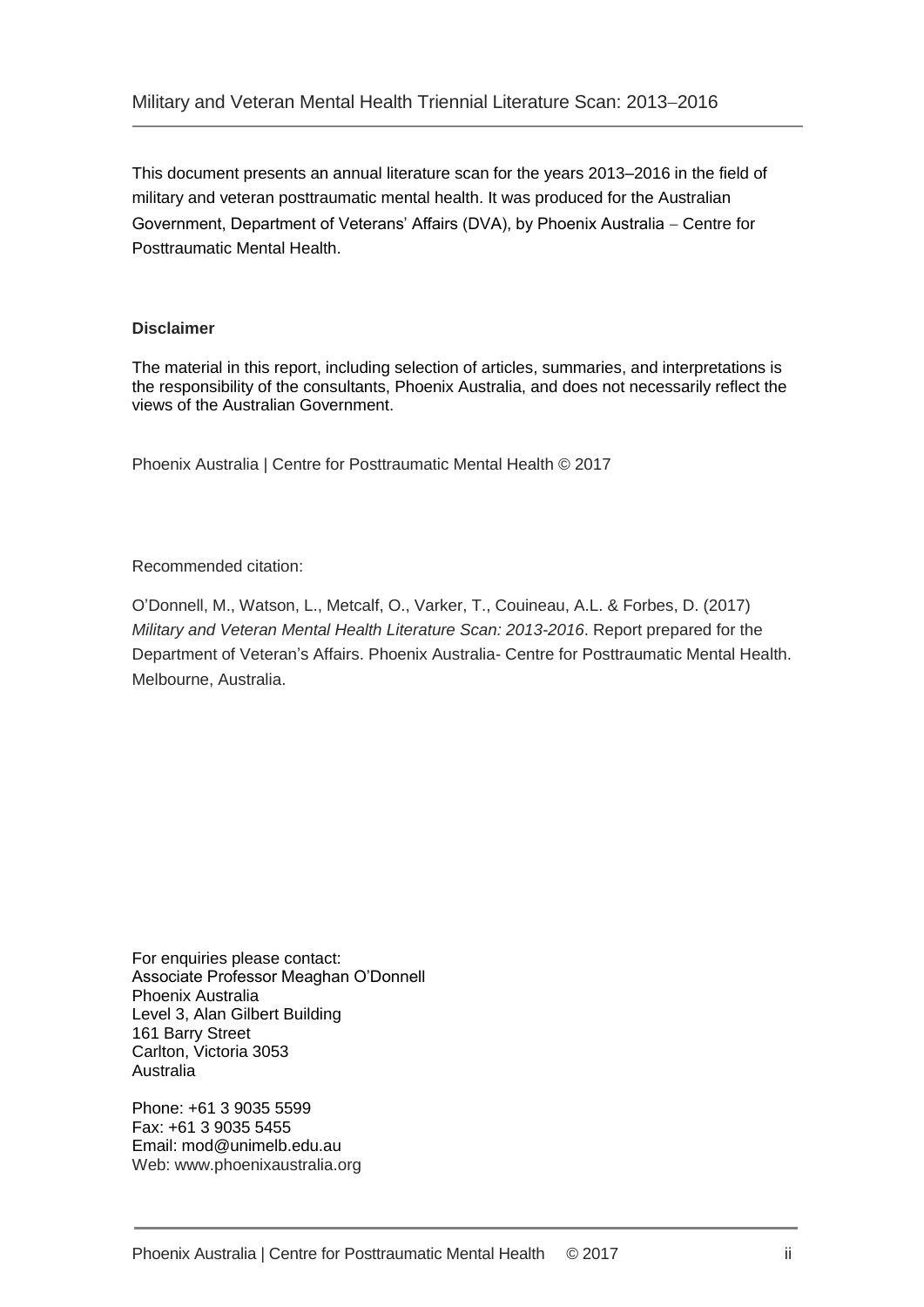This document presents an annual literature scan for the years 2013–2016 in the field of military and veteran posttraumatic mental health. It was produced for the Australian Government, Department of Veterans' Affairs (DVA), by Phoenix Australia – Centre for Posttraumatic Mental Health.

**Disclaimer**

The material in this report, including selection of articles, summaries, and interpretations is the responsibility of the consultants, Phoenix Australia, and does not necessarily reflect the views of the Australian Government.

Phoenix Australia | Centre for Posttraumatic Mental Health © 2017

Recommended citation:

O'Donnell, M., Watson, L., Metcalf, O., Varker, T., Couineau, A.L. & Forbes, D. (2017) *Military and Veteran Mental Health Literature Scan: 2013-2016*. Report prepared for the Department of Veteran's Affairs. Phoenix Australia- Centre for Posttraumatic Mental Health. Melbourne, Australia.

For enquiries please contact:
Associate Professor Meaghan O'Donnell
Phoenix Australia
Level 3, Alan Gilbert Building
161 Barry Street
Carlton, Victoria 3053
Australia

Phone: +61 3 9035 5599
Fax: +61 3 9035 5455
Email: mod@unimelb.edu.au
Web: www.phoenixaustralia.org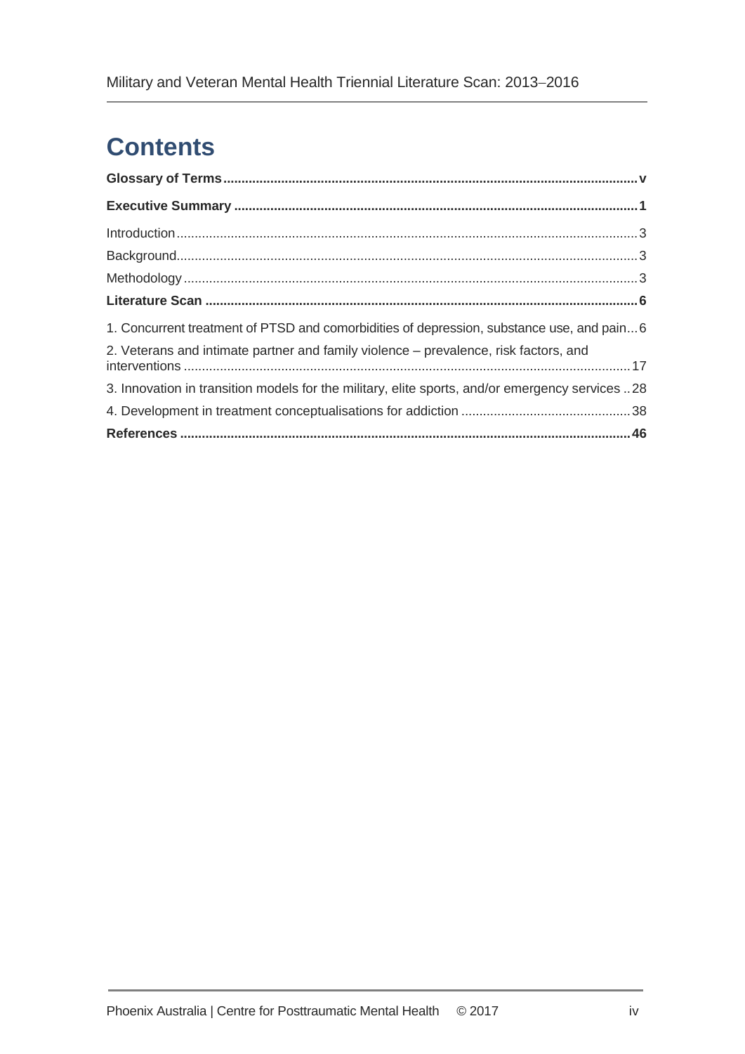# Contents

**Glossary of Terms** ..... v

**Executive Summary** ..... 1

Introduction ..... 3

Background ..... 3

Methodology ..... 3

**Literature Scan** ..... 6

1. Concurrent treatment of PTSD and comorbidities of depression, substance use, and pain ..... 6
2. Veterans and intimate partner and family violence – prevalence, risk factors, and interventions ..... 17
3. Innovation in transition models for the military, elite sports, and/or emergency services ..... 28
4. Development in treatment conceptualisations for addiction ..... 38

**References** ..... 46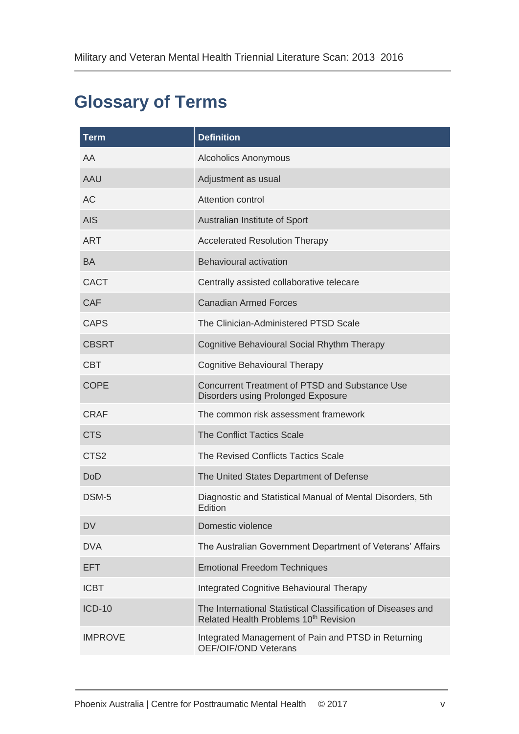# Glossary of Terms

| Term | Definition |
|---|---|
| AA | Alcoholics Anonymous |
| AAU | Adjustment as usual |
| AC | Attention control |
| AIS | Australian Institute of Sport |
| ART | Accelerated Resolution Therapy |
| BA | Behavioural activation |
| CACT | Centrally assisted collaborative telecare |
| CAF | Canadian Armed Forces |
| CAPS | The Clinician-Administered PTSD Scale |
| CBSRT | Cognitive Behavioural Social Rhythm Therapy |
| CBT | Cognitive Behavioural Therapy |
| COPE | Concurrent Treatment of PTSD and Substance Use Disorders using Prolonged Exposure |
| CRAF | The common risk assessment framework |
| CTS | The Conflict Tactics Scale |
| CTS2 | The Revised Conflicts Tactics Scale |
| DoD | The United States Department of Defense |
| DSM-5 | Diagnostic and Statistical Manual of Mental Disorders, 5th Edition |
| DV | Domestic violence |
| DVA | The Australian Government Department of Veterans' Affairs |
| EFT | Emotional Freedom Techniques |
| ICBT | Integrated Cognitive Behavioural Therapy |
| ICD-10 | The International Statistical Classification of Diseases and Related Health Problems 10th Revision |
| IMPROVE | Integrated Management of Pain and PTSD in Returning OEF/OIF/OND Veterans |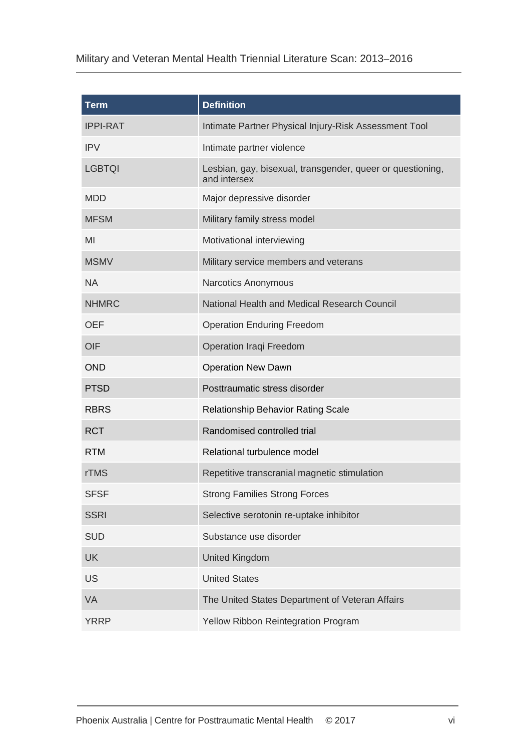| Term | Definition |
| --- | --- |
| IPPI-RAT | Intimate Partner Physical Injury-Risk Assessment Tool |
| IPV | Intimate partner violence |
| LGBTQI | Lesbian, gay, bisexual, transgender, queer or questioning, and intersex |
| MDD | Major depressive disorder |
| MFSM | Military family stress model |
| MI | Motivational interviewing |
| MSMV | Military service members and veterans |
| NA | Narcotics Anonymous |
| NHMRC | National Health and Medical Research Council |
| OEF | Operation Enduring Freedom |
| OIF | Operation Iraqi Freedom |
| OND | Operation New Dawn |
| PTSD | Posttraumatic stress disorder |
| RBRS | Relationship Behavior Rating Scale |
| RCT | Randomised controlled trial |
| RTM | Relational turbulence model |
| rTMS | Repetitive transcranial magnetic stimulation |
| SFSF | Strong Families Strong Forces |
| SSRI | Selective serotonin re-uptake inhibitor |
| SUD | Substance use disorder |
| UK | United Kingdom |
| US | United States |
| VA | The United States Department of Veteran Affairs |
| YRRP | Yellow Ribbon Reintegration Program |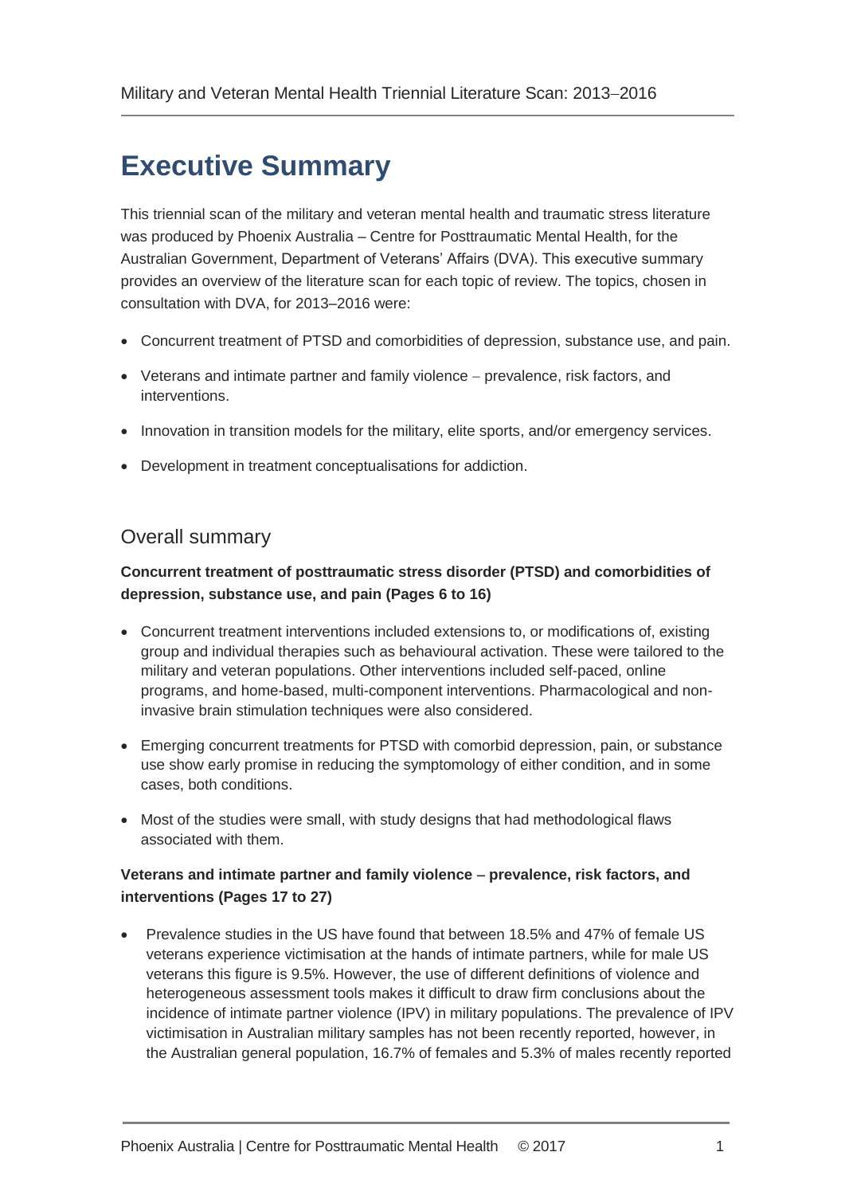# Executive Summary

This triennial scan of the military and veteran mental health and traumatic stress literature was produced by Phoenix Australia – Centre for Posttraumatic Mental Health, for the Australian Government, Department of Veterans' Affairs (DVA). This executive summary provides an overview of the literature scan for each topic of review. The topics, chosen in consultation with DVA, for 2013–2016 were:

- Concurrent treatment of PTSD and comorbidities of depression, substance use, and pain.
- Veterans and intimate partner and family violence – prevalence, risk factors, and interventions.
- Innovation in transition models for the military, elite sports, and/or emergency services.
- Development in treatment conceptualisations for addiction.

## Overall summary

**Concurrent treatment of posttraumatic stress disorder (PTSD) and comorbidities of depression, substance use, and pain (Pages 6 to 16)**

- Concurrent treatment interventions included extensions to, or modifications of, existing group and individual therapies such as behavioural activation. These were tailored to the military and veteran populations. Other interventions included self-paced, online programs, and home-based, multi-component interventions. Pharmacological and non-invasive brain stimulation techniques were also considered.
- Emerging concurrent treatments for PTSD with comorbid depression, pain, or substance use show early promise in reducing the symptomology of either condition, and in some cases, both conditions.
- Most of the studies were small, with study designs that had methodological flaws associated with them.

**Veterans and intimate partner and family violence – prevalence, risk factors, and interventions (Pages 17 to 27)**

- Prevalence studies in the US have found that between 18.5% and 47% of female US veterans experience victimisation at the hands of intimate partners, while for male US veterans this figure is 9.5%. However, the use of different definitions of violence and heterogeneous assessment tools makes it difficult to draw firm conclusions about the incidence of intimate partner violence (IPV) in military populations. The prevalence of IPV victimisation in Australian military samples has not been recently reported, however, in the Australian general population, 16.7% of females and 5.3% of males recently reported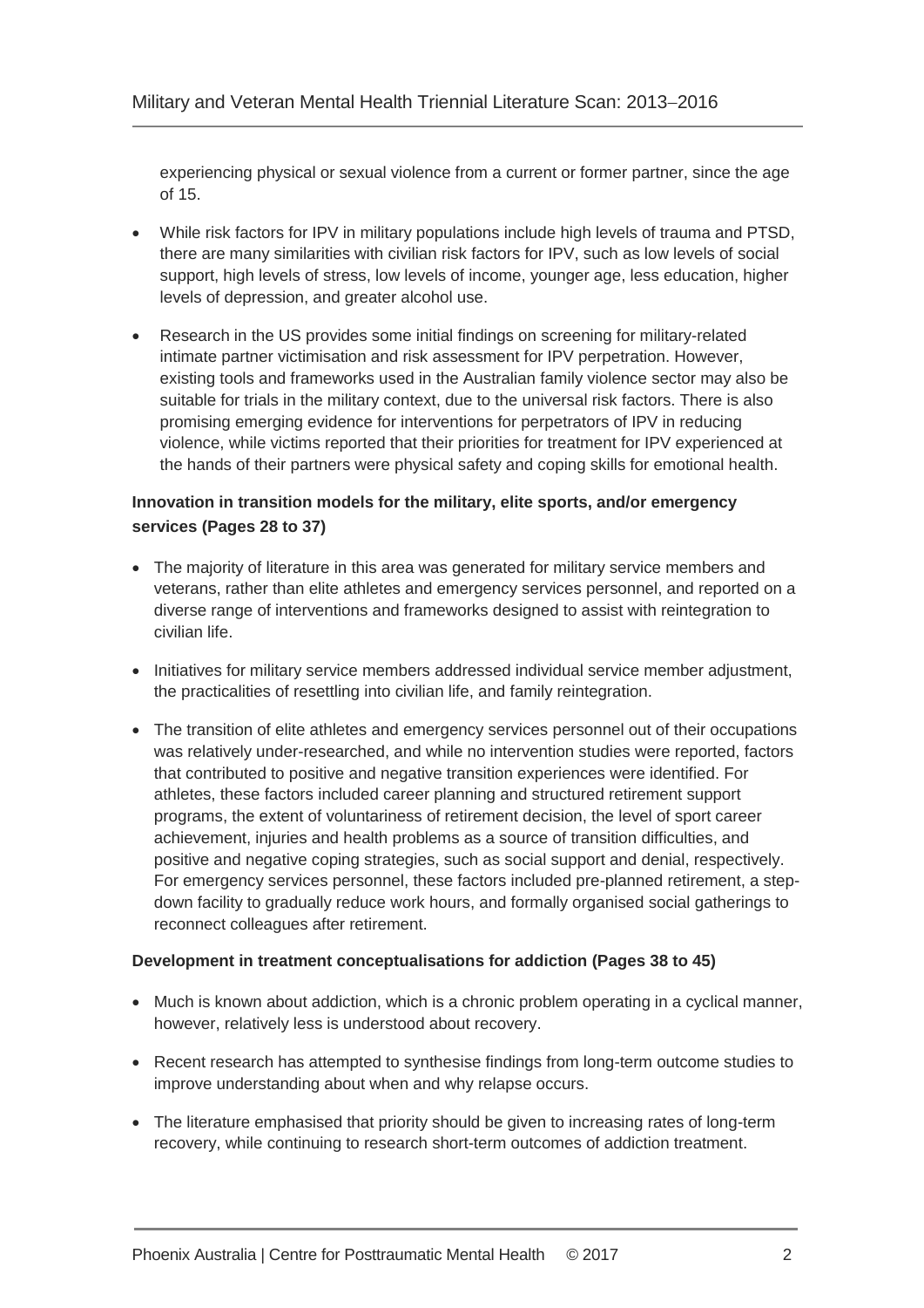experiencing physical or sexual violence from a current or former partner, since the age of 15.

- While risk factors for IPV in military populations include high levels of trauma and PTSD, there are many similarities with civilian risk factors for IPV, such as low levels of social support, high levels of stress, low levels of income, younger age, less education, higher levels of depression, and greater alcohol use.
- Research in the US provides some initial findings on screening for military-related intimate partner victimisation and risk assessment for IPV perpetration. However, existing tools and frameworks used in the Australian family violence sector may also be suitable for trials in the military context, due to the universal risk factors. There is also promising emerging evidence for interventions for perpetrators of IPV in reducing violence, while victims reported that their priorities for treatment for IPV experienced at the hands of their partners were physical safety and coping skills for emotional health.

**Innovation in transition models for the military, elite sports, and/or emergency services (Pages 28 to 37)**

- The majority of literature in this area was generated for military service members and veterans, rather than elite athletes and emergency services personnel, and reported on a diverse range of interventions and frameworks designed to assist with reintegration to civilian life.
- Initiatives for military service members addressed individual service member adjustment, the practicalities of resettling into civilian life, and family reintegration.
- The transition of elite athletes and emergency services personnel out of their occupations was relatively under-researched, and while no intervention studies were reported, factors that contributed to positive and negative transition experiences were identified. For athletes, these factors included career planning and structured retirement support programs, the extent of voluntariness of retirement decision, the level of sport career achievement, injuries and health problems as a source of transition difficulties, and positive and negative coping strategies, such as social support and denial, respectively. For emergency services personnel, these factors included pre-planned retirement, a step-down facility to gradually reduce work hours, and formally organised social gatherings to reconnect colleagues after retirement.

**Development in treatment conceptualisations for addiction (Pages 38 to 45)**

- Much is known about addiction, which is a chronic problem operating in a cyclical manner, however, relatively less is understood about recovery.
- Recent research has attempted to synthesise findings from long-term outcome studies to improve understanding about when and why relapse occurs.
- The literature emphasised that priority should be given to increasing rates of long-term recovery, while continuing to research short-term outcomes of addiction treatment.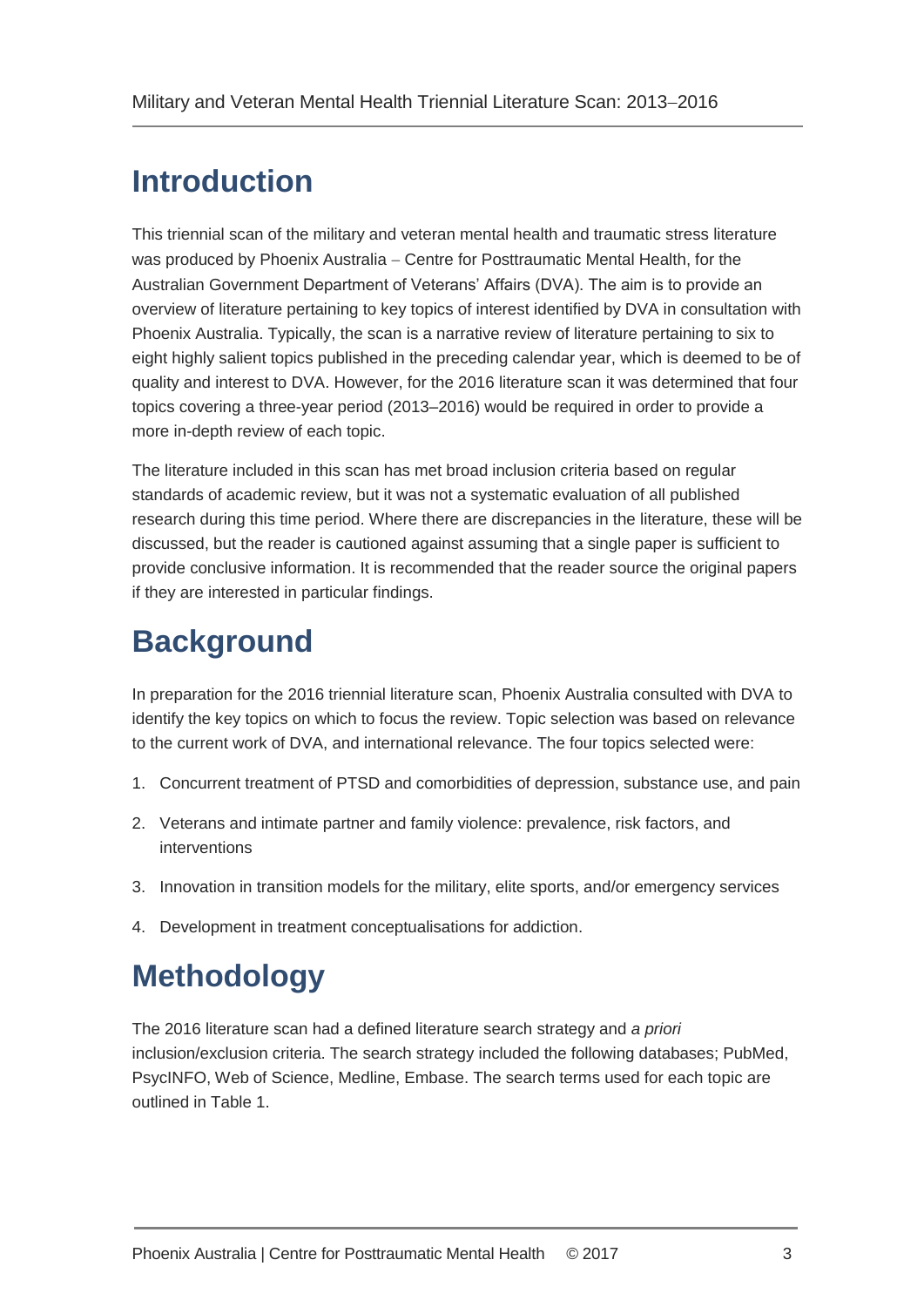# Introduction

This triennial scan of the military and veteran mental health and traumatic stress literature was produced by Phoenix Australia – Centre for Posttraumatic Mental Health, for the Australian Government Department of Veterans' Affairs (DVA). The aim is to provide an overview of literature pertaining to key topics of interest identified by DVA in consultation with Phoenix Australia. Typically, the scan is a narrative review of literature pertaining to six to eight highly salient topics published in the preceding calendar year, which is deemed to be of quality and interest to DVA. However, for the 2016 literature scan it was determined that four topics covering a three-year period (2013–2016) would be required in order to provide a more in-depth review of each topic.

The literature included in this scan has met broad inclusion criteria based on regular standards of academic review, but it was not a systematic evaluation of all published research during this time period. Where there are discrepancies in the literature, these will be discussed, but the reader is cautioned against assuming that a single paper is sufficient to provide conclusive information. It is recommended that the reader source the original papers if they are interested in particular findings.

# Background

In preparation for the 2016 triennial literature scan, Phoenix Australia consulted with DVA to identify the key topics on which to focus the review. Topic selection was based on relevance to the current work of DVA, and international relevance. The four topics selected were:

1. Concurrent treatment of PTSD and comorbidities of depression, substance use, and pain
2. Veterans and intimate partner and family violence: prevalence, risk factors, and interventions
3. Innovation in transition models for the military, elite sports, and/or emergency services
4. Development in treatment conceptualisations for addiction.

# Methodology

The 2016 literature scan had a defined literature search strategy and *a priori* inclusion/exclusion criteria. The search strategy included the following databases; PubMed, PsycINFO, Web of Science, Medline, Embase. The search terms used for each topic are outlined in Table 1.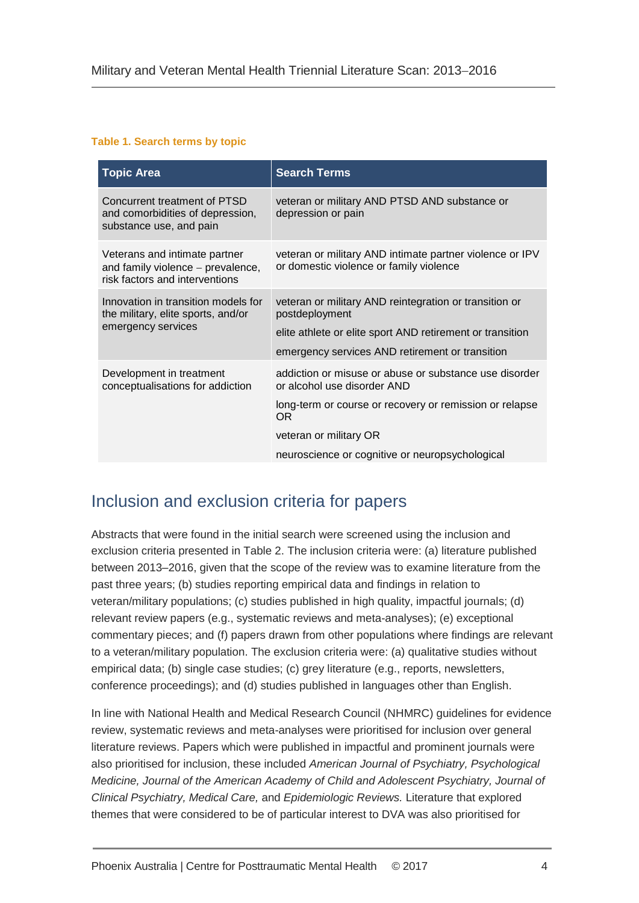**Table 1. Search terms by topic**

| Topic Area | Search Terms |
|---|---|
| Concurrent treatment of PTSD and comorbidities of depression, substance use, and pain | veteran or military AND PTSD AND substance or depression or pain |
| Veterans and intimate partner and family violence – prevalence, risk factors and interventions | veteran or military AND intimate partner violence or IPV or domestic violence or family violence |
| Innovation in transition models for the military, elite sports, and/or emergency services | veteran or military AND reintegration or transition or postdeployment<br><br>elite athlete or elite sport AND retirement or transition<br><br>emergency services AND retirement or transition |
| Development in treatment conceptualisations for addiction | addiction or misuse or abuse or substance use disorder or alcohol use disorder AND<br><br>long-term or course or recovery or remission or relapse OR<br><br>veteran or military OR<br><br>neuroscience or cognitive or neuropsychological |

## Inclusion and exclusion criteria for papers

Abstracts that were found in the initial search were screened using the inclusion and exclusion criteria presented in Table 2. The inclusion criteria were: (a) literature published between 2013–2016, given that the scope of the review was to examine literature from the past three years; (b) studies reporting empirical data and findings in relation to veteran/military populations; (c) studies published in high quality, impactful journals; (d) relevant review papers (e.g., systematic reviews and meta-analyses); (e) exceptional commentary pieces; and (f) papers drawn from other populations where findings are relevant to a veteran/military population. The exclusion criteria were: (a) qualitative studies without empirical data; (b) single case studies; (c) grey literature (e.g., reports, newsletters, conference proceedings); and (d) studies published in languages other than English.

In line with National Health and Medical Research Council (NHMRC) guidelines for evidence review, systematic reviews and meta-analyses were prioritised for inclusion over general literature reviews. Papers which were published in impactful and prominent journals were also prioritised for inclusion, these included *American Journal of Psychiatry, Psychological Medicine, Journal of the American Academy of Child and Adolescent Psychiatry, Journal of Clinical Psychiatry, Medical Care,* and *Epidemiologic Reviews.* Literature that explored themes that were considered to be of particular interest to DVA was also prioritised for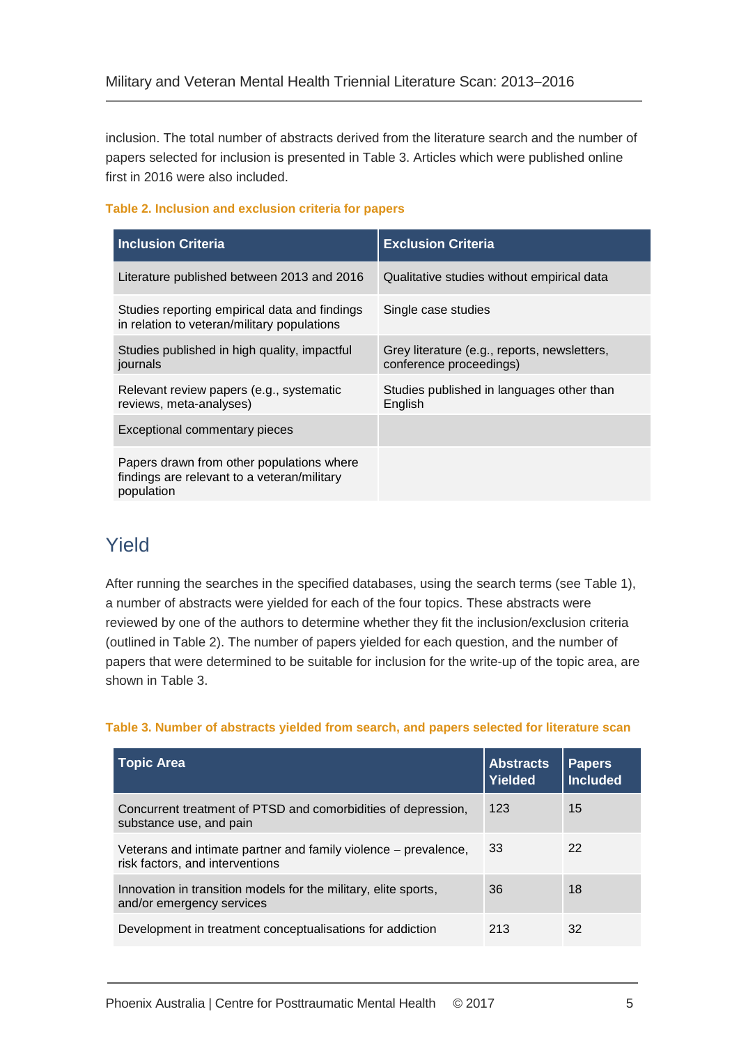inclusion. The total number of abstracts derived from the literature search and the number of papers selected for inclusion is presented in Table 3. Articles which were published online first in 2016 were also included.

**Table 2. Inclusion and exclusion criteria for papers**

| Inclusion Criteria | Exclusion Criteria |
| --- | --- |
| Literature published between 2013 and 2016 | Qualitative studies without empirical data |
| Studies reporting empirical data and findings in relation to veteran/military populations | Single case studies |
| Studies published in high quality, impactful journals | Grey literature (e.g., reports, newsletters, conference proceedings) |
| Relevant review papers (e.g., systematic reviews, meta-analyses) | Studies published in languages other than English |
| Exceptional commentary pieces | |
| Papers drawn from other populations where findings are relevant to a veteran/military population | |

## Yield

After running the searches in the specified databases, using the search terms (see Table 1), a number of abstracts were yielded for each of the four topics. These abstracts were reviewed by one of the authors to determine whether they fit the inclusion/exclusion criteria (outlined in Table 2). The number of papers yielded for each question, and the number of papers that were determined to be suitable for inclusion for the write-up of the topic area, are shown in Table 3.

**Table 3. Number of abstracts yielded from search, and papers selected for literature scan**

| Topic Area | Abstracts Yielded | Papers Included |
| --- | --- | --- |
| Concurrent treatment of PTSD and comorbidities of depression, substance use, and pain | 123 | 15 |
| Veterans and intimate partner and family violence – prevalence, risk factors, and interventions | 33 | 22 |
| Innovation in transition models for the military, elite sports, and/or emergency services | 36 | 18 |
| Development in treatment conceptualisations for addiction | 213 | 32 |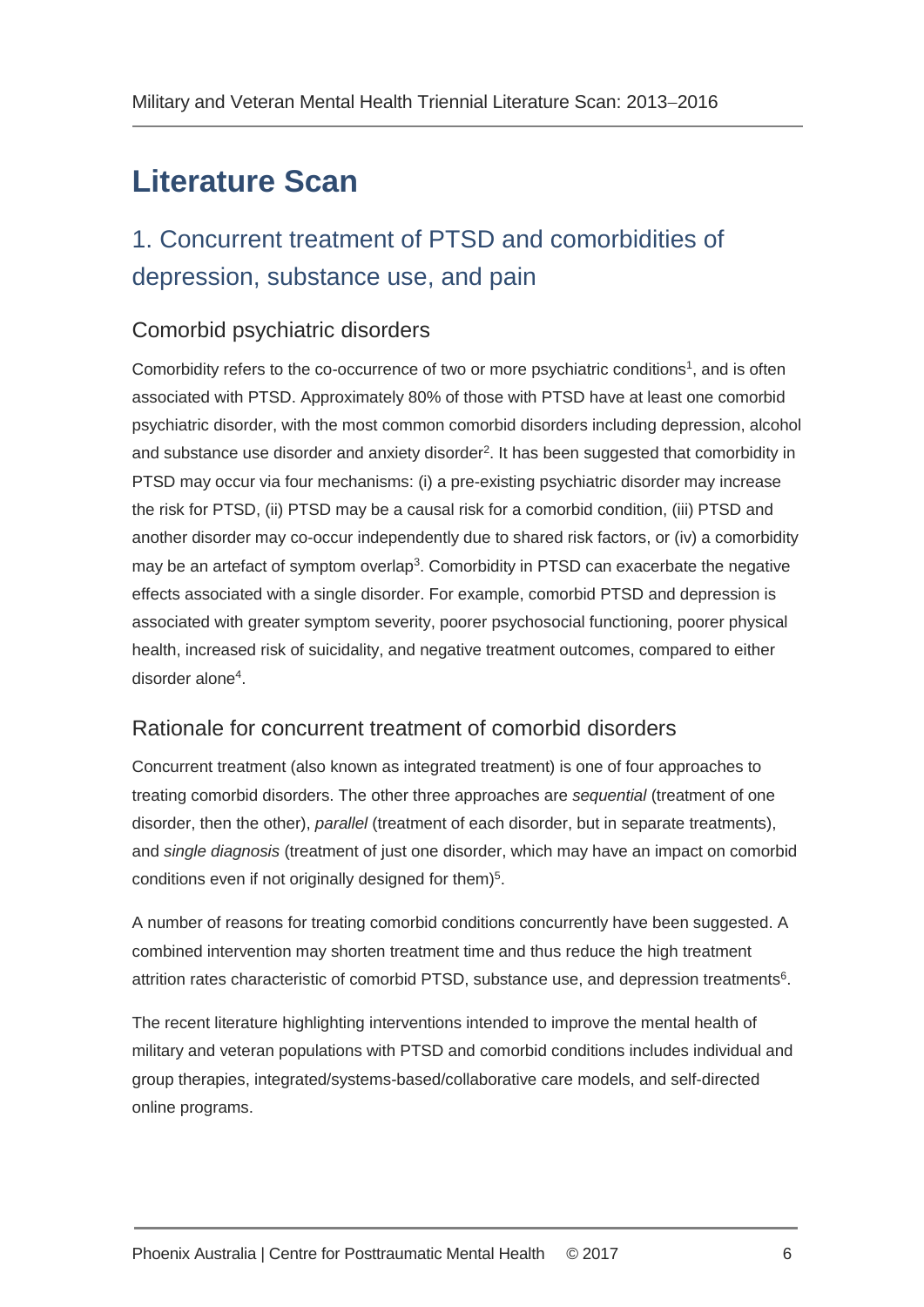# Literature Scan

## 1. Concurrent treatment of PTSD and comorbidities of depression, substance use, and pain

### Comorbid psychiatric disorders

Comorbidity refers to the co-occurrence of two or more psychiatric conditions[1], and is often associated with PTSD. Approximately 80% of those with PTSD have at least one comorbid psychiatric disorder, with the most common comorbid disorders including depression, alcohol and substance use disorder and anxiety disorder[2]. It has been suggested that comorbidity in PTSD may occur via four mechanisms: (i) a pre-existing psychiatric disorder may increase the risk for PTSD, (ii) PTSD may be a causal risk for a comorbid condition, (iii) PTSD and another disorder may co-occur independently due to shared risk factors, or (iv) a comorbidity may be an artefact of symptom overlap[3]. Comorbidity in PTSD can exacerbate the negative effects associated with a single disorder. For example, comorbid PTSD and depression is associated with greater symptom severity, poorer psychosocial functioning, poorer physical health, increased risk of suicidality, and negative treatment outcomes, compared to either disorder alone[4].

### Rationale for concurrent treatment of comorbid disorders

Concurrent treatment (also known as integrated treatment) is one of four approaches to treating comorbid disorders. The other three approaches are *sequential* (treatment of one disorder, then the other), *parallel* (treatment of each disorder, but in separate treatments), and *single diagnosis* (treatment of just one disorder, which may have an impact on comorbid conditions even if not originally designed for them)[5].

A number of reasons for treating comorbid conditions concurrently have been suggested. A combined intervention may shorten treatment time and thus reduce the high treatment attrition rates characteristic of comorbid PTSD, substance use, and depression treatments[6].

The recent literature highlighting interventions intended to improve the mental health of military and veteran populations with PTSD and comorbid conditions includes individual and group therapies, integrated/systems-based/collaborative care models, and self-directed online programs.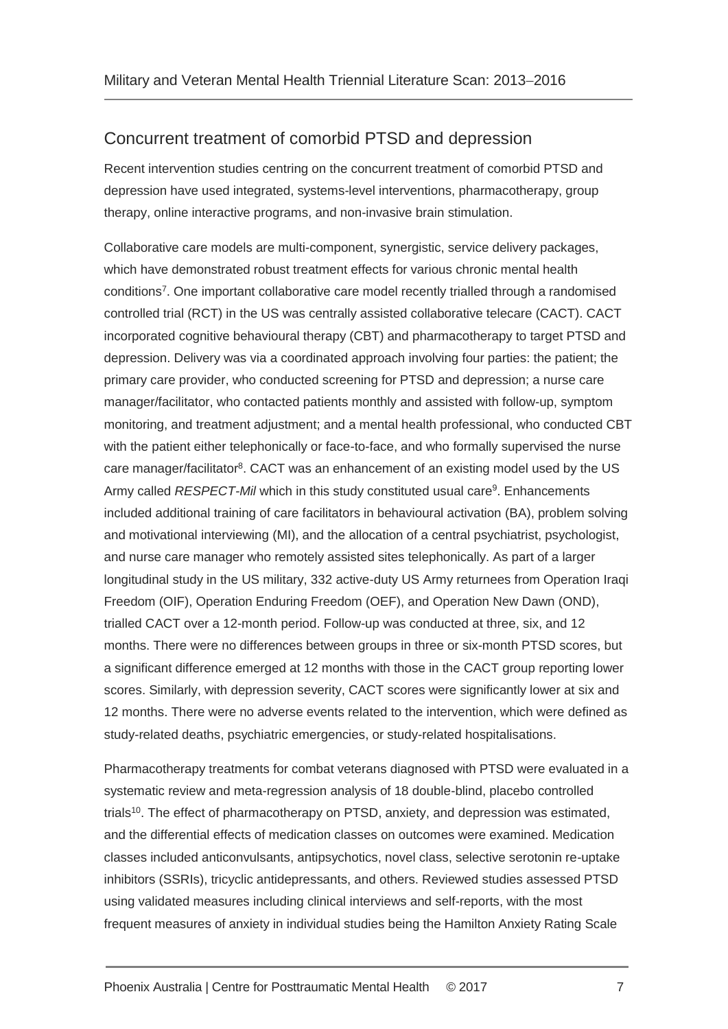## Concurrent treatment of comorbid PTSD and depression

Recent intervention studies centring on the concurrent treatment of comorbid PTSD and depression have used integrated, systems-level interventions, pharmacotherapy, group therapy, online interactive programs, and non-invasive brain stimulation.

Collaborative care models are multi-component, synergistic, service delivery packages, which have demonstrated robust treatment effects for various chronic mental health conditions[7]. One important collaborative care model recently trialled through a randomised controlled trial (RCT) in the US was centrally assisted collaborative telecare (CACT). CACT incorporated cognitive behavioural therapy (CBT) and pharmacotherapy to target PTSD and depression. Delivery was via a coordinated approach involving four parties: the patient; the primary care provider, who conducted screening for PTSD and depression; a nurse care manager/facilitator, who contacted patients monthly and assisted with follow-up, symptom monitoring, and treatment adjustment; and a mental health professional, who conducted CBT with the patient either telephonically or face-to-face, and who formally supervised the nurse care manager/facilitator[8]. CACT was an enhancement of an existing model used by the US Army called *RESPECT-Mil* which in this study constituted usual care[9]. Enhancements included additional training of care facilitators in behavioural activation (BA), problem solving and motivational interviewing (MI), and the allocation of a central psychiatrist, psychologist, and nurse care manager who remotely assisted sites telephonically. As part of a larger longitudinal study in the US military, 332 active-duty US Army returnees from Operation Iraqi Freedom (OIF), Operation Enduring Freedom (OEF), and Operation New Dawn (OND), trialled CACT over a 12-month period. Follow-up was conducted at three, six, and 12 months. There were no differences between groups in three or six-month PTSD scores, but a significant difference emerged at 12 months with those in the CACT group reporting lower scores. Similarly, with depression severity, CACT scores were significantly lower at six and 12 months. There were no adverse events related to the intervention, which were defined as study-related deaths, psychiatric emergencies, or study-related hospitalisations.

Pharmacotherapy treatments for combat veterans diagnosed with PTSD were evaluated in a systematic review and meta-regression analysis of 18 double-blind, placebo controlled trials[10]. The effect of pharmacotherapy on PTSD, anxiety, and depression was estimated, and the differential effects of medication classes on outcomes were examined. Medication classes included anticonvulsants, antipsychotics, novel class, selective serotonin re-uptake inhibitors (SSRIs), tricyclic antidepressants, and others. Reviewed studies assessed PTSD using validated measures including clinical interviews and self-reports, with the most frequent measures of anxiety in individual studies being the Hamilton Anxiety Rating Scale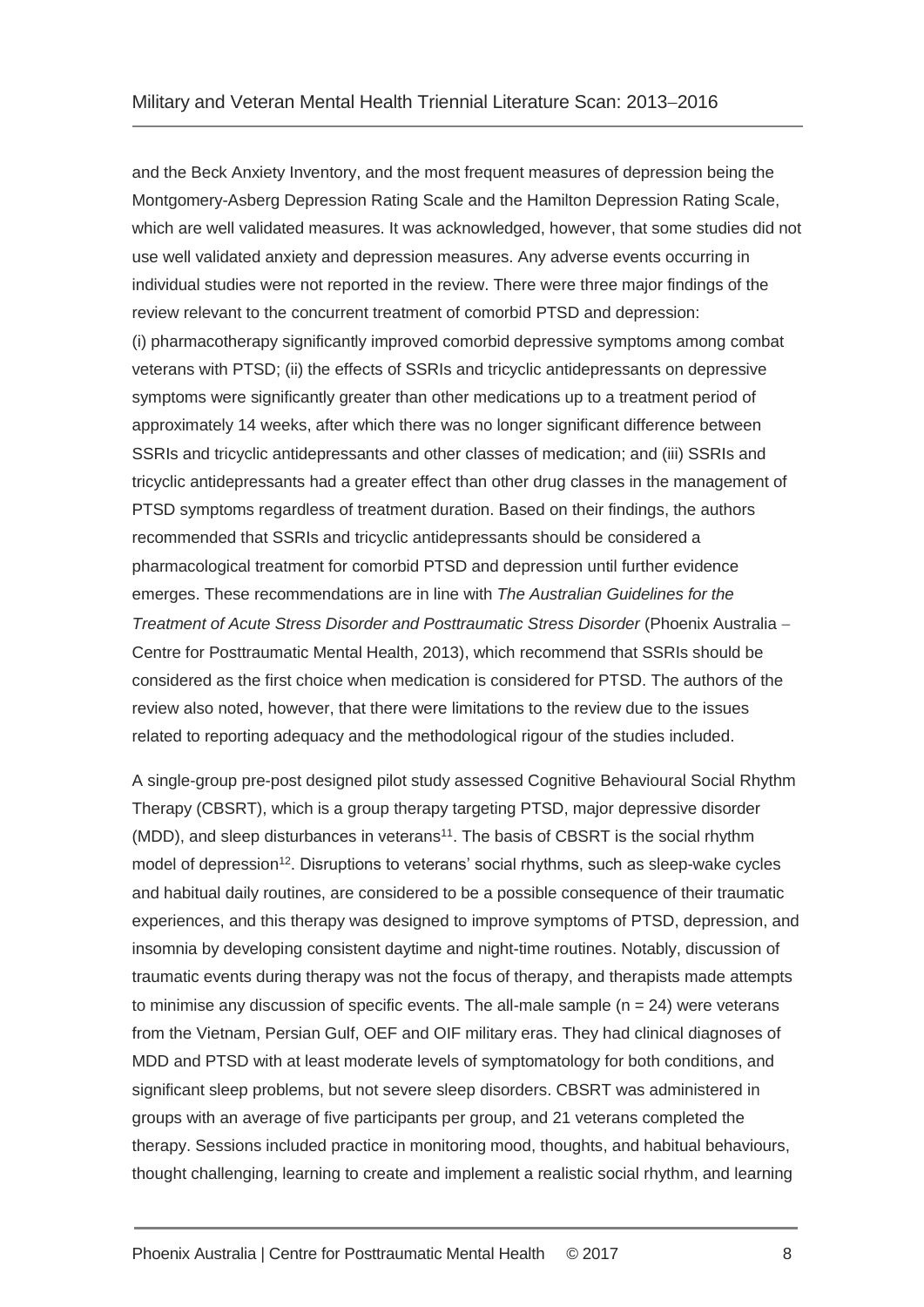and the Beck Anxiety Inventory, and the most frequent measures of depression being the Montgomery-Asberg Depression Rating Scale and the Hamilton Depression Rating Scale, which are well validated measures. It was acknowledged, however, that some studies did not use well validated anxiety and depression measures. Any adverse events occurring in individual studies were not reported in the review. There were three major findings of the review relevant to the concurrent treatment of comorbid PTSD and depression: (i) pharmacotherapy significantly improved comorbid depressive symptoms among combat veterans with PTSD; (ii) the effects of SSRIs and tricyclic antidepressants on depressive symptoms were significantly greater than other medications up to a treatment period of approximately 14 weeks, after which there was no longer significant difference between SSRIs and tricyclic antidepressants and other classes of medication; and (iii) SSRIs and tricyclic antidepressants had a greater effect than other drug classes in the management of PTSD symptoms regardless of treatment duration. Based on their findings, the authors recommended that SSRIs and tricyclic antidepressants should be considered a pharmacological treatment for comorbid PTSD and depression until further evidence emerges. These recommendations are in line with *The Australian Guidelines for the Treatment of Acute Stress Disorder and Posttraumatic Stress Disorder* (Phoenix Australia – Centre for Posttraumatic Mental Health, 2013), which recommend that SSRIs should be considered as the first choice when medication is considered for PTSD. The authors of the review also noted, however, that there were limitations to the review due to the issues related to reporting adequacy and the methodological rigour of the studies included.

A single-group pre-post designed pilot study assessed Cognitive Behavioural Social Rhythm Therapy (CBSRT), which is a group therapy targeting PTSD, major depressive disorder (MDD), and sleep disturbances in veterans[11]. The basis of CBSRT is the social rhythm model of depression[12]. Disruptions to veterans' social rhythms, such as sleep-wake cycles and habitual daily routines, are considered to be a possible consequence of their traumatic experiences, and this therapy was designed to improve symptoms of PTSD, depression, and insomnia by developing consistent daytime and night-time routines. Notably, discussion of traumatic events during therapy was not the focus of therapy, and therapists made attempts to minimise any discussion of specific events. The all-male sample (n = 24) were veterans from the Vietnam, Persian Gulf, OEF and OIF military eras. They had clinical diagnoses of MDD and PTSD with at least moderate levels of symptomatology for both conditions, and significant sleep problems, but not severe sleep disorders. CBSRT was administered in groups with an average of five participants per group, and 21 veterans completed the therapy. Sessions included practice in monitoring mood, thoughts, and habitual behaviours, thought challenging, learning to create and implement a realistic social rhythm, and learning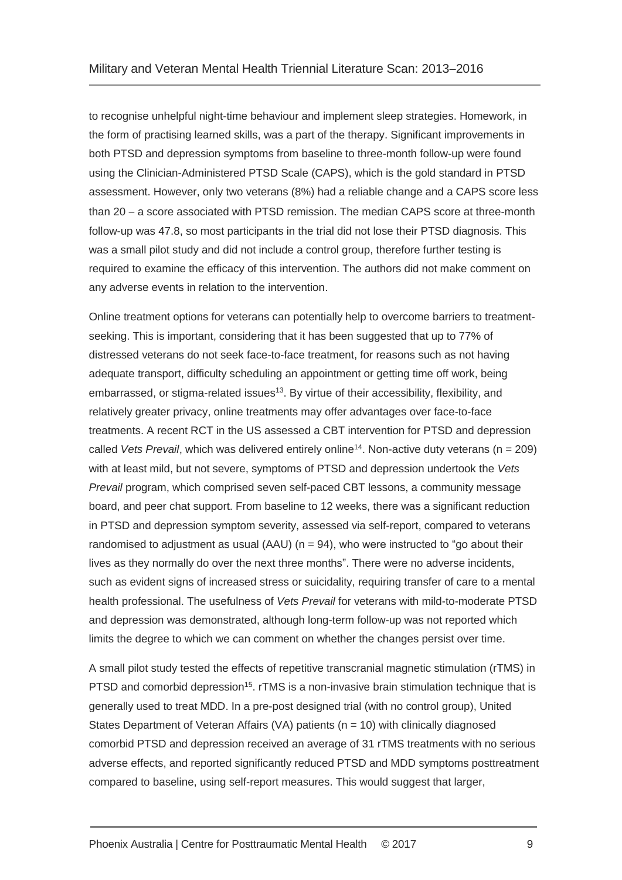to recognise unhelpful night-time behaviour and implement sleep strategies. Homework, in the form of practising learned skills, was a part of the therapy. Significant improvements in both PTSD and depression symptoms from baseline to three-month follow-up were found using the Clinician-Administered PTSD Scale (CAPS), which is the gold standard in PTSD assessment. However, only two veterans (8%) had a reliable change and a CAPS score less than 20 – a score associated with PTSD remission. The median CAPS score at three-month follow-up was 47.8, so most participants in the trial did not lose their PTSD diagnosis. This was a small pilot study and did not include a control group, therefore further testing is required to examine the efficacy of this intervention. The authors did not make comment on any adverse events in relation to the intervention.

Online treatment options for veterans can potentially help to overcome barriers to treatment-seeking. This is important, considering that it has been suggested that up to 77% of distressed veterans do not seek face-to-face treatment, for reasons such as not having adequate transport, difficulty scheduling an appointment or getting time off work, being embarrassed, or stigma-related issues[13]. By virtue of their accessibility, flexibility, and relatively greater privacy, online treatments may offer advantages over face-to-face treatments. A recent RCT in the US assessed a CBT intervention for PTSD and depression called *Vets Prevail*, which was delivered entirely online[14]. Non-active duty veterans (n = 209) with at least mild, but not severe, symptoms of PTSD and depression undertook the *Vets Prevail* program, which comprised seven self-paced CBT lessons, a community message board, and peer chat support. From baseline to 12 weeks, there was a significant reduction in PTSD and depression symptom severity, assessed via self-report, compared to veterans randomised to adjustment as usual (AAU) (n = 94), who were instructed to "go about their lives as they normally do over the next three months". There were no adverse incidents, such as evident signs of increased stress or suicidality, requiring transfer of care to a mental health professional. The usefulness of *Vets Prevail* for veterans with mild-to-moderate PTSD and depression was demonstrated, although long-term follow-up was not reported which limits the degree to which we can comment on whether the changes persist over time.

A small pilot study tested the effects of repetitive transcranial magnetic stimulation (rTMS) in PTSD and comorbid depression[15]. rTMS is a non-invasive brain stimulation technique that is generally used to treat MDD. In a pre-post designed trial (with no control group), United States Department of Veteran Affairs (VA) patients (n = 10) with clinically diagnosed comorbid PTSD and depression received an average of 31 rTMS treatments with no serious adverse effects, and reported significantly reduced PTSD and MDD symptoms posttreatment compared to baseline, using self-report measures. This would suggest that larger,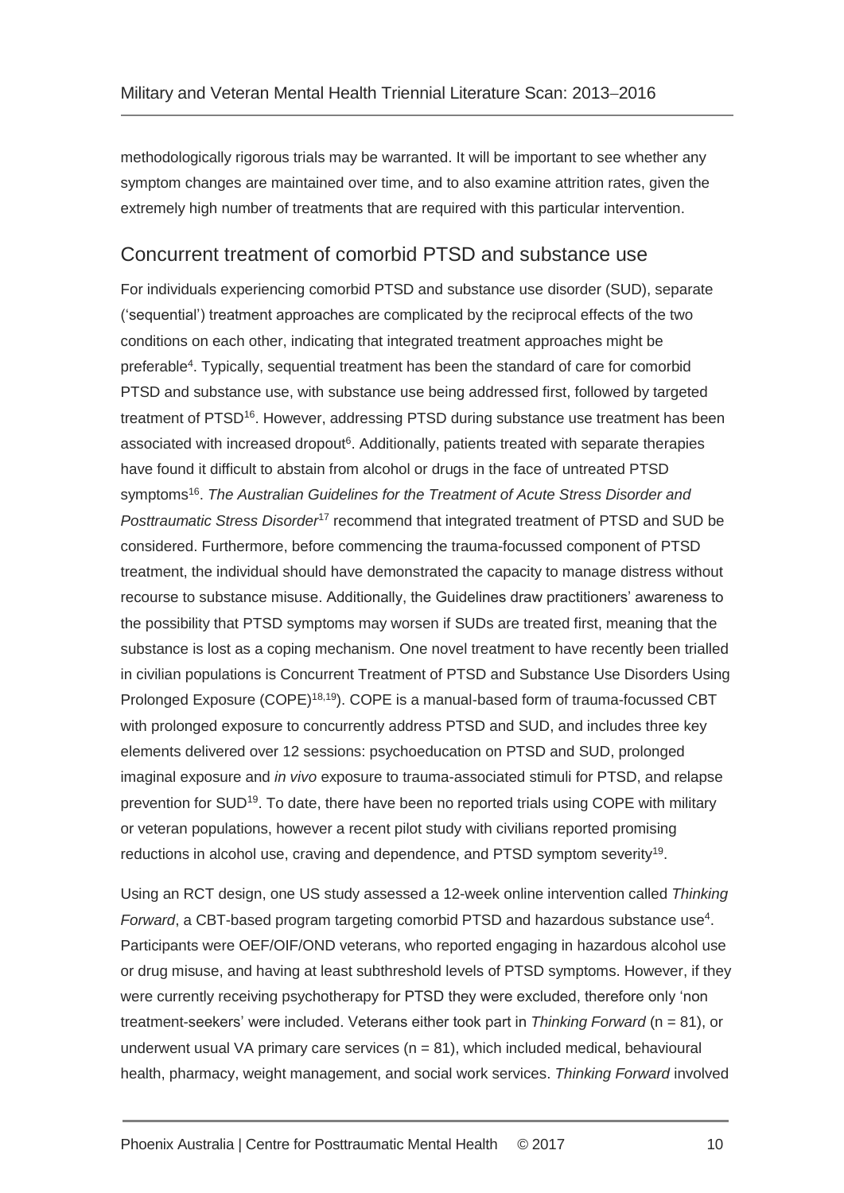methodologically rigorous trials may be warranted. It will be important to see whether any symptom changes are maintained over time, and to also examine attrition rates, given the extremely high number of treatments that are required with this particular intervention.

## Concurrent treatment of comorbid PTSD and substance use

For individuals experiencing comorbid PTSD and substance use disorder (SUD), separate ('sequential') treatment approaches are complicated by the reciprocal effects of the two conditions on each other, indicating that integrated treatment approaches might be preferable[4]. Typically, sequential treatment has been the standard of care for comorbid PTSD and substance use, with substance use being addressed first, followed by targeted treatment of PTSD[16]. However, addressing PTSD during substance use treatment has been associated with increased dropout[6]. Additionally, patients treated with separate therapies have found it difficult to abstain from alcohol or drugs in the face of untreated PTSD symptoms[16]. *The Australian Guidelines for the Treatment of Acute Stress Disorder and Posttraumatic Stress Disorder*[17] recommend that integrated treatment of PTSD and SUD be considered. Furthermore, before commencing the trauma-focussed component of PTSD treatment, the individual should have demonstrated the capacity to manage distress without recourse to substance misuse. Additionally, the Guidelines draw practitioners' awareness to the possibility that PTSD symptoms may worsen if SUDs are treated first, meaning that the substance is lost as a coping mechanism. One novel treatment to have recently been trialled in civilian populations is Concurrent Treatment of PTSD and Substance Use Disorders Using Prolonged Exposure (COPE)[18,19]). COPE is a manual-based form of trauma-focussed CBT with prolonged exposure to concurrently address PTSD and SUD, and includes three key elements delivered over 12 sessions: psychoeducation on PTSD and SUD, prolonged imaginal exposure and *in vivo* exposure to trauma-associated stimuli for PTSD, and relapse prevention for SUD[19]. To date, there have been no reported trials using COPE with military or veteran populations, however a recent pilot study with civilians reported promising reductions in alcohol use, craving and dependence, and PTSD symptom severity[19].

Using an RCT design, one US study assessed a 12-week online intervention called *Thinking Forward*, a CBT-based program targeting comorbid PTSD and hazardous substance use[4]. Participants were OEF/OIF/OND veterans, who reported engaging in hazardous alcohol use or drug misuse, and having at least subthreshold levels of PTSD symptoms. However, if they were currently receiving psychotherapy for PTSD they were excluded, therefore only 'non treatment-seekers' were included. Veterans either took part in *Thinking Forward* (n = 81), or underwent usual VA primary care services (n = 81), which included medical, behavioural health, pharmacy, weight management, and social work services. *Thinking Forward* involved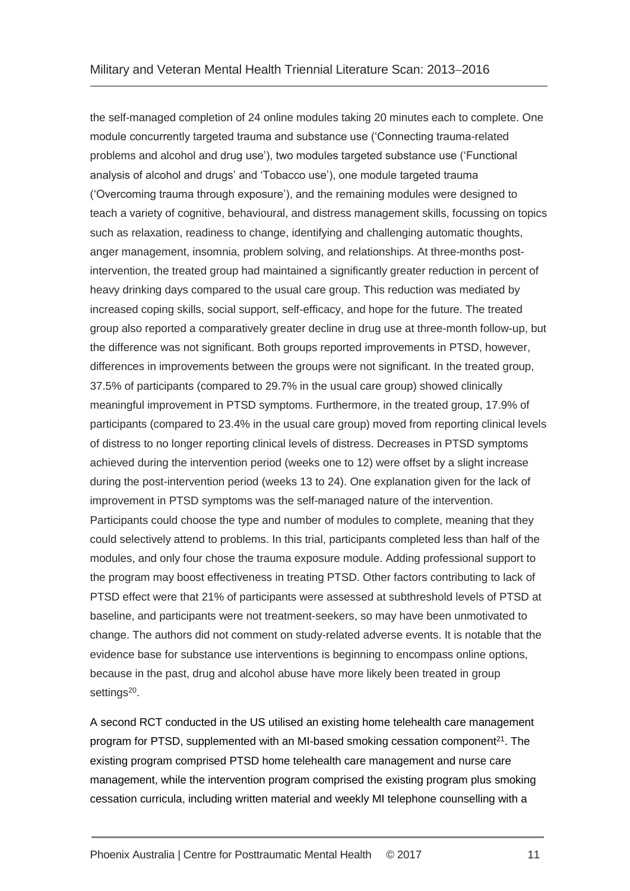the self-managed completion of 24 online modules taking 20 minutes each to complete. One module concurrently targeted trauma and substance use ('Connecting trauma-related problems and alcohol and drug use'), two modules targeted substance use ('Functional analysis of alcohol and drugs' and 'Tobacco use'), one module targeted trauma ('Overcoming trauma through exposure'), and the remaining modules were designed to teach a variety of cognitive, behavioural, and distress management skills, focussing on topics such as relaxation, readiness to change, identifying and challenging automatic thoughts, anger management, insomnia, problem solving, and relationships. At three-months post-intervention, the treated group had maintained a significantly greater reduction in percent of heavy drinking days compared to the usual care group. This reduction was mediated by increased coping skills, social support, self-efficacy, and hope for the future. The treated group also reported a comparatively greater decline in drug use at three-month follow-up, but the difference was not significant. Both groups reported improvements in PTSD, however, differences in improvements between the groups were not significant. In the treated group, 37.5% of participants (compared to 29.7% in the usual care group) showed clinically meaningful improvement in PTSD symptoms. Furthermore, in the treated group, 17.9% of participants (compared to 23.4% in the usual care group) moved from reporting clinical levels of distress to no longer reporting clinical levels of distress. Decreases in PTSD symptoms achieved during the intervention period (weeks one to 12) were offset by a slight increase during the post-intervention period (weeks 13 to 24). One explanation given for the lack of improvement in PTSD symptoms was the self-managed nature of the intervention. Participants could choose the type and number of modules to complete, meaning that they could selectively attend to problems. In this trial, participants completed less than half of the modules, and only four chose the trauma exposure module. Adding professional support to the program may boost effectiveness in treating PTSD. Other factors contributing to lack of PTSD effect were that 21% of participants were assessed at subthreshold levels of PTSD at baseline, and participants were not treatment-seekers, so may have been unmotivated to change. The authors did not comment on study-related adverse events. It is notable that the evidence base for substance use interventions is beginning to encompass online options, because in the past, drug and alcohol abuse have more likely been treated in group settings[20].

A second RCT conducted in the US utilised an existing home telehealth care management program for PTSD, supplemented with an MI-based smoking cessation component[21]. The existing program comprised PTSD home telehealth care management and nurse care management, while the intervention program comprised the existing program plus smoking cessation curricula, including written material and weekly MI telephone counselling with a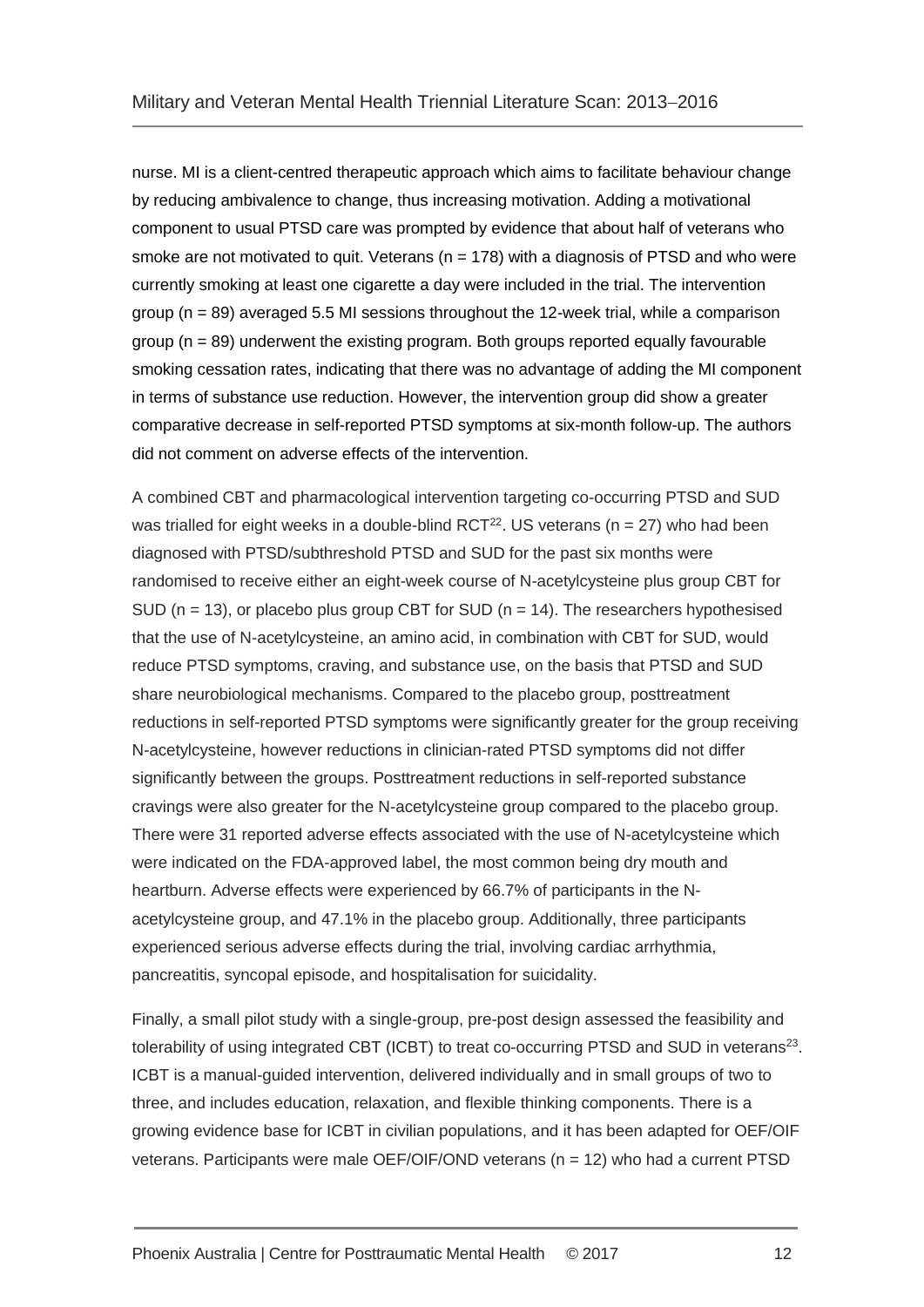nurse. MI is a client-centred therapeutic approach which aims to facilitate behaviour change by reducing ambivalence to change, thus increasing motivation. Adding a motivational component to usual PTSD care was prompted by evidence that about half of veterans who smoke are not motivated to quit. Veterans (n = 178) with a diagnosis of PTSD and who were currently smoking at least one cigarette a day were included in the trial. The intervention group (n = 89) averaged 5.5 MI sessions throughout the 12-week trial, while a comparison group (n = 89) underwent the existing program. Both groups reported equally favourable smoking cessation rates, indicating that there was no advantage of adding the MI component in terms of substance use reduction. However, the intervention group did show a greater comparative decrease in self-reported PTSD symptoms at six-month follow-up. The authors did not comment on adverse effects of the intervention.

A combined CBT and pharmacological intervention targeting co-occurring PTSD and SUD was trialled for eight weeks in a double-blind RCT[22]. US veterans (n = 27) who had been diagnosed with PTSD/subthreshold PTSD and SUD for the past six months were randomised to receive either an eight-week course of N-acetylcysteine plus group CBT for SUD (n = 13), or placebo plus group CBT for SUD (n = 14). The researchers hypothesised that the use of N-acetylcysteine, an amino acid, in combination with CBT for SUD, would reduce PTSD symptoms, craving, and substance use, on the basis that PTSD and SUD share neurobiological mechanisms. Compared to the placebo group, posttreatment reductions in self-reported PTSD symptoms were significantly greater for the group receiving N-acetylcysteine, however reductions in clinician-rated PTSD symptoms did not differ significantly between the groups. Posttreatment reductions in self-reported substance cravings were also greater for the N-acetylcysteine group compared to the placebo group. There were 31 reported adverse effects associated with the use of N-acetylcysteine which were indicated on the FDA-approved label, the most common being dry mouth and heartburn. Adverse effects were experienced by 66.7% of participants in the N-acetylcysteine group, and 47.1% in the placebo group. Additionally, three participants experienced serious adverse effects during the trial, involving cardiac arrhythmia, pancreatitis, syncopal episode, and hospitalisation for suicidality.

Finally, a small pilot study with a single-group, pre-post design assessed the feasibility and tolerability of using integrated CBT (ICBT) to treat co-occurring PTSD and SUD in veterans[23]. ICBT is a manual-guided intervention, delivered individually and in small groups of two to three, and includes education, relaxation, and flexible thinking components. There is a growing evidence base for ICBT in civilian populations, and it has been adapted for OEF/OIF veterans. Participants were male OEF/OIF/OND veterans (n = 12) who had a current PTSD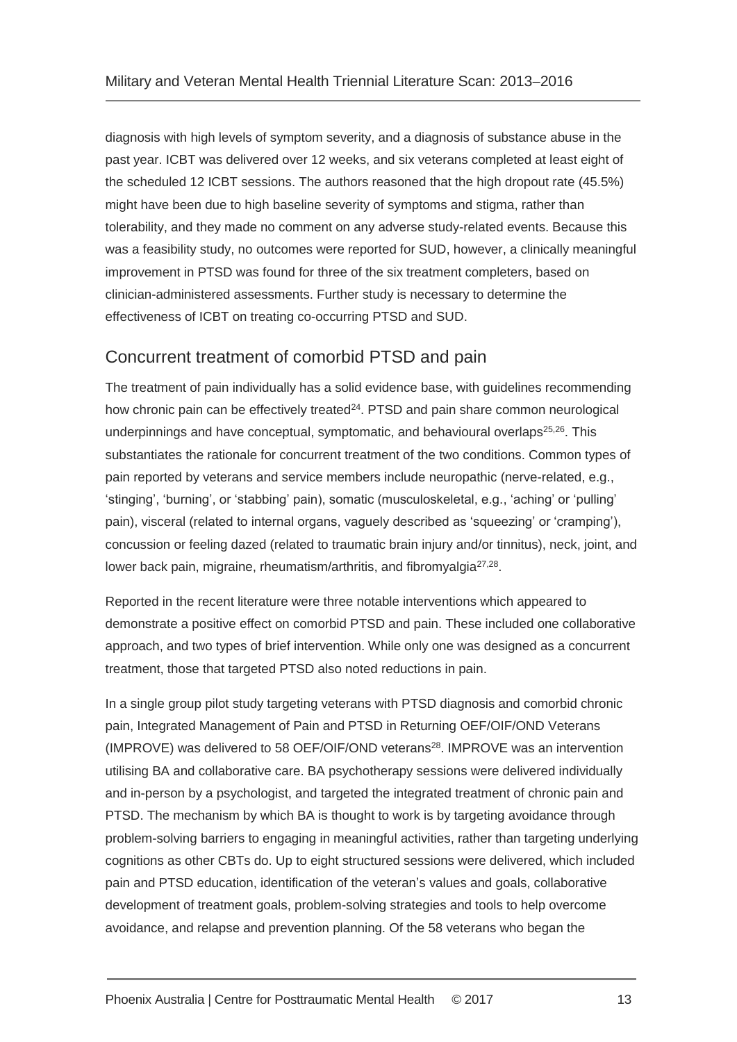diagnosis with high levels of symptom severity, and a diagnosis of substance abuse in the past year. ICBT was delivered over 12 weeks, and six veterans completed at least eight of the scheduled 12 ICBT sessions. The authors reasoned that the high dropout rate (45.5%) might have been due to high baseline severity of symptoms and stigma, rather than tolerability, and they made no comment on any adverse study-related events. Because this was a feasibility study, no outcomes were reported for SUD, however, a clinically meaningful improvement in PTSD was found for three of the six treatment completers, based on clinician-administered assessments. Further study is necessary to determine the effectiveness of ICBT on treating co-occurring PTSD and SUD.

## Concurrent treatment of comorbid PTSD and pain

The treatment of pain individually has a solid evidence base, with guidelines recommending how chronic pain can be effectively treated[24]. PTSD and pain share common neurological underpinnings and have conceptual, symptomatic, and behavioural overlaps[25,26]. This substantiates the rationale for concurrent treatment of the two conditions. Common types of pain reported by veterans and service members include neuropathic (nerve-related, e.g., 'stinging', 'burning', or 'stabbing' pain), somatic (musculoskeletal, e.g., 'aching' or 'pulling' pain), visceral (related to internal organs, vaguely described as 'squeezing' or 'cramping'), concussion or feeling dazed (related to traumatic brain injury and/or tinnitus), neck, joint, and lower back pain, migraine, rheumatism/arthritis, and fibromyalgia[27,28].

Reported in the recent literature were three notable interventions which appeared to demonstrate a positive effect on comorbid PTSD and pain. These included one collaborative approach, and two types of brief intervention. While only one was designed as a concurrent treatment, those that targeted PTSD also noted reductions in pain.

In a single group pilot study targeting veterans with PTSD diagnosis and comorbid chronic pain, Integrated Management of Pain and PTSD in Returning OEF/OIF/OND Veterans (IMPROVE) was delivered to 58 OEF/OIF/OND veterans[28]. IMPROVE was an intervention utilising BA and collaborative care. BA psychotherapy sessions were delivered individually and in-person by a psychologist, and targeted the integrated treatment of chronic pain and PTSD. The mechanism by which BA is thought to work is by targeting avoidance through problem-solving barriers to engaging in meaningful activities, rather than targeting underlying cognitions as other CBTs do. Up to eight structured sessions were delivered, which included pain and PTSD education, identification of the veteran's values and goals, collaborative development of treatment goals, problem-solving strategies and tools to help overcome avoidance, and relapse and prevention planning. Of the 58 veterans who began the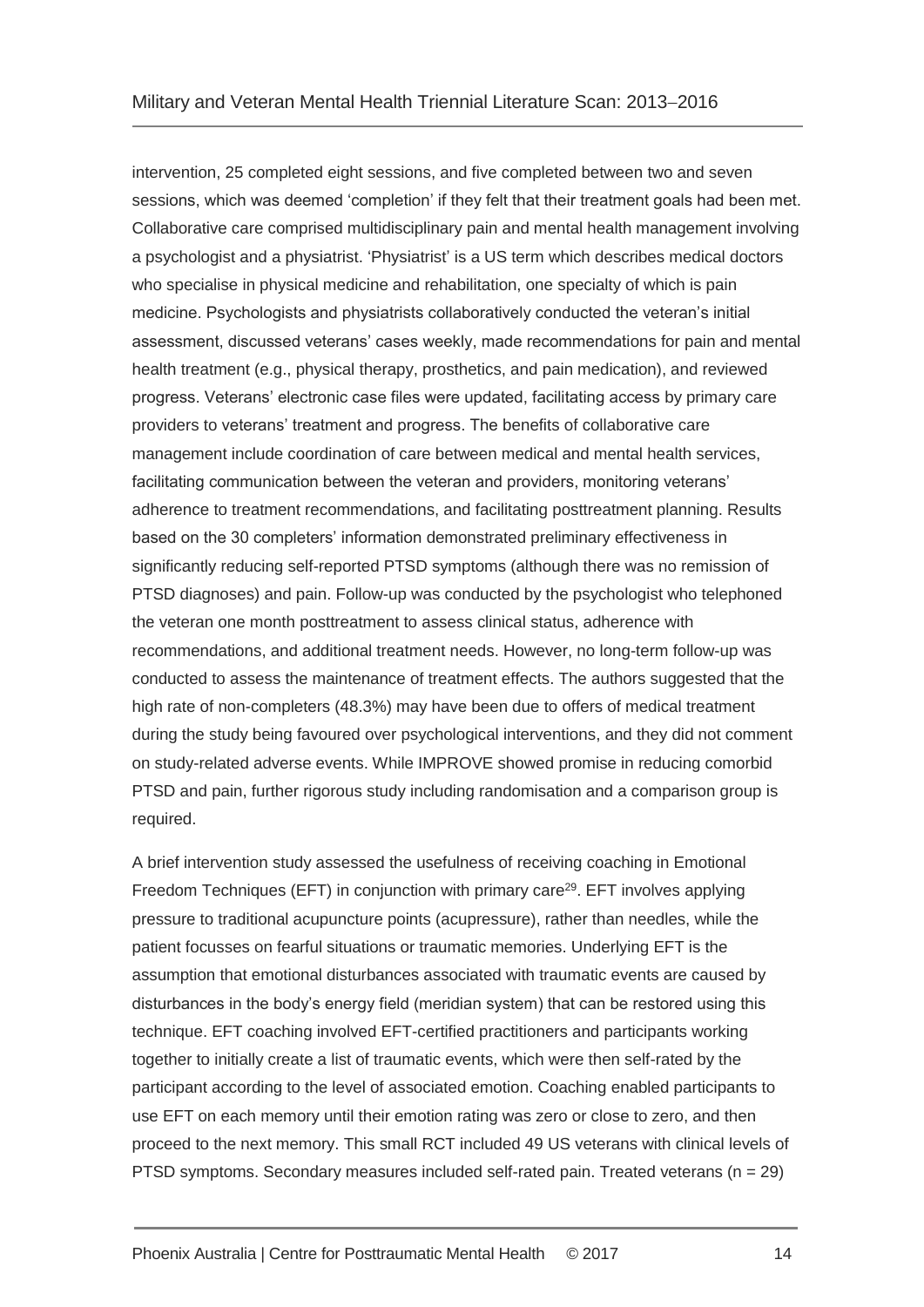intervention, 25 completed eight sessions, and five completed between two and seven sessions, which was deemed 'completion' if they felt that their treatment goals had been met. Collaborative care comprised multidisciplinary pain and mental health management involving a psychologist and a physiatrist. 'Physiatrist' is a US term which describes medical doctors who specialise in physical medicine and rehabilitation, one specialty of which is pain medicine. Psychologists and physiatrists collaboratively conducted the veteran's initial assessment, discussed veterans' cases weekly, made recommendations for pain and mental health treatment (e.g., physical therapy, prosthetics, and pain medication), and reviewed progress. Veterans' electronic case files were updated, facilitating access by primary care providers to veterans' treatment and progress. The benefits of collaborative care management include coordination of care between medical and mental health services, facilitating communication between the veteran and providers, monitoring veterans' adherence to treatment recommendations, and facilitating posttreatment planning. Results based on the 30 completers' information demonstrated preliminary effectiveness in significantly reducing self-reported PTSD symptoms (although there was no remission of PTSD diagnoses) and pain. Follow-up was conducted by the psychologist who telephoned the veteran one month posttreatment to assess clinical status, adherence with recommendations, and additional treatment needs. However, no long-term follow-up was conducted to assess the maintenance of treatment effects. The authors suggested that the high rate of non-completers (48.3%) may have been due to offers of medical treatment during the study being favoured over psychological interventions, and they did not comment on study-related adverse events. While IMPROVE showed promise in reducing comorbid PTSD and pain, further rigorous study including randomisation and a comparison group is required.

A brief intervention study assessed the usefulness of receiving coaching in Emotional Freedom Techniques (EFT) in conjunction with primary care[29]. EFT involves applying pressure to traditional acupuncture points (acupressure), rather than needles, while the patient focusses on fearful situations or traumatic memories. Underlying EFT is the assumption that emotional disturbances associated with traumatic events are caused by disturbances in the body's energy field (meridian system) that can be restored using this technique. EFT coaching involved EFT-certified practitioners and participants working together to initially create a list of traumatic events, which were then self-rated by the participant according to the level of associated emotion. Coaching enabled participants to use EFT on each memory until their emotion rating was zero or close to zero, and then proceed to the next memory. This small RCT included 49 US veterans with clinical levels of PTSD symptoms. Secondary measures included self-rated pain. Treated veterans (n = 29)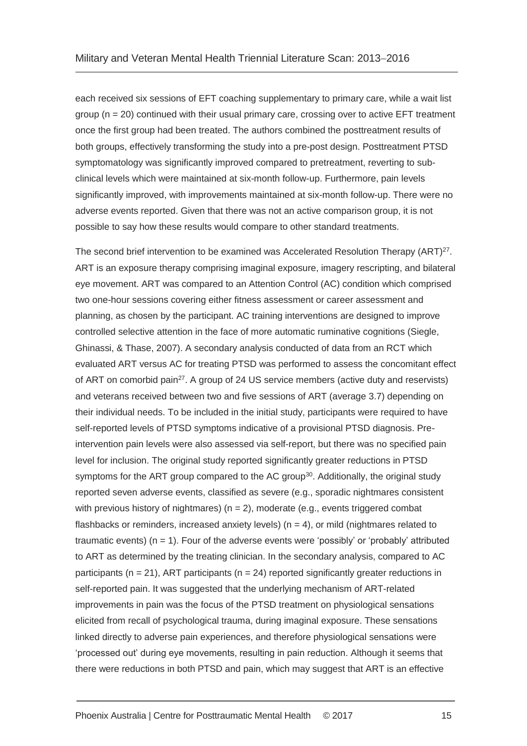each received six sessions of EFT coaching supplementary to primary care, while a wait list group (n = 20) continued with their usual primary care, crossing over to active EFT treatment once the first group had been treated. The authors combined the posttreatment results of both groups, effectively transforming the study into a pre-post design. Posttreatment PTSD symptomatology was significantly improved compared to pretreatment, reverting to sub-clinical levels which were maintained at six-month follow-up. Furthermore, pain levels significantly improved, with improvements maintained at six-month follow-up. There were no adverse events reported. Given that there was not an active comparison group, it is not possible to say how these results would compare to other standard treatments.

The second brief intervention to be examined was Accelerated Resolution Therapy (ART)[27]. ART is an exposure therapy comprising imaginal exposure, imagery rescripting, and bilateral eye movement. ART was compared to an Attention Control (AC) condition which comprised two one-hour sessions covering either fitness assessment or career assessment and planning, as chosen by the participant. AC training interventions are designed to improve controlled selective attention in the face of more automatic ruminative cognitions (Siegle, Ghinassi, & Thase, 2007). A secondary analysis conducted of data from an RCT which evaluated ART versus AC for treating PTSD was performed to assess the concomitant effect of ART on comorbid pain[27]. A group of 24 US service members (active duty and reservists) and veterans received between two and five sessions of ART (average 3.7) depending on their individual needs. To be included in the initial study, participants were required to have self-reported levels of PTSD symptoms indicative of a provisional PTSD diagnosis. Pre-intervention pain levels were also assessed via self-report, but there was no specified pain level for inclusion. The original study reported significantly greater reductions in PTSD symptoms for the ART group compared to the AC group[30]. Additionally, the original study reported seven adverse events, classified as severe (e.g., sporadic nightmares consistent with previous history of nightmares) (n = 2), moderate (e.g., events triggered combat flashbacks or reminders, increased anxiety levels) (n = 4), or mild (nightmares related to traumatic events) (n = 1). Four of the adverse events were 'possibly' or 'probably' attributed to ART as determined by the treating clinician. In the secondary analysis, compared to AC participants (n = 21), ART participants (n = 24) reported significantly greater reductions in self-reported pain. It was suggested that the underlying mechanism of ART-related improvements in pain was the focus of the PTSD treatment on physiological sensations elicited from recall of psychological trauma, during imaginal exposure. These sensations linked directly to adverse pain experiences, and therefore physiological sensations were 'processed out' during eye movements, resulting in pain reduction. Although it seems that there were reductions in both PTSD and pain, which may suggest that ART is an effective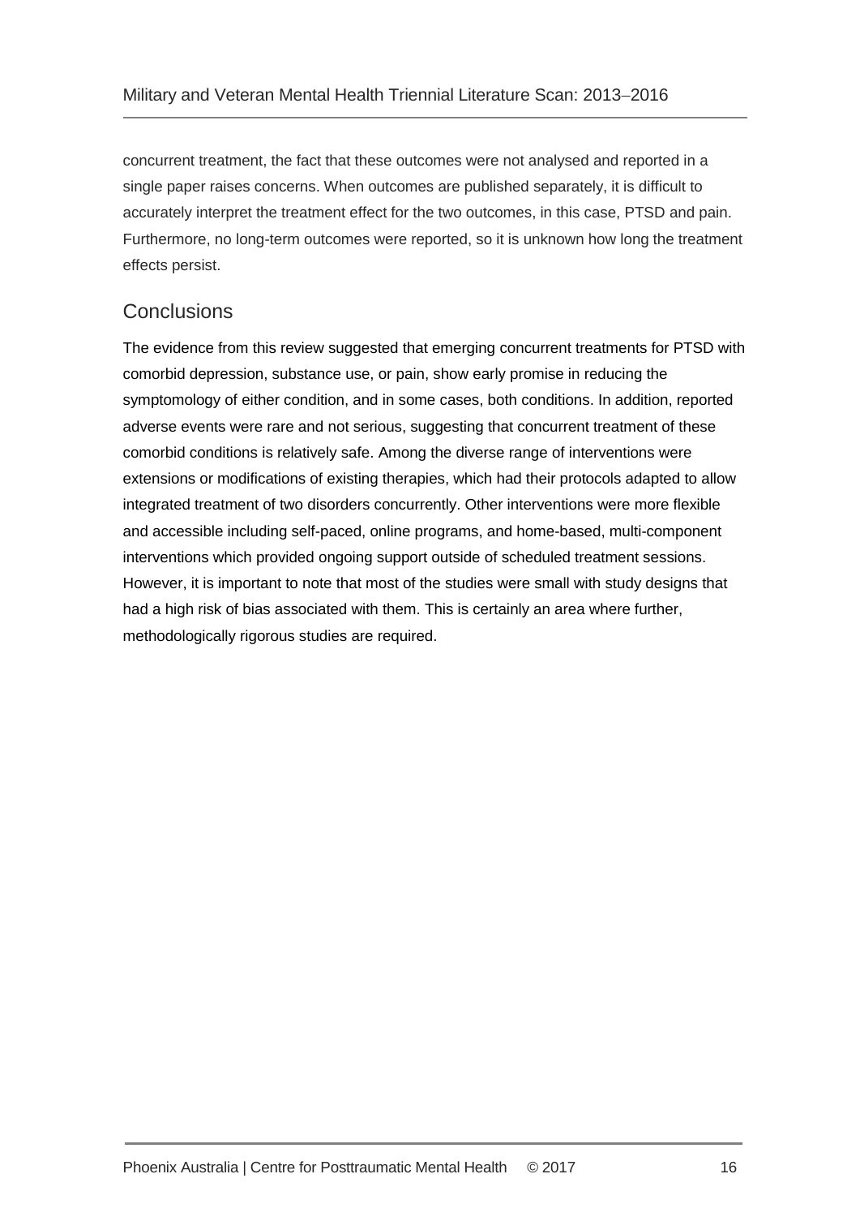concurrent treatment, the fact that these outcomes were not analysed and reported in a single paper raises concerns. When outcomes are published separately, it is difficult to accurately interpret the treatment effect for the two outcomes, in this case, PTSD and pain. Furthermore, no long-term outcomes were reported, so it is unknown how long the treatment effects persist.

## Conclusions

The evidence from this review suggested that emerging concurrent treatments for PTSD with comorbid depression, substance use, or pain, show early promise in reducing the symptomology of either condition, and in some cases, both conditions. In addition, reported adverse events were rare and not serious, suggesting that concurrent treatment of these comorbid conditions is relatively safe. Among the diverse range of interventions were extensions or modifications of existing therapies, which had their protocols adapted to allow integrated treatment of two disorders concurrently. Other interventions were more flexible and accessible including self-paced, online programs, and home-based, multi-component interventions which provided ongoing support outside of scheduled treatment sessions. However, it is important to note that most of the studies were small with study designs that had a high risk of bias associated with them. This is certainly an area where further, methodologically rigorous studies are required.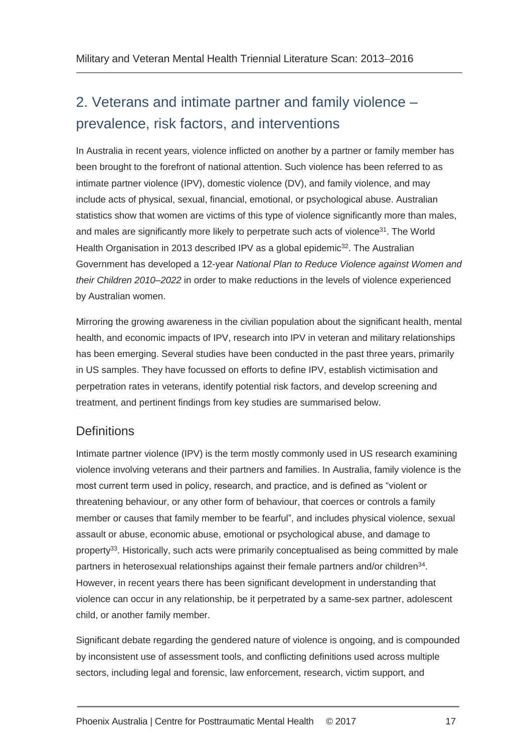## 2. Veterans and intimate partner and family violence – prevalence, risk factors, and interventions

In Australia in recent years, violence inflicted on another by a partner or family member has been brought to the forefront of national attention. Such violence has been referred to as intimate partner violence (IPV), domestic violence (DV), and family violence, and may include acts of physical, sexual, financial, emotional, or psychological abuse. Australian statistics show that women are victims of this type of violence significantly more than males, and males are significantly more likely to perpetrate such acts of violence[31]. The World Health Organisation in 2013 described IPV as a global epidemic[32]. The Australian Government has developed a 12-year *National Plan to Reduce Violence against Women and their Children 2010–2022* in order to make reductions in the levels of violence experienced by Australian women.

Mirroring the growing awareness in the civilian population about the significant health, mental health, and economic impacts of IPV, research into IPV in veteran and military relationships has been emerging. Several studies have been conducted in the past three years, primarily in US samples. They have focussed on efforts to define IPV, establish victimisation and perpetration rates in veterans, identify potential risk factors, and develop screening and treatment, and pertinent findings from key studies are summarised below.

### Definitions

Intimate partner violence (IPV) is the term mostly commonly used in US research examining violence involving veterans and their partners and families. In Australia, family violence is the most current term used in policy, research, and practice, and is defined as "violent or threatening behaviour, or any other form of behaviour, that coerces or controls a family member or causes that family member to be fearful", and includes physical violence, sexual assault or abuse, economic abuse, emotional or psychological abuse, and damage to property[33]. Historically, such acts were primarily conceptualised as being committed by male partners in heterosexual relationships against their female partners and/or children[34]. However, in recent years there has been significant development in understanding that violence can occur in any relationship, be it perpetrated by a same-sex partner, adolescent child, or another family member.

Significant debate regarding the gendered nature of violence is ongoing, and is compounded by inconsistent use of assessment tools, and conflicting definitions used across multiple sectors, including legal and forensic, law enforcement, research, victim support, and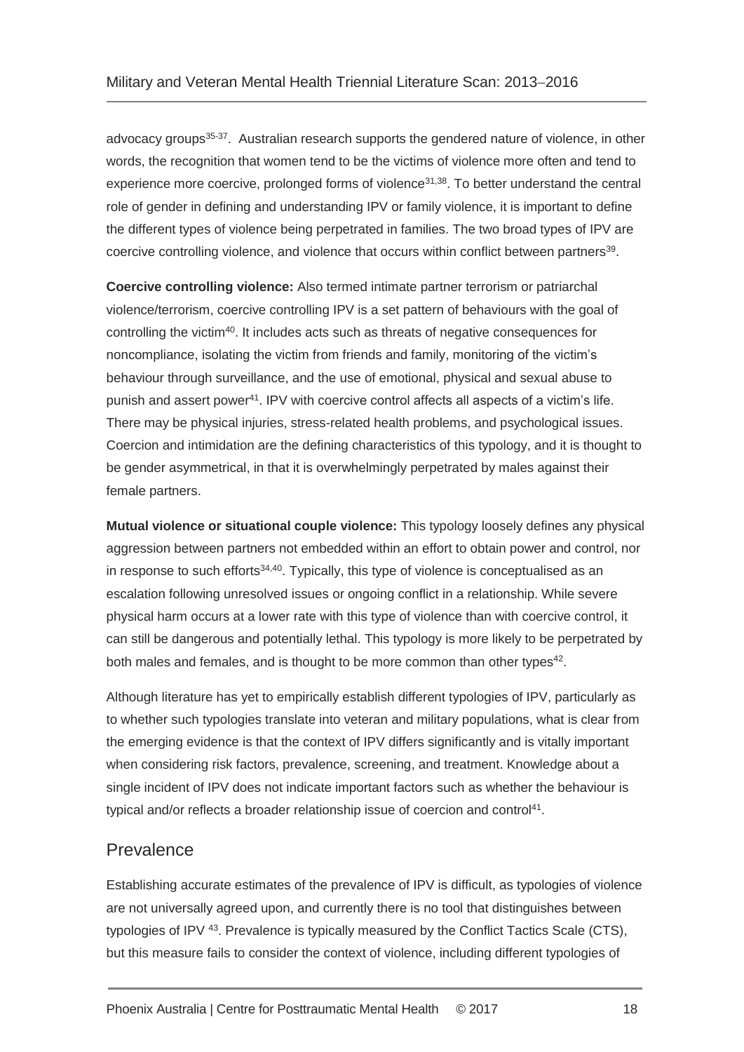advocacy groups[35-37]. Australian research supports the gendered nature of violence, in other words, the recognition that women tend to be the victims of violence more often and tend to experience more coercive, prolonged forms of violence[31,38]. To better understand the central role of gender in defining and understanding IPV or family violence, it is important to define the different types of violence being perpetrated in families. The two broad types of IPV are coercive controlling violence, and violence that occurs within conflict between partners[39].

**Coercive controlling violence:** Also termed intimate partner terrorism or patriarchal violence/terrorism, coercive controlling IPV is a set pattern of behaviours with the goal of controlling the victim[40]. It includes acts such as threats of negative consequences for noncompliance, isolating the victim from friends and family, monitoring of the victim's behaviour through surveillance, and the use of emotional, physical and sexual abuse to punish and assert power[41]. IPV with coercive control affects all aspects of a victim's life. There may be physical injuries, stress-related health problems, and psychological issues. Coercion and intimidation are the defining characteristics of this typology, and it is thought to be gender asymmetrical, in that it is overwhelmingly perpetrated by males against their female partners.

**Mutual violence or situational couple violence:** This typology loosely defines any physical aggression between partners not embedded within an effort to obtain power and control, nor in response to such efforts[34,40]. Typically, this type of violence is conceptualised as an escalation following unresolved issues or ongoing conflict in a relationship. While severe physical harm occurs at a lower rate with this type of violence than with coercive control, it can still be dangerous and potentially lethal. This typology is more likely to be perpetrated by both males and females, and is thought to be more common than other types[42].

Although literature has yet to empirically establish different typologies of IPV, particularly as to whether such typologies translate into veteran and military populations, what is clear from the emerging evidence is that the context of IPV differs significantly and is vitally important when considering risk factors, prevalence, screening, and treatment. Knowledge about a single incident of IPV does not indicate important factors such as whether the behaviour is typical and/or reflects a broader relationship issue of coercion and control[41].

## Prevalence

Establishing accurate estimates of the prevalence of IPV is difficult, as typologies of violence are not universally agreed upon, and currently there is no tool that distinguishes between typologies of IPV [43]. Prevalence is typically measured by the Conflict Tactics Scale (CTS), but this measure fails to consider the context of violence, including different typologies of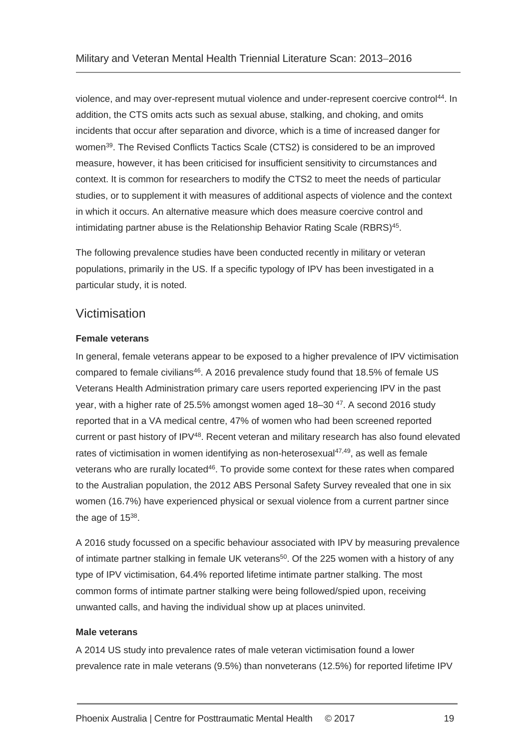violence, and may over-represent mutual violence and under-represent coercive control[44]. In addition, the CTS omits acts such as sexual abuse, stalking, and choking, and omits incidents that occur after separation and divorce, which is a time of increased danger for women[39]. The Revised Conflicts Tactics Scale (CTS2) is considered to be an improved measure, however, it has been criticised for insufficient sensitivity to circumstances and context. It is common for researchers to modify the CTS2 to meet the needs of particular studies, or to supplement it with measures of additional aspects of violence and the context in which it occurs. An alternative measure which does measure coercive control and intimidating partner abuse is the Relationship Behavior Rating Scale (RBRS)[45].

The following prevalence studies have been conducted recently in military or veteran populations, primarily in the US. If a specific typology of IPV has been investigated in a particular study, it is noted.

## Victimisation

**Female veterans**

In general, female veterans appear to be exposed to a higher prevalence of IPV victimisation compared to female civilians[46]. A 2016 prevalence study found that 18.5% of female US Veterans Health Administration primary care users reported experiencing IPV in the past year, with a higher rate of 25.5% amongst women aged 18–30 [47]. A second 2016 study reported that in a VA medical centre, 47% of women who had been screened reported current or past history of IPV[48]. Recent veteran and military research has also found elevated rates of victimisation in women identifying as non-heterosexual[47,49], as well as female veterans who are rurally located[46]. To provide some context for these rates when compared to the Australian population, the 2012 ABS Personal Safety Survey revealed that one in six women (16.7%) have experienced physical or sexual violence from a current partner since the age of 15[38].

A 2016 study focussed on a specific behaviour associated with IPV by measuring prevalence of intimate partner stalking in female UK veterans[50]. Of the 225 women with a history of any type of IPV victimisation, 64.4% reported lifetime intimate partner stalking. The most common forms of intimate partner stalking were being followed/spied upon, receiving unwanted calls, and having the individual show up at places uninvited.

**Male veterans**

A 2014 US study into prevalence rates of male veteran victimisation found a lower prevalence rate in male veterans (9.5%) than nonveterans (12.5%) for reported lifetime IPV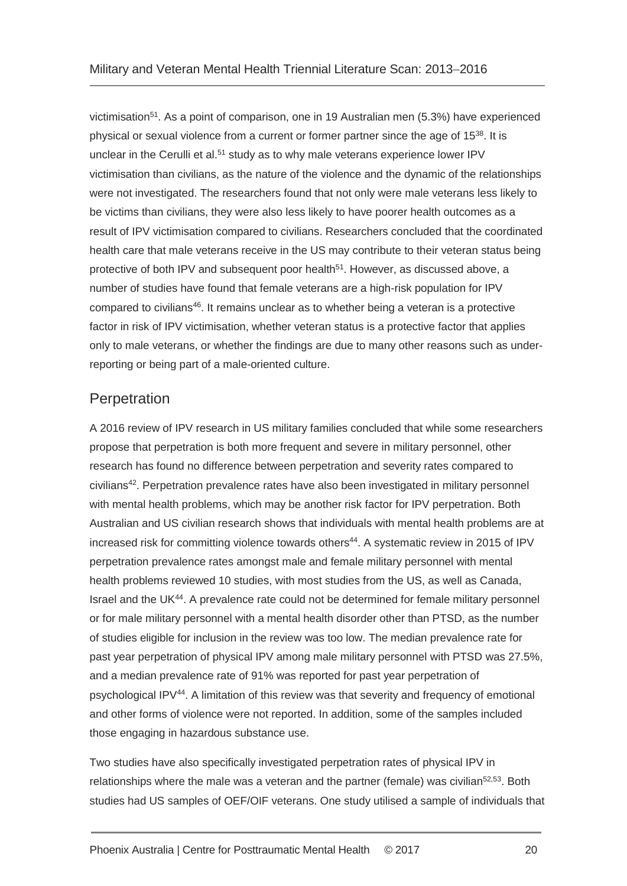victimisation[51]. As a point of comparison, one in 19 Australian men (5.3%) have experienced physical or sexual violence from a current or former partner since the age of 15[38]. It is unclear in the Cerulli et al.[51] study as to why male veterans experience lower IPV victimisation than civilians, as the nature of the violence and the dynamic of the relationships were not investigated. The researchers found that not only were male veterans less likely to be victims than civilians, they were also less likely to have poorer health outcomes as a result of IPV victimisation compared to civilians. Researchers concluded that the coordinated health care that male veterans receive in the US may contribute to their veteran status being protective of both IPV and subsequent poor health[51]. However, as discussed above, a number of studies have found that female veterans are a high-risk population for IPV compared to civilians[46]. It remains unclear as to whether being a veteran is a protective factor in risk of IPV victimisation, whether veteran status is a protective factor that applies only to male veterans, or whether the findings are due to many other reasons such as under-reporting or being part of a male-oriented culture.

## Perpetration

A 2016 review of IPV research in US military families concluded that while some researchers propose that perpetration is both more frequent and severe in military personnel, other research has found no difference between perpetration and severity rates compared to civilians[42]. Perpetration prevalence rates have also been investigated in military personnel with mental health problems, which may be another risk factor for IPV perpetration. Both Australian and US civilian research shows that individuals with mental health problems are at increased risk for committing violence towards others[44]. A systematic review in 2015 of IPV perpetration prevalence rates amongst male and female military personnel with mental health problems reviewed 10 studies, with most studies from the US, as well as Canada, Israel and the UK[44]. A prevalence rate could not be determined for female military personnel or for male military personnel with a mental health disorder other than PTSD, as the number of studies eligible for inclusion in the review was too low. The median prevalence rate for past year perpetration of physical IPV among male military personnel with PTSD was 27.5%, and a median prevalence rate of 91% was reported for past year perpetration of psychological IPV[44]. A limitation of this review was that severity and frequency of emotional and other forms of violence were not reported. In addition, some of the samples included those engaging in hazardous substance use.

Two studies have also specifically investigated perpetration rates of physical IPV in relationships where the male was a veteran and the partner (female) was civilian[52,53]. Both studies had US samples of OEF/OIF veterans. One study utilised a sample of individuals that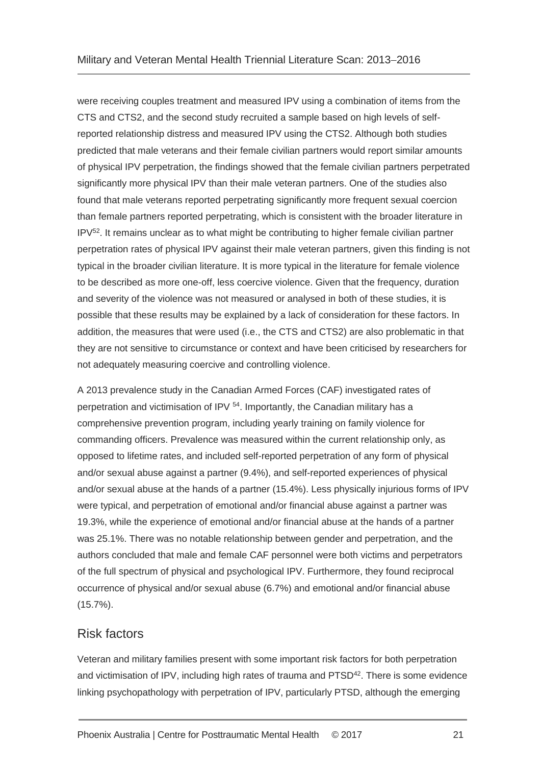were receiving couples treatment and measured IPV using a combination of items from the CTS and CTS2, and the second study recruited a sample based on high levels of self-reported relationship distress and measured IPV using the CTS2. Although both studies predicted that male veterans and their female civilian partners would report similar amounts of physical IPV perpetration, the findings showed that the female civilian partners perpetrated significantly more physical IPV than their male veteran partners. One of the studies also found that male veterans reported perpetrating significantly more frequent sexual coercion than female partners reported perpetrating, which is consistent with the broader literature in IPV[52]. It remains unclear as to what might be contributing to higher female civilian partner perpetration rates of physical IPV against their male veteran partners, given this finding is not typical in the broader civilian literature. It is more typical in the literature for female violence to be described as more one-off, less coercive violence. Given that the frequency, duration and severity of the violence was not measured or analysed in both of these studies, it is possible that these results may be explained by a lack of consideration for these factors. In addition, the measures that were used (i.e., the CTS and CTS2) are also problematic in that they are not sensitive to circumstance or context and have been criticised by researchers for not adequately measuring coercive and controlling violence.

A 2013 prevalence study in the Canadian Armed Forces (CAF) investigated rates of perpetration and victimisation of IPV [54]. Importantly, the Canadian military has a comprehensive prevention program, including yearly training on family violence for commanding officers. Prevalence was measured within the current relationship only, as opposed to lifetime rates, and included self-reported perpetration of any form of physical and/or sexual abuse against a partner (9.4%), and self-reported experiences of physical and/or sexual abuse at the hands of a partner (15.4%). Less physically injurious forms of IPV were typical, and perpetration of emotional and/or financial abuse against a partner was 19.3%, while the experience of emotional and/or financial abuse at the hands of a partner was 25.1%. There was no notable relationship between gender and perpetration, and the authors concluded that male and female CAF personnel were both victims and perpetrators of the full spectrum of physical and psychological IPV. Furthermore, they found reciprocal occurrence of physical and/or sexual abuse (6.7%) and emotional and/or financial abuse (15.7%).

## Risk factors

Veteran and military families present with some important risk factors for both perpetration and victimisation of IPV, including high rates of trauma and PTSD[42]. There is some evidence linking psychopathology with perpetration of IPV, particularly PTSD, although the emerging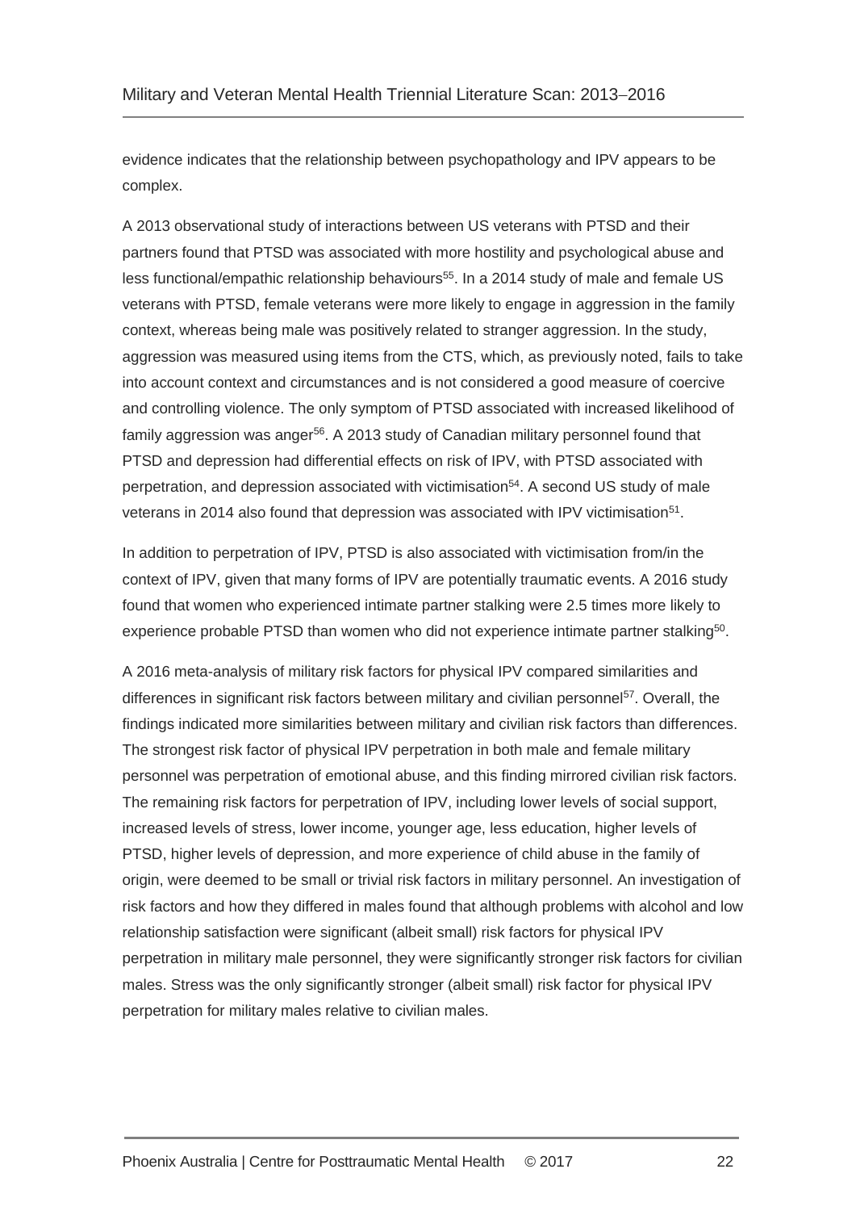evidence indicates that the relationship between psychopathology and IPV appears to be complex.

A 2013 observational study of interactions between US veterans with PTSD and their partners found that PTSD was associated with more hostility and psychological abuse and less functional/empathic relationship behaviours[55]. In a 2014 study of male and female US veterans with PTSD, female veterans were more likely to engage in aggression in the family context, whereas being male was positively related to stranger aggression. In the study, aggression was measured using items from the CTS, which, as previously noted, fails to take into account context and circumstances and is not considered a good measure of coercive and controlling violence. The only symptom of PTSD associated with increased likelihood of family aggression was anger[56]. A 2013 study of Canadian military personnel found that PTSD and depression had differential effects on risk of IPV, with PTSD associated with perpetration, and depression associated with victimisation[54]. A second US study of male veterans in 2014 also found that depression was associated with IPV victimisation[51].

In addition to perpetration of IPV, PTSD is also associated with victimisation from/in the context of IPV, given that many forms of IPV are potentially traumatic events. A 2016 study found that women who experienced intimate partner stalking were 2.5 times more likely to experience probable PTSD than women who did not experience intimate partner stalking[50].

A 2016 meta-analysis of military risk factors for physical IPV compared similarities and differences in significant risk factors between military and civilian personnel[57]. Overall, the findings indicated more similarities between military and civilian risk factors than differences. The strongest risk factor of physical IPV perpetration in both male and female military personnel was perpetration of emotional abuse, and this finding mirrored civilian risk factors. The remaining risk factors for perpetration of IPV, including lower levels of social support, increased levels of stress, lower income, younger age, less education, higher levels of PTSD, higher levels of depression, and more experience of child abuse in the family of origin, were deemed to be small or trivial risk factors in military personnel. An investigation of risk factors and how they differed in males found that although problems with alcohol and low relationship satisfaction were significant (albeit small) risk factors for physical IPV perpetration in military male personnel, they were significantly stronger risk factors for civilian males. Stress was the only significantly stronger (albeit small) risk factor for physical IPV perpetration for military males relative to civilian males.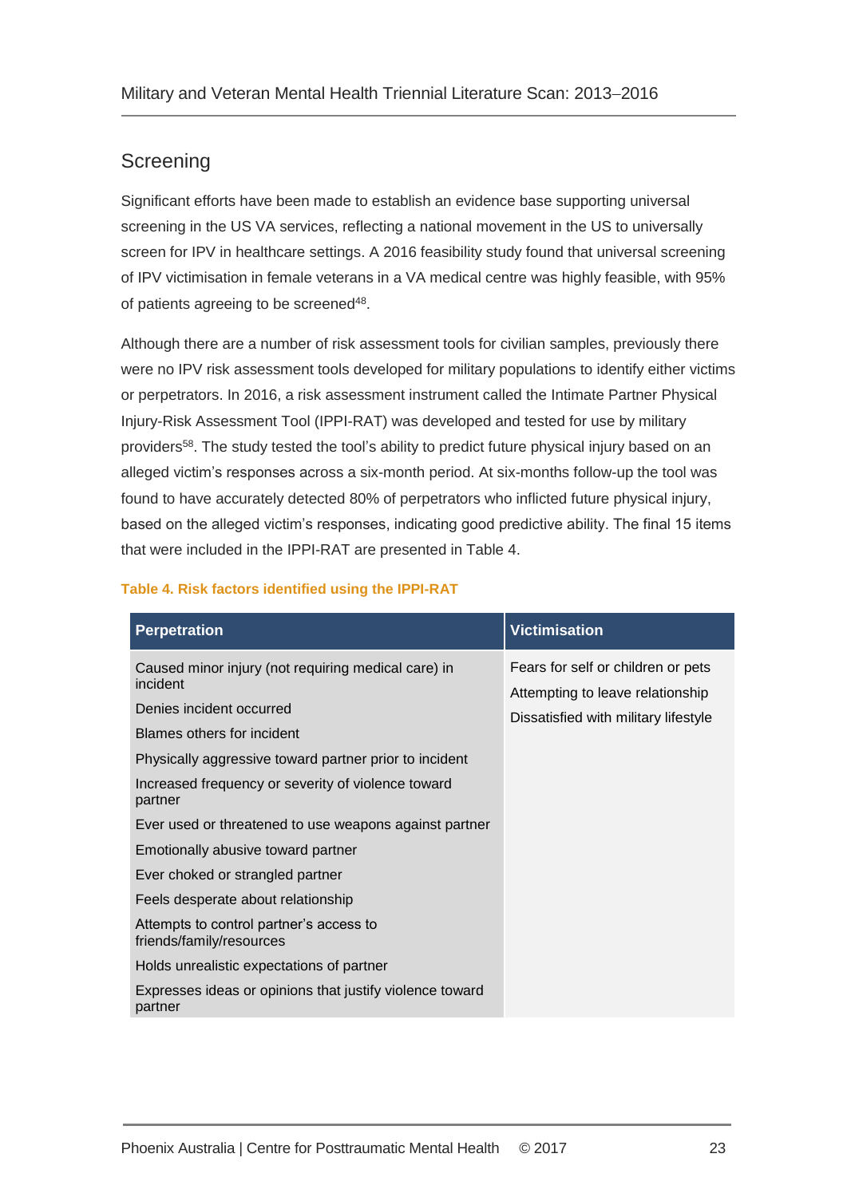## Screening

Significant efforts have been made to establish an evidence base supporting universal screening in the US VA services, reflecting a national movement in the US to universally screen for IPV in healthcare settings. A 2016 feasibility study found that universal screening of IPV victimisation in female veterans in a VA medical centre was highly feasible, with 95% of patients agreeing to be screened[48].

Although there are a number of risk assessment tools for civilian samples, previously there were no IPV risk assessment tools developed for military populations to identify either victims or perpetrators. In 2016, a risk assessment instrument called the Intimate Partner Physical Injury-Risk Assessment Tool (IPPI-RAT) was developed and tested for use by military providers[58]. The study tested the tool's ability to predict future physical injury based on an alleged victim's responses across a six-month period. At six-months follow-up the tool was found to have accurately detected 80% of perpetrators who inflicted future physical injury, based on the alleged victim's responses, indicating good predictive ability. The final 15 items that were included in the IPPI-RAT are presented in Table 4.

**Table 4. Risk factors identified using the IPPI-RAT**

| Perpetration | Victimisation |
|---|---|
| Caused minor injury (not requiring medical care) in incident | Fears for self or children or pets |
| Denies incident occurred | Attempting to leave relationship |
| Blames others for incident | Dissatisfied with military lifestyle |
| Physically aggressive toward partner prior to incident | |
| Increased frequency or severity of violence toward partner | |
| Ever used or threatened to use weapons against partner | |
| Emotionally abusive toward partner | |
| Ever choked or strangled partner | |
| Feels desperate about relationship | |
| Attempts to control partner's access to friends/family/resources | |
| Holds unrealistic expectations of partner | |
| Expresses ideas or opinions that justify violence toward partner | |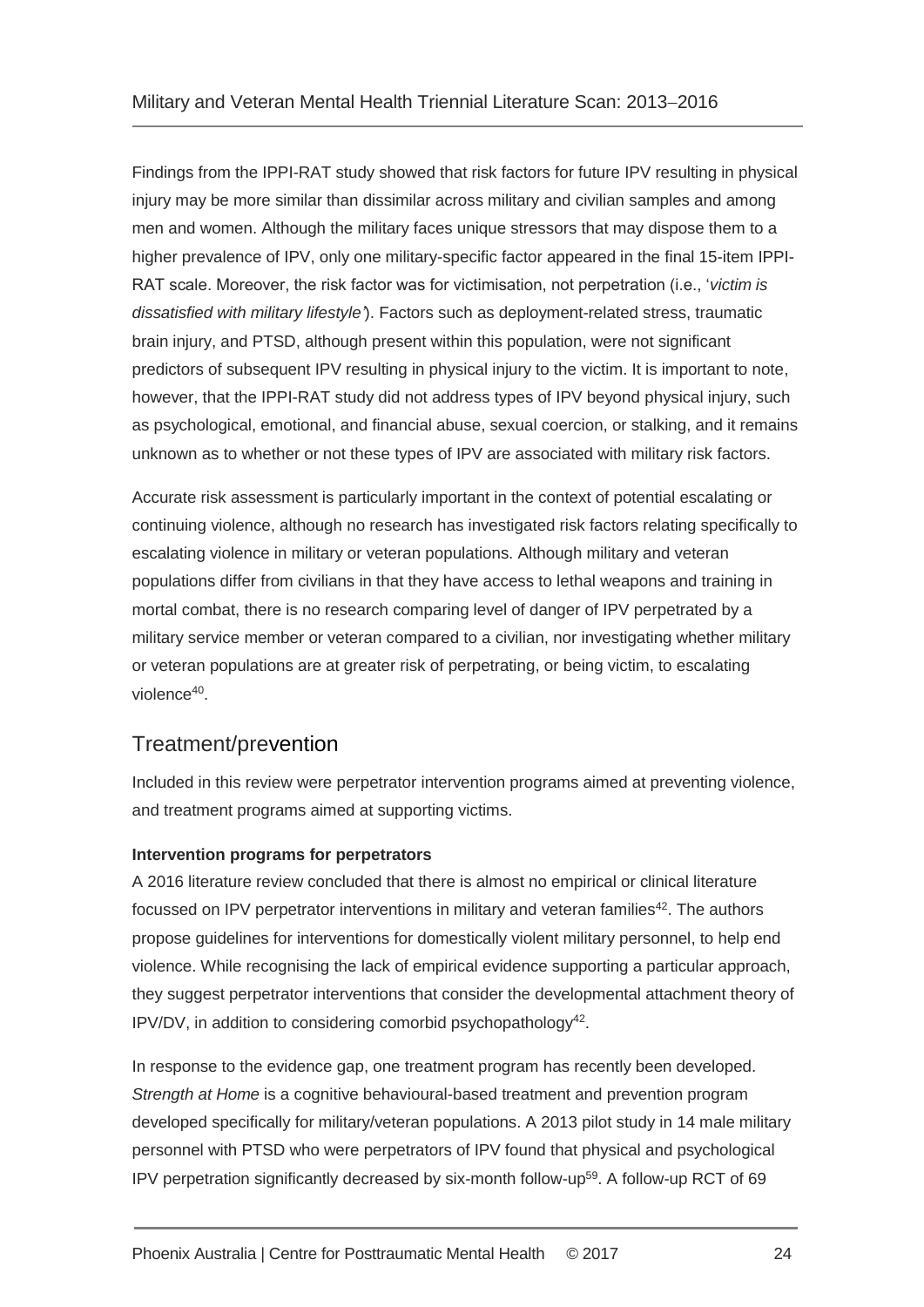Findings from the IPPI-RAT study showed that risk factors for future IPV resulting in physical injury may be more similar than dissimilar across military and civilian samples and among men and women. Although the military faces unique stressors that may dispose them to a higher prevalence of IPV, only one military-specific factor appeared in the final 15-item IPPI-RAT scale. Moreover, the risk factor was for victimisation, not perpetration (i.e., '*victim is dissatisfied with military lifestyle*'). Factors such as deployment-related stress, traumatic brain injury, and PTSD, although present within this population, were not significant predictors of subsequent IPV resulting in physical injury to the victim. It is important to note, however, that the IPPI-RAT study did not address types of IPV beyond physical injury, such as psychological, emotional, and financial abuse, sexual coercion, or stalking, and it remains unknown as to whether or not these types of IPV are associated with military risk factors.

Accurate risk assessment is particularly important in the context of potential escalating or continuing violence, although no research has investigated risk factors relating specifically to escalating violence in military or veteran populations. Although military and veteran populations differ from civilians in that they have access to lethal weapons and training in mortal combat, there is no research comparing level of danger of IPV perpetrated by a military service member or veteran compared to a civilian, nor investigating whether military or veteran populations are at greater risk of perpetrating, or being victim, to escalating violence[40].

## Treatment/prevention

Included in this review were perpetrator intervention programs aimed at preventing violence, and treatment programs aimed at supporting victims.

**Intervention programs for perpetrators**

A 2016 literature review concluded that there is almost no empirical or clinical literature focussed on IPV perpetrator interventions in military and veteran families[42]. The authors propose guidelines for interventions for domestically violent military personnel, to help end violence. While recognising the lack of empirical evidence supporting a particular approach, they suggest perpetrator interventions that consider the developmental attachment theory of IPV/DV, in addition to considering comorbid psychopathology[42].

In response to the evidence gap, one treatment program has recently been developed. *Strength at Home* is a cognitive behavioural-based treatment and prevention program developed specifically for military/veteran populations. A 2013 pilot study in 14 male military personnel with PTSD who were perpetrators of IPV found that physical and psychological IPV perpetration significantly decreased by six-month follow-up[59]. A follow-up RCT of 69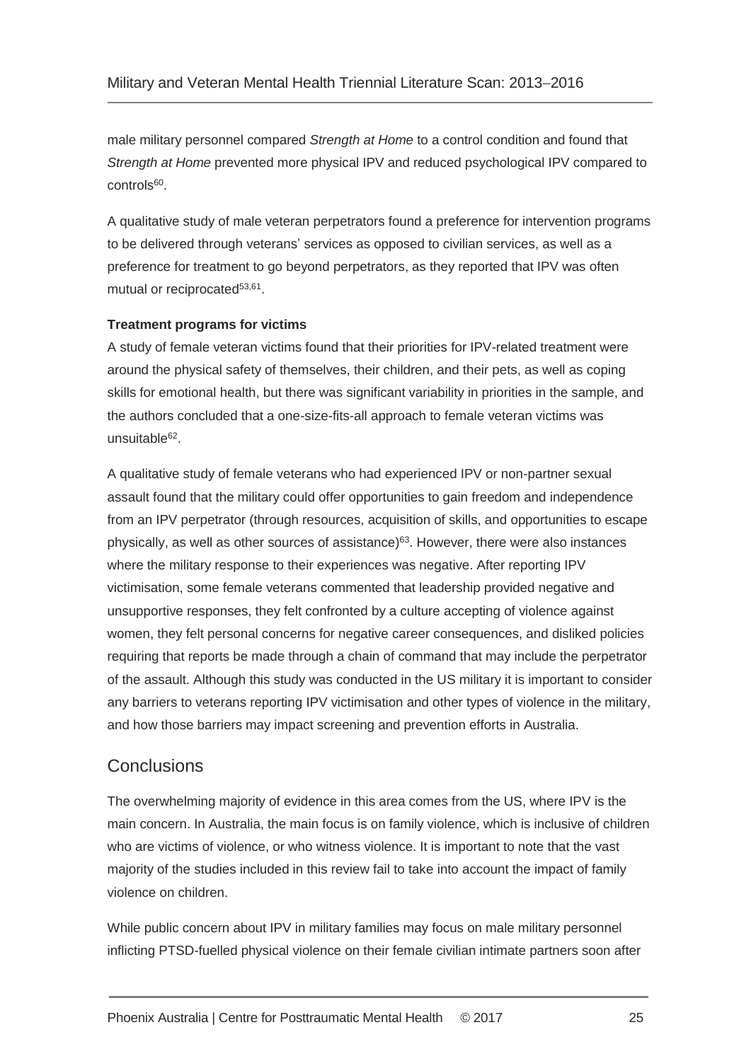male military personnel compared *Strength at Home* to a control condition and found that *Strength at Home* prevented more physical IPV and reduced psychological IPV compared to controls[60].

A qualitative study of male veteran perpetrators found a preference for intervention programs to be delivered through veterans' services as opposed to civilian services, as well as a preference for treatment to go beyond perpetrators, as they reported that IPV was often mutual or reciprocated[53,61].

**Treatment programs for victims**

A study of female veteran victims found that their priorities for IPV-related treatment were around the physical safety of themselves, their children, and their pets, as well as coping skills for emotional health, but there was significant variability in priorities in the sample, and the authors concluded that a one-size-fits-all approach to female veteran victims was unsuitable[62].

A qualitative study of female veterans who had experienced IPV or non-partner sexual assault found that the military could offer opportunities to gain freedom and independence from an IPV perpetrator (through resources, acquisition of skills, and opportunities to escape physically, as well as other sources of assistance)[63]. However, there were also instances where the military response to their experiences was negative. After reporting IPV victimisation, some female veterans commented that leadership provided negative and unsupportive responses, they felt confronted by a culture accepting of violence against women, they felt personal concerns for negative career consequences, and disliked policies requiring that reports be made through a chain of command that may include the perpetrator of the assault. Although this study was conducted in the US military it is important to consider any barriers to veterans reporting IPV victimisation and other types of violence in the military, and how those barriers may impact screening and prevention efforts in Australia.

## Conclusions

The overwhelming majority of evidence in this area comes from the US, where IPV is the main concern. In Australia, the main focus is on family violence, which is inclusive of children who are victims of violence, or who witness violence. It is important to note that the vast majority of the studies included in this review fail to take into account the impact of family violence on children.

While public concern about IPV in military families may focus on male military personnel inflicting PTSD-fuelled physical violence on their female civilian intimate partners soon after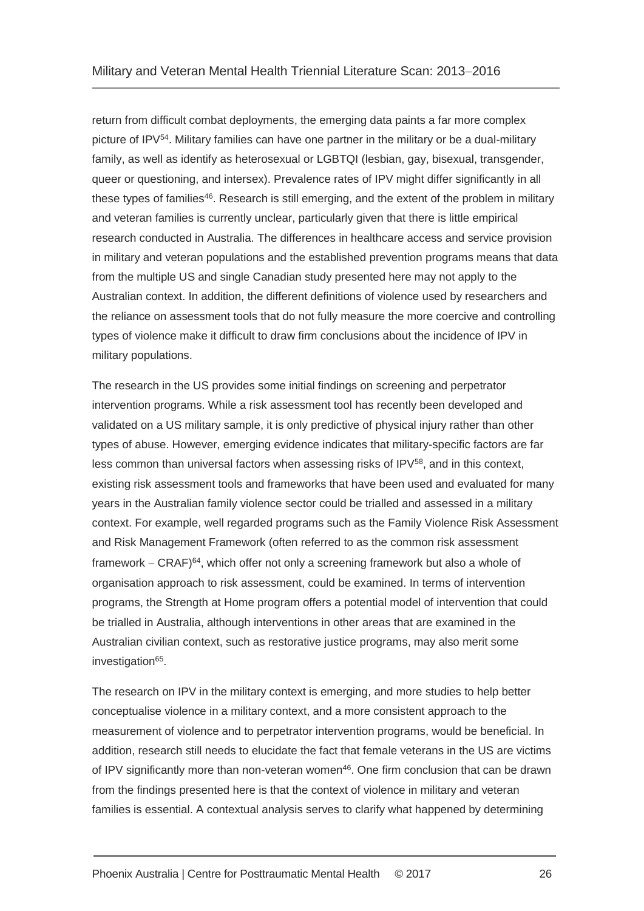return from difficult combat deployments, the emerging data paints a far more complex picture of IPV[54]. Military families can have one partner in the military or be a dual-military family, as well as identify as heterosexual or LGBTQI (lesbian, gay, bisexual, transgender, queer or questioning, and intersex). Prevalence rates of IPV might differ significantly in all these types of families[46]. Research is still emerging, and the extent of the problem in military and veteran families is currently unclear, particularly given that there is little empirical research conducted in Australia. The differences in healthcare access and service provision in military and veteran populations and the established prevention programs means that data from the multiple US and single Canadian study presented here may not apply to the Australian context. In addition, the different definitions of violence used by researchers and the reliance on assessment tools that do not fully measure the more coercive and controlling types of violence make it difficult to draw firm conclusions about the incidence of IPV in military populations.

The research in the US provides some initial findings on screening and perpetrator intervention programs. While a risk assessment tool has recently been developed and validated on a US military sample, it is only predictive of physical injury rather than other types of abuse. However, emerging evidence indicates that military-specific factors are far less common than universal factors when assessing risks of IPV[58], and in this context, existing risk assessment tools and frameworks that have been used and evaluated for many years in the Australian family violence sector could be trialled and assessed in a military context. For example, well regarded programs such as the Family Violence Risk Assessment and Risk Management Framework (often referred to as the common risk assessment framework – CRAF)[64], which offer not only a screening framework but also a whole of organisation approach to risk assessment, could be examined. In terms of intervention programs, the Strength at Home program offers a potential model of intervention that could be trialled in Australia, although interventions in other areas that are examined in the Australian civilian context, such as restorative justice programs, may also merit some investigation[65].

The research on IPV in the military context is emerging, and more studies to help better conceptualise violence in a military context, and a more consistent approach to the measurement of violence and to perpetrator intervention programs, would be beneficial. In addition, research still needs to elucidate the fact that female veterans in the US are victims of IPV significantly more than non-veteran women[46]. One firm conclusion that can be drawn from the findings presented here is that the context of violence in military and veteran families is essential. A contextual analysis serves to clarify what happened by determining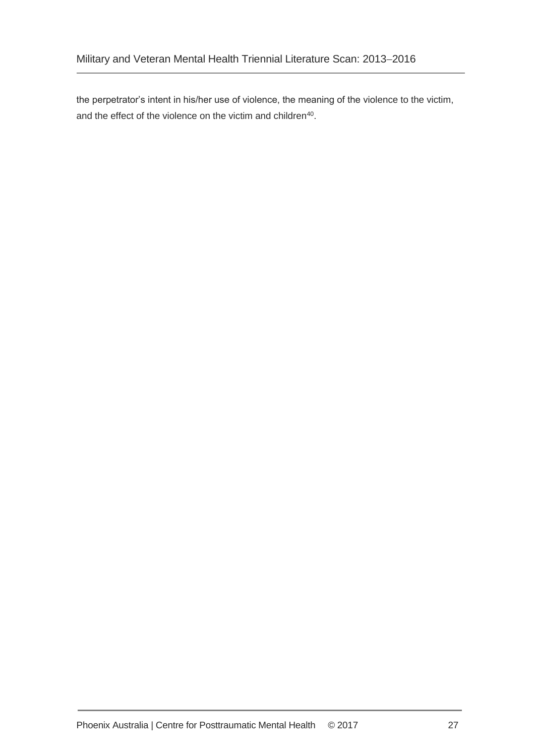the perpetrator's intent in his/her use of violence, the meaning of the violence to the victim, and the effect of the violence on the victim and children[40].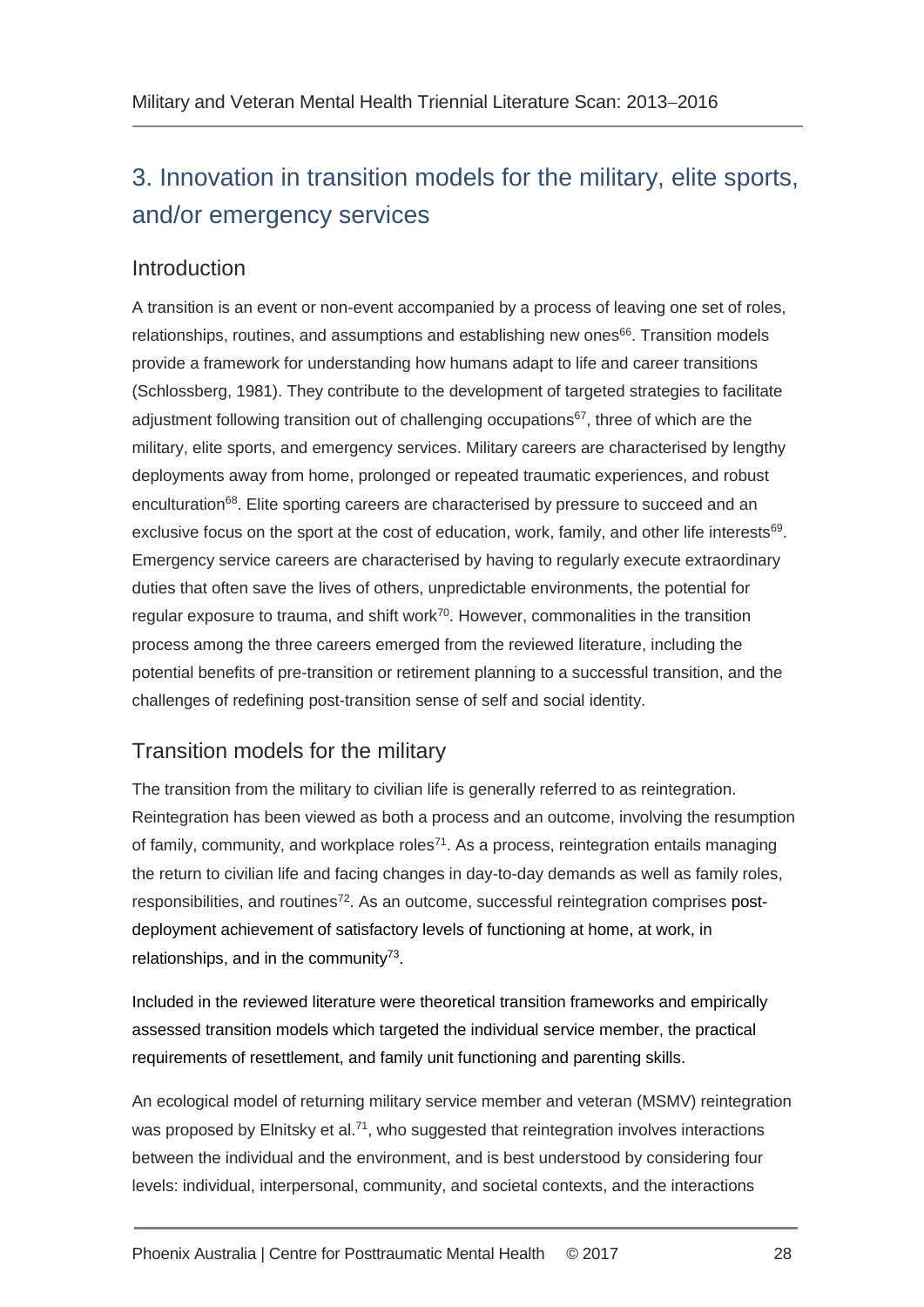# 3. Innovation in transition models for the military, elite sports, and/or emergency services

## Introduction

A transition is an event or non-event accompanied by a process of leaving one set of roles, relationships, routines, and assumptions and establishing new ones[66]. Transition models provide a framework for understanding how humans adapt to life and career transitions (Schlossberg, 1981). They contribute to the development of targeted strategies to facilitate adjustment following transition out of challenging occupations[67], three of which are the military, elite sports, and emergency services. Military careers are characterised by lengthy deployments away from home, prolonged or repeated traumatic experiences, and robust enculturation[68]. Elite sporting careers are characterised by pressure to succeed and an exclusive focus on the sport at the cost of education, work, family, and other life interests[69]. Emergency service careers are characterised by having to regularly execute extraordinary duties that often save the lives of others, unpredictable environments, the potential for regular exposure to trauma, and shift work[70]. However, commonalities in the transition process among the three careers emerged from the reviewed literature, including the potential benefits of pre-transition or retirement planning to a successful transition, and the challenges of redefining post-transition sense of self and social identity.

## Transition models for the military

The transition from the military to civilian life is generally referred to as reintegration. Reintegration has been viewed as both a process and an outcome, involving the resumption of family, community, and workplace roles[71]. As a process, reintegration entails managing the return to civilian life and facing changes in day-to-day demands as well as family roles, responsibilities, and routines[72]. As an outcome, successful reintegration comprises post-deployment achievement of satisfactory levels of functioning at home, at work, in relationships, and in the community[73].

Included in the reviewed literature were theoretical transition frameworks and empirically assessed transition models which targeted the individual service member, the practical requirements of resettlement, and family unit functioning and parenting skills.

An ecological model of returning military service member and veteran (MSMV) reintegration was proposed by Elnitsky et al.[71], who suggested that reintegration involves interactions between the individual and the environment, and is best understood by considering four levels: individual, interpersonal, community, and societal contexts, and the interactions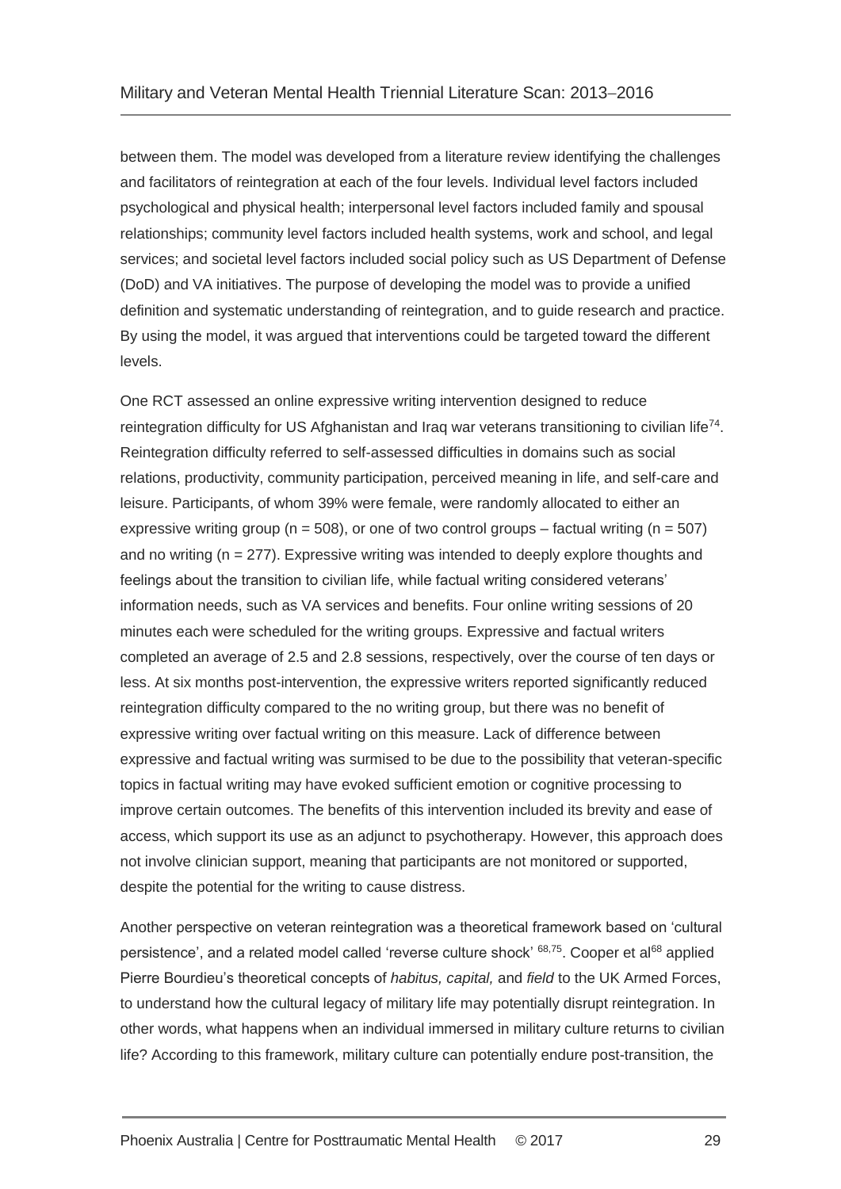between them. The model was developed from a literature review identifying the challenges and facilitators of reintegration at each of the four levels. Individual level factors included psychological and physical health; interpersonal level factors included family and spousal relationships; community level factors included health systems, work and school, and legal services; and societal level factors included social policy such as US Department of Defense (DoD) and VA initiatives. The purpose of developing the model was to provide a unified definition and systematic understanding of reintegration, and to guide research and practice. By using the model, it was argued that interventions could be targeted toward the different levels.

One RCT assessed an online expressive writing intervention designed to reduce reintegration difficulty for US Afghanistan and Iraq war veterans transitioning to civilian life[74]. Reintegration difficulty referred to self-assessed difficulties in domains such as social relations, productivity, community participation, perceived meaning in life, and self-care and leisure. Participants, of whom 39% were female, were randomly allocated to either an expressive writing group (n = 508), or one of two control groups – factual writing (n = 507) and no writing (n = 277). Expressive writing was intended to deeply explore thoughts and feelings about the transition to civilian life, while factual writing considered veterans' information needs, such as VA services and benefits. Four online writing sessions of 20 minutes each were scheduled for the writing groups. Expressive and factual writers completed an average of 2.5 and 2.8 sessions, respectively, over the course of ten days or less. At six months post-intervention, the expressive writers reported significantly reduced reintegration difficulty compared to the no writing group, but there was no benefit of expressive writing over factual writing on this measure. Lack of difference between expressive and factual writing was surmised to be due to the possibility that veteran-specific topics in factual writing may have evoked sufficient emotion or cognitive processing to improve certain outcomes. The benefits of this intervention included its brevity and ease of access, which support its use as an adjunct to psychotherapy. However, this approach does not involve clinician support, meaning that participants are not monitored or supported, despite the potential for the writing to cause distress.

Another perspective on veteran reintegration was a theoretical framework based on 'cultural persistence', and a related model called 'reverse culture shock' [68,75]. Cooper et al[68] applied Pierre Bourdieu's theoretical concepts of *habitus, capital,* and *field* to the UK Armed Forces, to understand how the cultural legacy of military life may potentially disrupt reintegration. In other words, what happens when an individual immersed in military culture returns to civilian life? According to this framework, military culture can potentially endure post-transition, the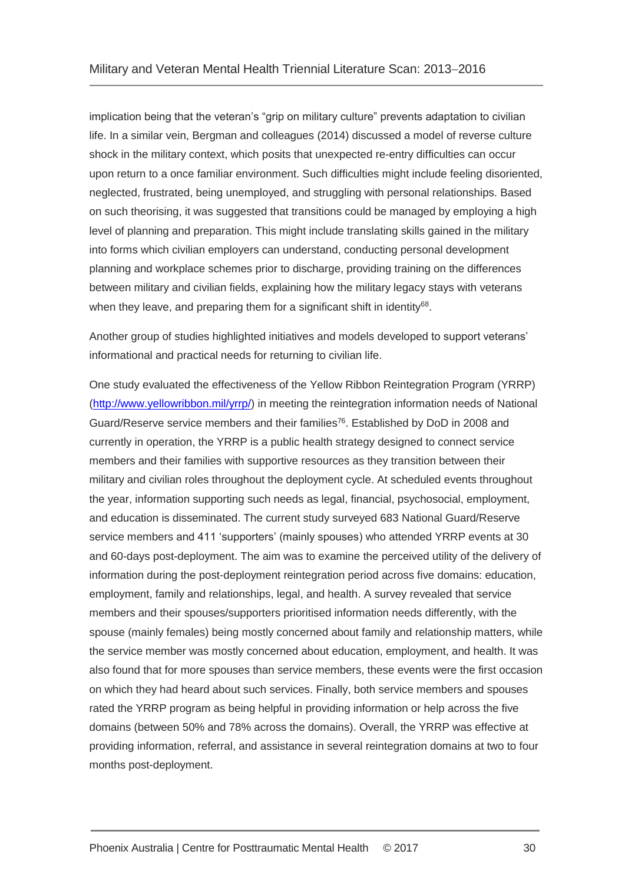implication being that the veteran's "grip on military culture" prevents adaptation to civilian life. In a similar vein, Bergman and colleagues (2014) discussed a model of reverse culture shock in the military context, which posits that unexpected re-entry difficulties can occur upon return to a once familiar environment. Such difficulties might include feeling disoriented, neglected, frustrated, being unemployed, and struggling with personal relationships. Based on such theorising, it was suggested that transitions could be managed by employing a high level of planning and preparation. This might include translating skills gained in the military into forms which civilian employers can understand, conducting personal development planning and workplace schemes prior to discharge, providing training on the differences between military and civilian fields, explaining how the military legacy stays with veterans when they leave, and preparing them for a significant shift in identity[68].

Another group of studies highlighted initiatives and models developed to support veterans' informational and practical needs for returning to civilian life.

One study evaluated the effectiveness of the Yellow Ribbon Reintegration Program (YRRP) (http://www.yellowribbon.mil/yrrp/) in meeting the reintegration information needs of National Guard/Reserve service members and their families[76]. Established by DoD in 2008 and currently in operation, the YRRP is a public health strategy designed to connect service members and their families with supportive resources as they transition between their military and civilian roles throughout the deployment cycle. At scheduled events throughout the year, information supporting such needs as legal, financial, psychosocial, employment, and education is disseminated. The current study surveyed 683 National Guard/Reserve service members and 411 'supporters' (mainly spouses) who attended YRRP events at 30 and 60-days post-deployment. The aim was to examine the perceived utility of the delivery of information during the post-deployment reintegration period across five domains: education, employment, family and relationships, legal, and health. A survey revealed that service members and their spouses/supporters prioritised information needs differently, with the spouse (mainly females) being mostly concerned about family and relationship matters, while the service member was mostly concerned about education, employment, and health. It was also found that for more spouses than service members, these events were the first occasion on which they had heard about such services. Finally, both service members and spouses rated the YRRP program as being helpful in providing information or help across the five domains (between 50% and 78% across the domains). Overall, the YRRP was effective at providing information, referral, and assistance in several reintegration domains at two to four months post-deployment.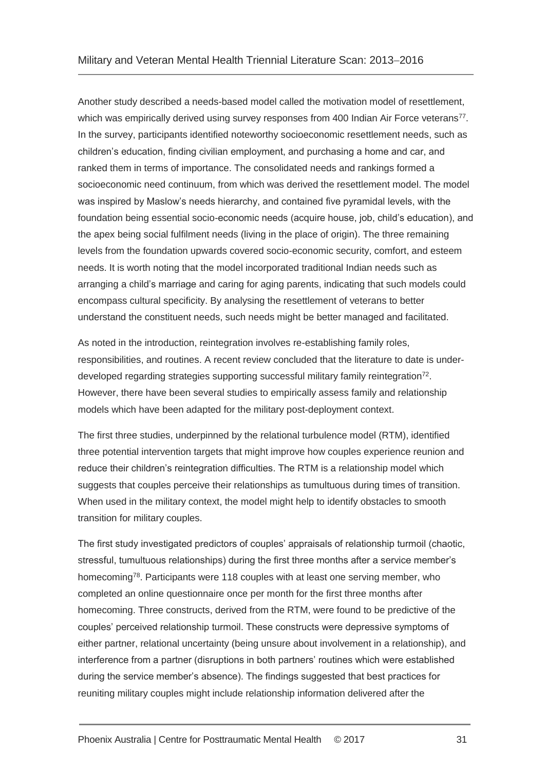Another study described a needs-based model called the motivation model of resettlement, which was empirically derived using survey responses from 400 Indian Air Force veterans[77]. In the survey, participants identified noteworthy socioeconomic resettlement needs, such as children's education, finding civilian employment, and purchasing a home and car, and ranked them in terms of importance. The consolidated needs and rankings formed a socioeconomic need continuum, from which was derived the resettlement model. The model was inspired by Maslow's needs hierarchy, and contained five pyramidal levels, with the foundation being essential socio-economic needs (acquire house, job, child's education), and the apex being social fulfilment needs (living in the place of origin). The three remaining levels from the foundation upwards covered socio-economic security, comfort, and esteem needs. It is worth noting that the model incorporated traditional Indian needs such as arranging a child's marriage and caring for aging parents, indicating that such models could encompass cultural specificity. By analysing the resettlement of veterans to better understand the constituent needs, such needs might be better managed and facilitated.

As noted in the introduction, reintegration involves re-establishing family roles, responsibilities, and routines. A recent review concluded that the literature to date is under-developed regarding strategies supporting successful military family reintegration[72]. However, there have been several studies to empirically assess family and relationship models which have been adapted for the military post-deployment context.

The first three studies, underpinned by the relational turbulence model (RTM), identified three potential intervention targets that might improve how couples experience reunion and reduce their children's reintegration difficulties. The RTM is a relationship model which suggests that couples perceive their relationships as tumultuous during times of transition. When used in the military context, the model might help to identify obstacles to smooth transition for military couples.

The first study investigated predictors of couples' appraisals of relationship turmoil (chaotic, stressful, tumultuous relationships) during the first three months after a service member's homecoming[78]. Participants were 118 couples with at least one serving member, who completed an online questionnaire once per month for the first three months after homecoming. Three constructs, derived from the RTM, were found to be predictive of the couples' perceived relationship turmoil. These constructs were depressive symptoms of either partner, relational uncertainty (being unsure about involvement in a relationship), and interference from a partner (disruptions in both partners' routines which were established during the service member's absence). The findings suggested that best practices for reuniting military couples might include relationship information delivered after the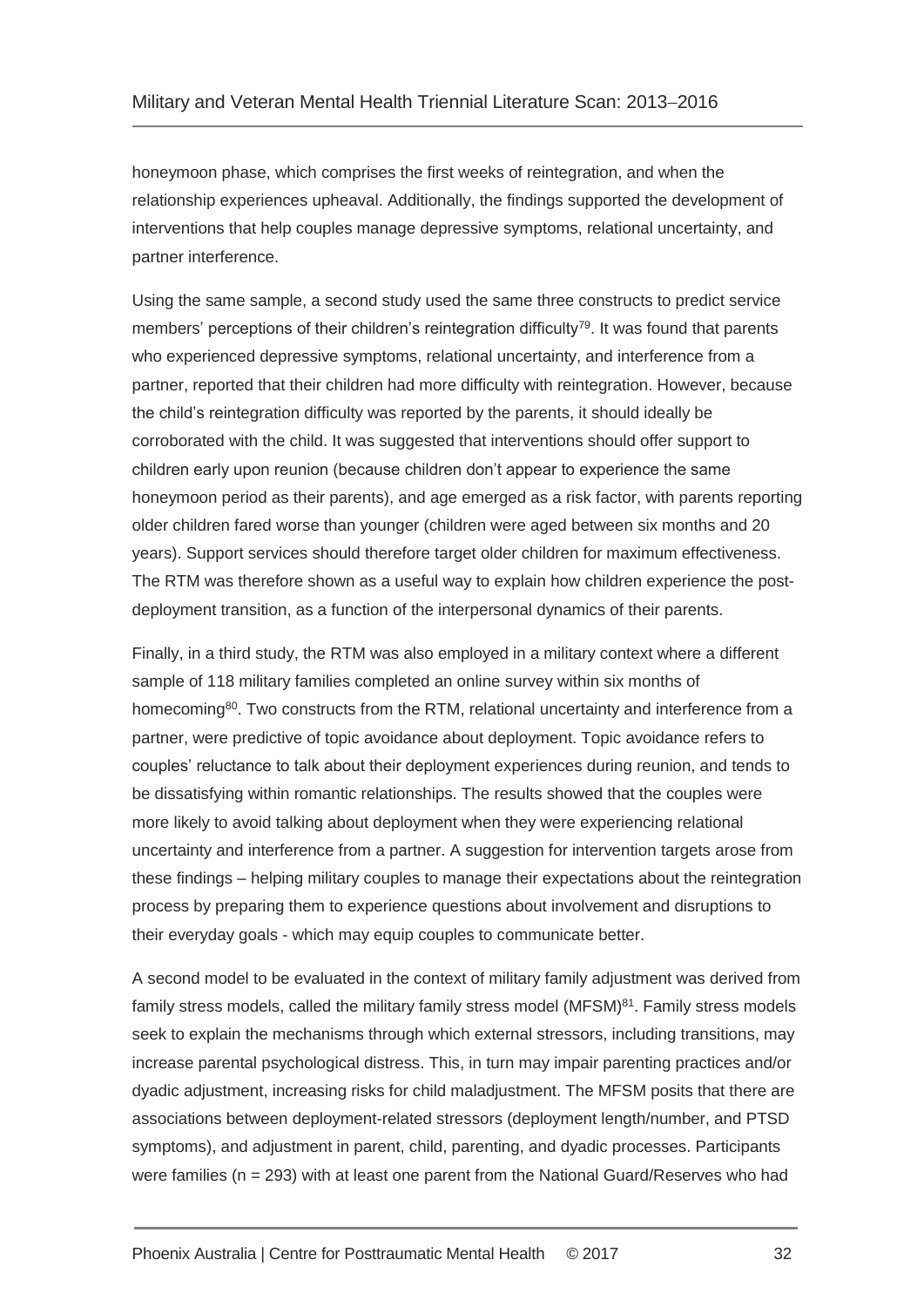honeymoon phase, which comprises the first weeks of reintegration, and when the relationship experiences upheaval. Additionally, the findings supported the development of interventions that help couples manage depressive symptoms, relational uncertainty, and partner interference.

Using the same sample, a second study used the same three constructs to predict service members' perceptions of their children's reintegration difficulty[79]. It was found that parents who experienced depressive symptoms, relational uncertainty, and interference from a partner, reported that their children had more difficulty with reintegration. However, because the child's reintegration difficulty was reported by the parents, it should ideally be corroborated with the child. It was suggested that interventions should offer support to children early upon reunion (because children don't appear to experience the same honeymoon period as their parents), and age emerged as a risk factor, with parents reporting older children fared worse than younger (children were aged between six months and 20 years). Support services should therefore target older children for maximum effectiveness. The RTM was therefore shown as a useful way to explain how children experience the post-deployment transition, as a function of the interpersonal dynamics of their parents.

Finally, in a third study, the RTM was also employed in a military context where a different sample of 118 military families completed an online survey within six months of homecoming[80]. Two constructs from the RTM, relational uncertainty and interference from a partner, were predictive of topic avoidance about deployment. Topic avoidance refers to couples' reluctance to talk about their deployment experiences during reunion, and tends to be dissatisfying within romantic relationships. The results showed that the couples were more likely to avoid talking about deployment when they were experiencing relational uncertainty and interference from a partner. A suggestion for intervention targets arose from these findings – helping military couples to manage their expectations about the reintegration process by preparing them to experience questions about involvement and disruptions to their everyday goals - which may equip couples to communicate better.

A second model to be evaluated in the context of military family adjustment was derived from family stress models, called the military family stress model (MFSM)[81]. Family stress models seek to explain the mechanisms through which external stressors, including transitions, may increase parental psychological distress. This, in turn may impair parenting practices and/or dyadic adjustment, increasing risks for child maladjustment. The MFSM posits that there are associations between deployment-related stressors (deployment length/number, and PTSD symptoms), and adjustment in parent, child, parenting, and dyadic processes. Participants were families (n = 293) with at least one parent from the National Guard/Reserves who had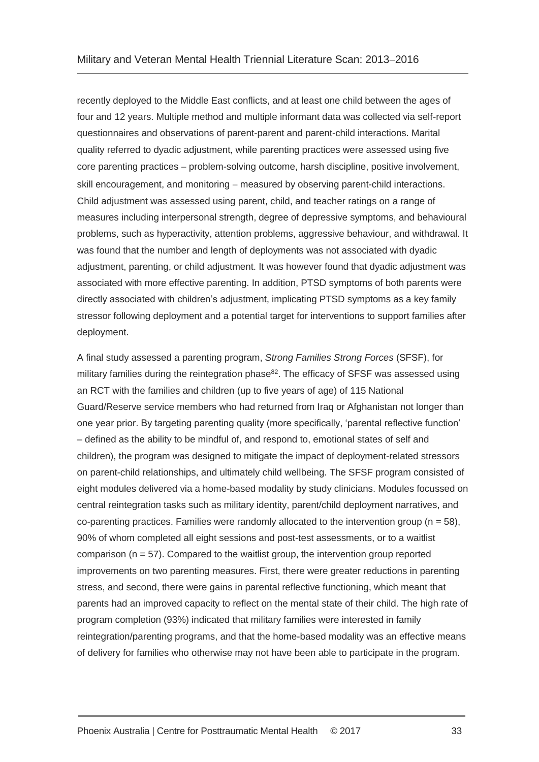recently deployed to the Middle East conflicts, and at least one child between the ages of four and 12 years. Multiple method and multiple informant data was collected via self-report questionnaires and observations of parent-parent and parent-child interactions. Marital quality referred to dyadic adjustment, while parenting practices were assessed using five core parenting practices – problem-solving outcome, harsh discipline, positive involvement, skill encouragement, and monitoring – measured by observing parent-child interactions. Child adjustment was assessed using parent, child, and teacher ratings on a range of measures including interpersonal strength, degree of depressive symptoms, and behavioural problems, such as hyperactivity, attention problems, aggressive behaviour, and withdrawal. It was found that the number and length of deployments was not associated with dyadic adjustment, parenting, or child adjustment. It was however found that dyadic adjustment was associated with more effective parenting. In addition, PTSD symptoms of both parents were directly associated with children's adjustment, implicating PTSD symptoms as a key family stressor following deployment and a potential target for interventions to support families after deployment.

A final study assessed a parenting program, *Strong Families Strong Forces* (SFSF), for military families during the reintegration phase[82]. The efficacy of SFSF was assessed using an RCT with the families and children (up to five years of age) of 115 National Guard/Reserve service members who had returned from Iraq or Afghanistan not longer than one year prior. By targeting parenting quality (more specifically, 'parental reflective function' – defined as the ability to be mindful of, and respond to, emotional states of self and children), the program was designed to mitigate the impact of deployment-related stressors on parent-child relationships, and ultimately child wellbeing. The SFSF program consisted of eight modules delivered via a home-based modality by study clinicians. Modules focussed on central reintegration tasks such as military identity, parent/child deployment narratives, and co-parenting practices. Families were randomly allocated to the intervention group (n = 58), 90% of whom completed all eight sessions and post-test assessments, or to a waitlist comparison (n = 57). Compared to the waitlist group, the intervention group reported improvements on two parenting measures. First, there were greater reductions in parenting stress, and second, there were gains in parental reflective functioning, which meant that parents had an improved capacity to reflect on the mental state of their child. The high rate of program completion (93%) indicated that military families were interested in family reintegration/parenting programs, and that the home-based modality was an effective means of delivery for families who otherwise may not have been able to participate in the program.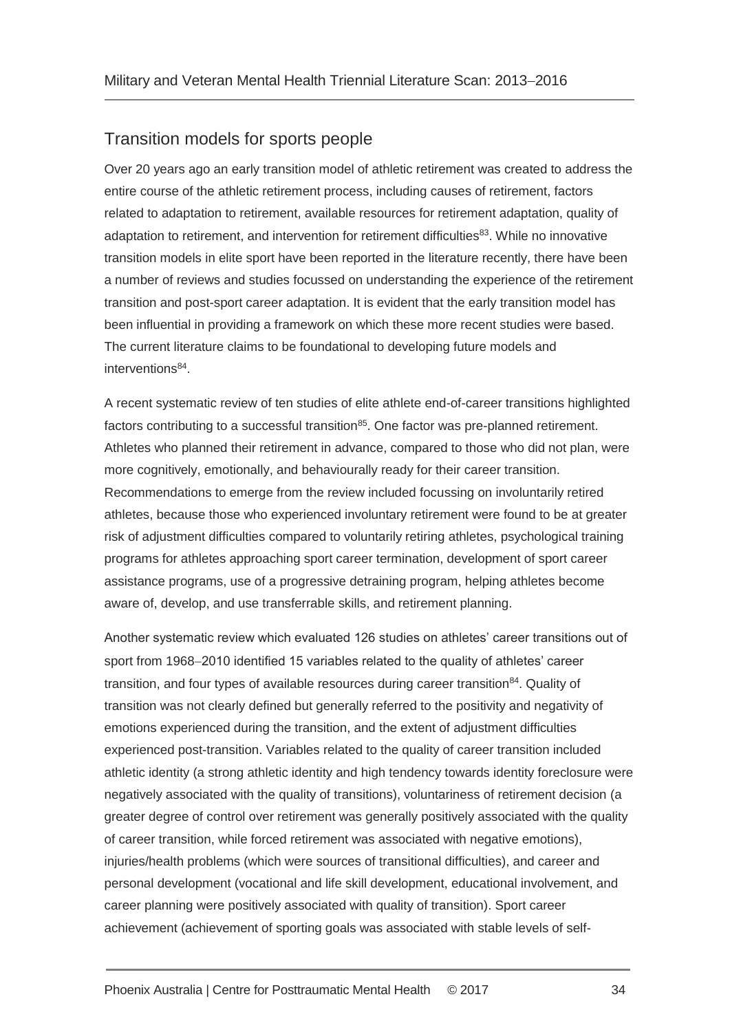## Transition models for sports people

Over 20 years ago an early transition model of athletic retirement was created to address the entire course of the athletic retirement process, including causes of retirement, factors related to adaptation to retirement, available resources for retirement adaptation, quality of adaptation to retirement, and intervention for retirement difficulties[83]. While no innovative transition models in elite sport have been reported in the literature recently, there have been a number of reviews and studies focussed on understanding the experience of the retirement transition and post-sport career adaptation. It is evident that the early transition model has been influential in providing a framework on which these more recent studies were based. The current literature claims to be foundational to developing future models and interventions[84].

A recent systematic review of ten studies of elite athlete end-of-career transitions highlighted factors contributing to a successful transition[85]. One factor was pre-planned retirement. Athletes who planned their retirement in advance, compared to those who did not plan, were more cognitively, emotionally, and behaviourally ready for their career transition. Recommendations to emerge from the review included focussing on involuntarily retired athletes, because those who experienced involuntary retirement were found to be at greater risk of adjustment difficulties compared to voluntarily retiring athletes, psychological training programs for athletes approaching sport career termination, development of sport career assistance programs, use of a progressive detraining program, helping athletes become aware of, develop, and use transferrable skills, and retirement planning.

Another systematic review which evaluated 126 studies on athletes' career transitions out of sport from 1968–2010 identified 15 variables related to the quality of athletes' career transition, and four types of available resources during career transition[84]. Quality of transition was not clearly defined but generally referred to the positivity and negativity of emotions experienced during the transition, and the extent of adjustment difficulties experienced post-transition. Variables related to the quality of career transition included athletic identity (a strong athletic identity and high tendency towards identity foreclosure were negatively associated with the quality of transitions), voluntariness of retirement decision (a greater degree of control over retirement was generally positively associated with the quality of career transition, while forced retirement was associated with negative emotions), injuries/health problems (which were sources of transitional difficulties), and career and personal development (vocational and life skill development, educational involvement, and career planning were positively associated with quality of transition). Sport career achievement (achievement of sporting goals was associated with stable levels of self-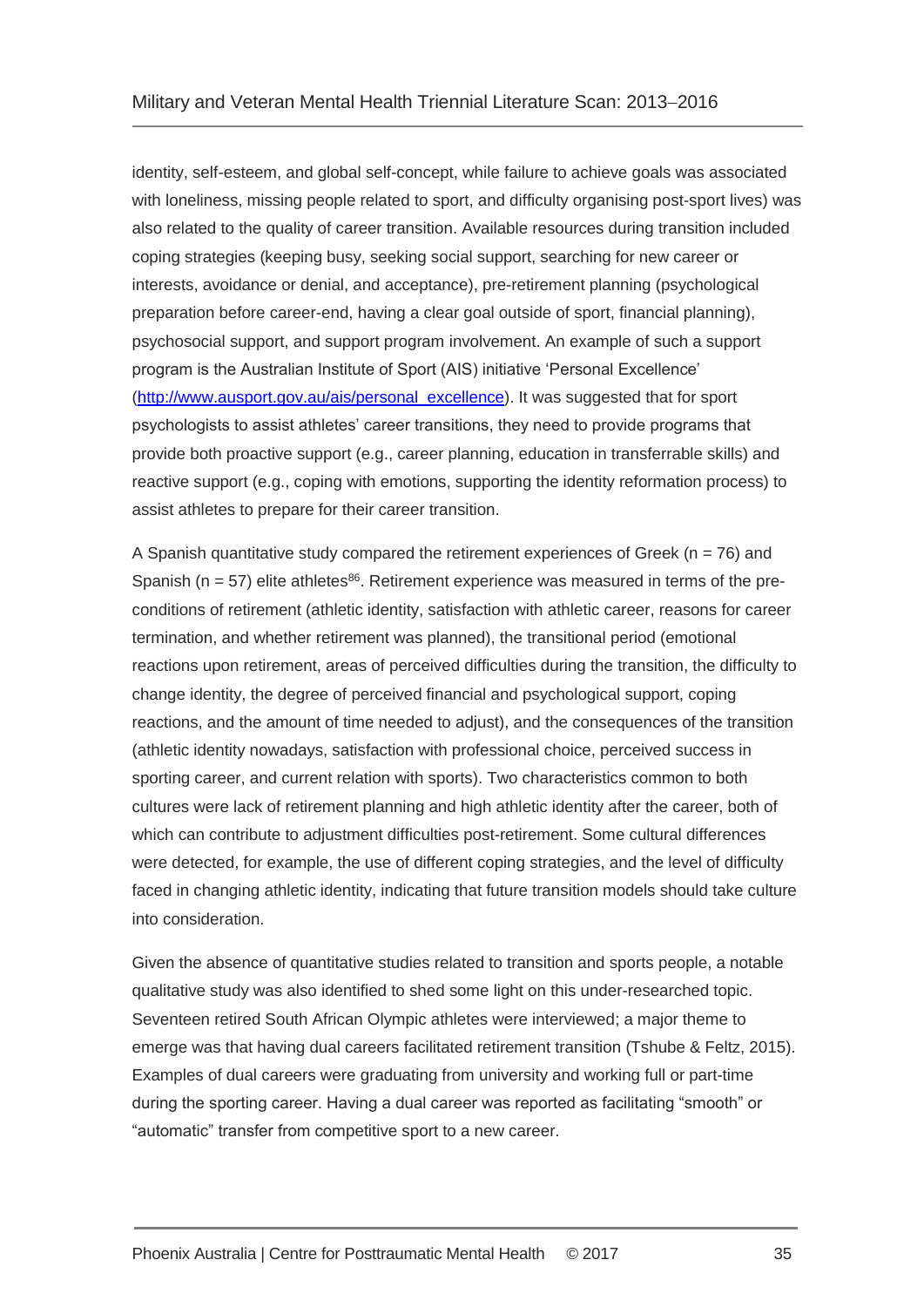identity, self-esteem, and global self-concept, while failure to achieve goals was associated with loneliness, missing people related to sport, and difficulty organising post-sport lives) was also related to the quality of career transition. Available resources during transition included coping strategies (keeping busy, seeking social support, searching for new career or interests, avoidance or denial, and acceptance), pre-retirement planning (psychological preparation before career-end, having a clear goal outside of sport, financial planning), psychosocial support, and support program involvement. An example of such a support program is the Australian Institute of Sport (AIS) initiative 'Personal Excellence' ([http://www.ausport.gov.au/ais/personal_excellence](http://www.ausport.gov.au/ais/personal_excellence)). It was suggested that for sport psychologists to assist athletes' career transitions, they need to provide programs that provide both proactive support (e.g., career planning, education in transferrable skills) and reactive support (e.g., coping with emotions, supporting the identity reformation process) to assist athletes to prepare for their career transition.

A Spanish quantitative study compared the retirement experiences of Greek (n = 76) and Spanish (n = 57) elite athletes[86]. Retirement experience was measured in terms of the pre-conditions of retirement (athletic identity, satisfaction with athletic career, reasons for career termination, and whether retirement was planned), the transitional period (emotional reactions upon retirement, areas of perceived difficulties during the transition, the difficulty to change identity, the degree of perceived financial and psychological support, coping reactions, and the amount of time needed to adjust), and the consequences of the transition (athletic identity nowadays, satisfaction with professional choice, perceived success in sporting career, and current relation with sports). Two characteristics common to both cultures were lack of retirement planning and high athletic identity after the career, both of which can contribute to adjustment difficulties post-retirement. Some cultural differences were detected, for example, the use of different coping strategies, and the level of difficulty faced in changing athletic identity, indicating that future transition models should take culture into consideration.

Given the absence of quantitative studies related to transition and sports people, a notable qualitative study was also identified to shed some light on this under-researched topic. Seventeen retired South African Olympic athletes were interviewed; a major theme to emerge was that having dual careers facilitated retirement transition (Tshube & Feltz, 2015). Examples of dual careers were graduating from university and working full or part-time during the sporting career. Having a dual career was reported as facilitating "smooth" or "automatic" transfer from competitive sport to a new career.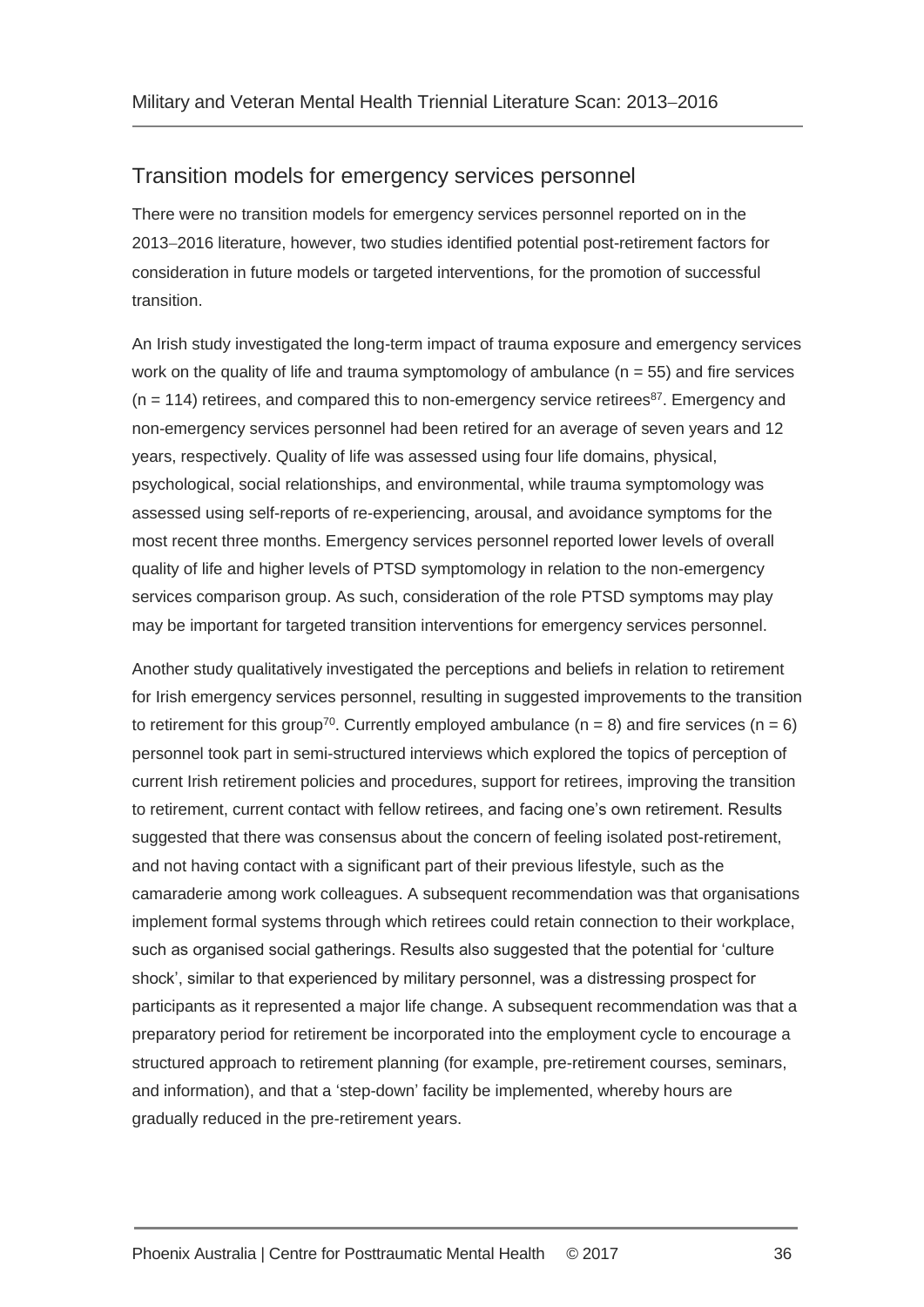## Transition models for emergency services personnel

There were no transition models for emergency services personnel reported on in the 2013–2016 literature, however, two studies identified potential post-retirement factors for consideration in future models or targeted interventions, for the promotion of successful transition.

An Irish study investigated the long-term impact of trauma exposure and emergency services work on the quality of life and trauma symptomology of ambulance ($n = 55$) and fire services ($n = 114$) retirees, and compared this to non-emergency service retirees[87]. Emergency and non-emergency services personnel had been retired for an average of seven years and 12 years, respectively. Quality of life was assessed using four life domains, physical, psychological, social relationships, and environmental, while trauma symptomology was assessed using self-reports of re-experiencing, arousal, and avoidance symptoms for the most recent three months. Emergency services personnel reported lower levels of overall quality of life and higher levels of PTSD symptomology in relation to the non-emergency services comparison group. As such, consideration of the role PTSD symptoms may play may be important for targeted transition interventions for emergency services personnel.

Another study qualitatively investigated the perceptions and beliefs in relation to retirement for Irish emergency services personnel, resulting in suggested improvements to the transition to retirement for this group[70]. Currently employed ambulance ($n = 8$) and fire services ($n = 6$) personnel took part in semi-structured interviews which explored the topics of perception of current Irish retirement policies and procedures, support for retirees, improving the transition to retirement, current contact with fellow retirees, and facing one's own retirement. Results suggested that there was consensus about the concern of feeling isolated post-retirement, and not having contact with a significant part of their previous lifestyle, such as the camaraderie among work colleagues. A subsequent recommendation was that organisations implement formal systems through which retirees could retain connection to their workplace, such as organised social gatherings. Results also suggested that the potential for 'culture shock', similar to that experienced by military personnel, was a distressing prospect for participants as it represented a major life change. A subsequent recommendation was that a preparatory period for retirement be incorporated into the employment cycle to encourage a structured approach to retirement planning (for example, pre-retirement courses, seminars, and information), and that a 'step-down' facility be implemented, whereby hours are gradually reduced in the pre-retirement years.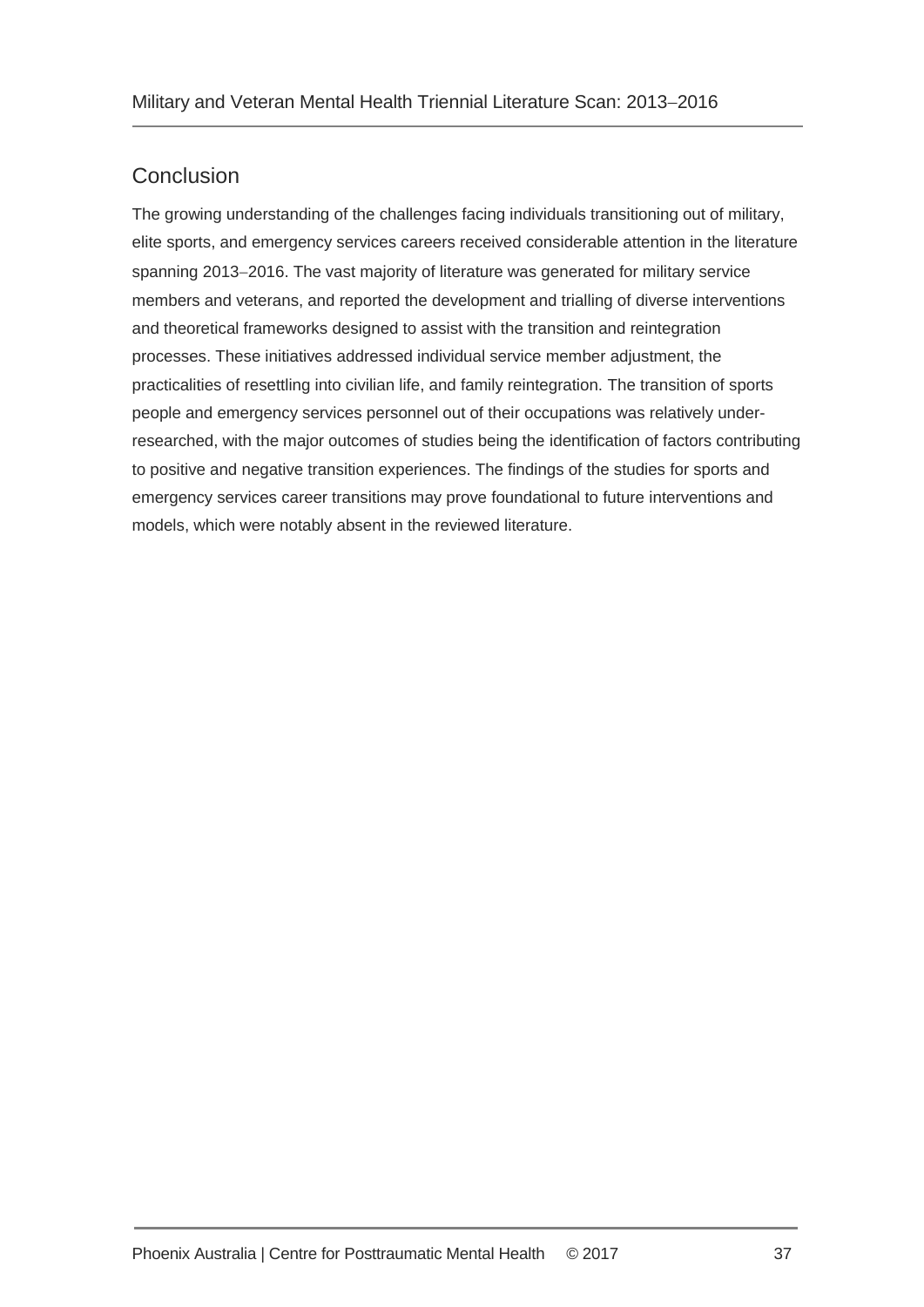## Conclusion

The growing understanding of the challenges facing individuals transitioning out of military, elite sports, and emergency services careers received considerable attention in the literature spanning 2013–2016. The vast majority of literature was generated for military service members and veterans, and reported the development and trialling of diverse interventions and theoretical frameworks designed to assist with the transition and reintegration processes. These initiatives addressed individual service member adjustment, the practicalities of resettling into civilian life, and family reintegration. The transition of sports people and emergency services personnel out of their occupations was relatively under-researched, with the major outcomes of studies being the identification of factors contributing to positive and negative transition experiences. The findings of the studies for sports and emergency services career transitions may prove foundational to future interventions and models, which were notably absent in the reviewed literature.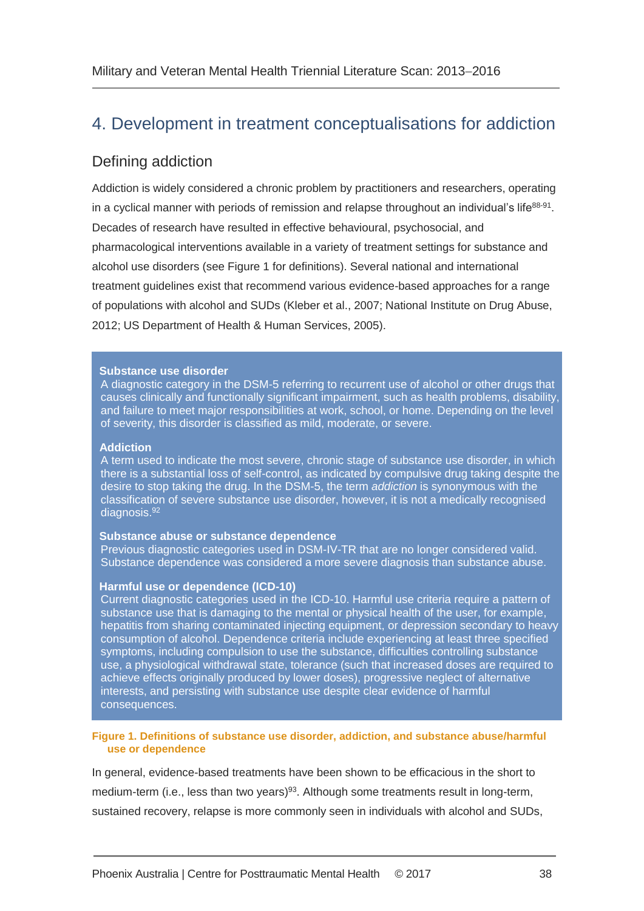# 4. Development in treatment conceptualisations for addiction

## Defining addiction

Addiction is widely considered a chronic problem by practitioners and researchers, operating in a cyclical manner with periods of remission and relapse throughout an individual's life[88-91]. Decades of research have resulted in effective behavioural, psychosocial, and pharmacological interventions available in a variety of treatment settings for substance and alcohol use disorders (see Figure 1 for definitions). Several national and international treatment guidelines exist that recommend various evidence-based approaches for a range of populations with alcohol and SUDs (Kleber et al., 2007; National Institute on Drug Abuse, 2012; US Department of Health & Human Services, 2005).

**Substance use disorder**
A diagnostic category in the DSM-5 referring to recurrent use of alcohol or other drugs that causes clinically and functionally significant impairment, such as health problems, disability, and failure to meet major responsibilities at work, school, or home. Depending on the level of severity, this disorder is classified as mild, moderate, or severe.

**Addiction**
A term used to indicate the most severe, chronic stage of substance use disorder, in which there is a substantial loss of self-control, as indicated by compulsive drug taking despite the desire to stop taking the drug. In the DSM-5, the term *addiction* is synonymous with the classification of severe substance use disorder, however, it is not a medically recognised diagnosis.[92]

**Substance abuse or substance dependence**
Previous diagnostic categories used in DSM-IV-TR that are no longer considered valid. Substance dependence was considered a more severe diagnosis than substance abuse.

**Harmful use or dependence (ICD-10)**
Current diagnostic categories used in the ICD-10. Harmful use criteria require a pattern of substance use that is damaging to the mental or physical health of the user, for example, hepatitis from sharing contaminated injecting equipment, or depression secondary to heavy consumption of alcohol. Dependence criteria include experiencing at least three specified symptoms, including compulsion to use the substance, difficulties controlling substance use, a physiological withdrawal state, tolerance (such that increased doses are required to achieve effects originally produced by lower doses), progressive neglect of alternative interests, and persisting with substance use despite clear evidence of harmful consequences.

**Figure 1. Definitions of substance use disorder, addiction, and substance abuse/harmful use or dependence**

In general, evidence-based treatments have been shown to be efficacious in the short to medium-term (i.e., less than two years)[93]. Although some treatments result in long-term, sustained recovery, relapse is more commonly seen in individuals with alcohol and SUDs,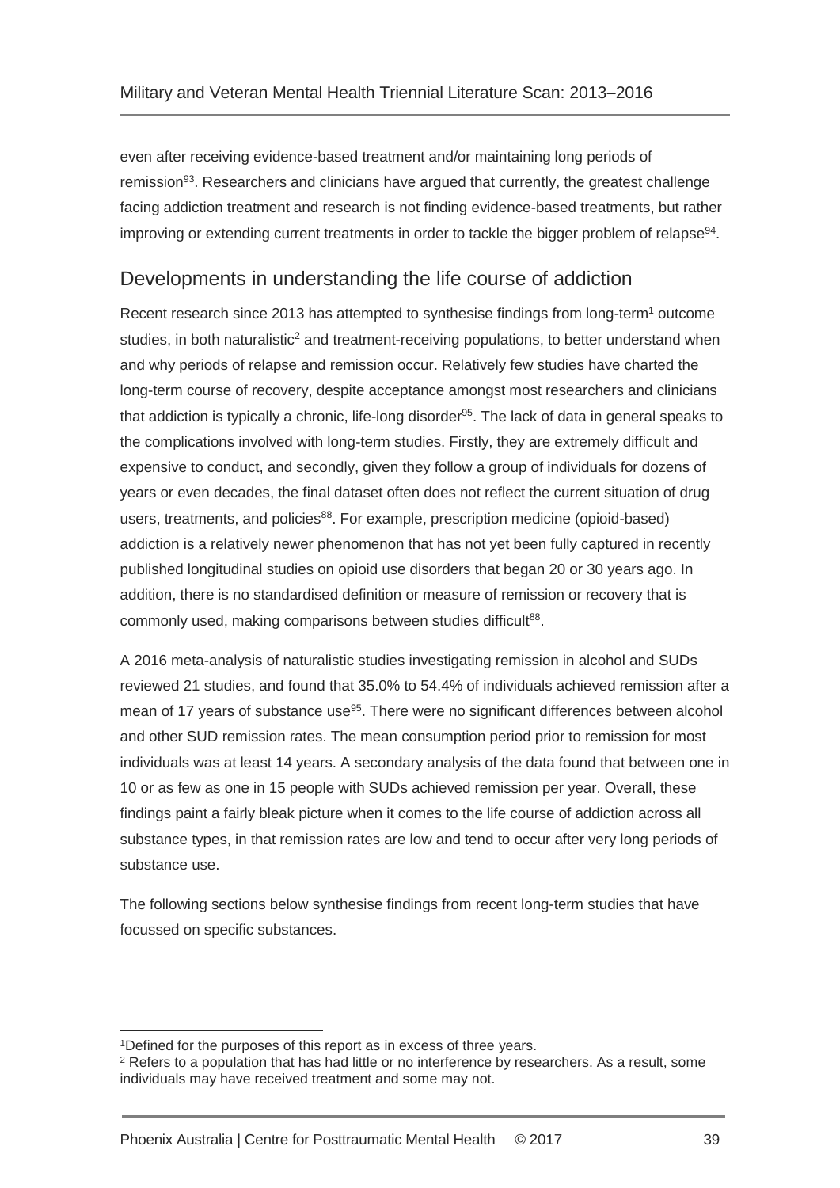even after receiving evidence-based treatment and/or maintaining long periods of remission[93]. Researchers and clinicians have argued that currently, the greatest challenge facing addiction treatment and research is not finding evidence-based treatments, but rather improving or extending current treatments in order to tackle the bigger problem of relapse[94].

## Developments in understanding the life course of addiction

Recent research since 2013 has attempted to synthesise findings from long-term[1] outcome studies, in both naturalistic[2] and treatment-receiving populations, to better understand when and why periods of relapse and remission occur. Relatively few studies have charted the long-term course of recovery, despite acceptance amongst most researchers and clinicians that addiction is typically a chronic, life-long disorder[95]. The lack of data in general speaks to the complications involved with long-term studies. Firstly, they are extremely difficult and expensive to conduct, and secondly, given they follow a group of individuals for dozens of years or even decades, the final dataset often does not reflect the current situation of drug users, treatments, and policies[88]. For example, prescription medicine (opioid-based) addiction is a relatively newer phenomenon that has not yet been fully captured in recently published longitudinal studies on opioid use disorders that began 20 or 30 years ago. In addition, there is no standardised definition or measure of remission or recovery that is commonly used, making comparisons between studies difficult[88].

A 2016 meta-analysis of naturalistic studies investigating remission in alcohol and SUDs reviewed 21 studies, and found that 35.0% to 54.4% of individuals achieved remission after a mean of 17 years of substance use[95]. There were no significant differences between alcohol and other SUD remission rates. The mean consumption period prior to remission for most individuals was at least 14 years. A secondary analysis of the data found that between one in 10 or as few as one in 15 people with SUDs achieved remission per year. Overall, these findings paint a fairly bleak picture when it comes to the life course of addiction across all substance types, in that remission rates are low and tend to occur after very long periods of substance use.

The following sections below synthesise findings from recent long-term studies that have focussed on specific substances.

---

[1] Defined for the purposes of this report as in excess of three years.

[2] Refers to a population that has had little or no interference by researchers. As a result, some individuals may have received treatment and some may not.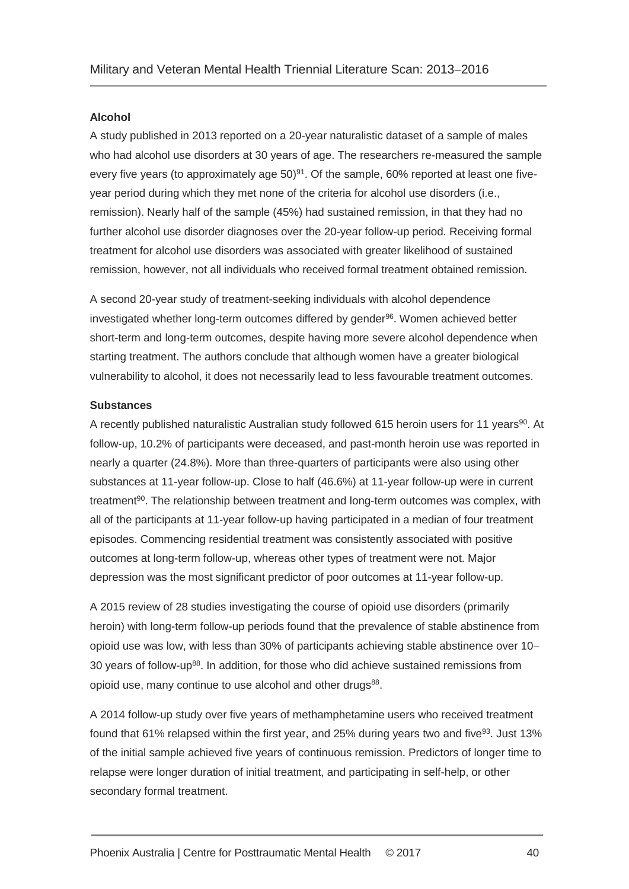**Alcohol**

A study published in 2013 reported on a 20-year naturalistic dataset of a sample of males who had alcohol use disorders at 30 years of age. The researchers re-measured the sample every five years (to approximately age 50)[91]. Of the sample, 60% reported at least one five-year period during which they met none of the criteria for alcohol use disorders (i.e., remission). Nearly half of the sample (45%) had sustained remission, in that they had no further alcohol use disorder diagnoses over the 20-year follow-up period. Receiving formal treatment for alcohol use disorders was associated with greater likelihood of sustained remission, however, not all individuals who received formal treatment obtained remission.

A second 20-year study of treatment-seeking individuals with alcohol dependence investigated whether long-term outcomes differed by gender[96]. Women achieved better short-term and long-term outcomes, despite having more severe alcohol dependence when starting treatment. The authors conclude that although women have a greater biological vulnerability to alcohol, it does not necessarily lead to less favourable treatment outcomes.

**Substances**

A recently published naturalistic Australian study followed 615 heroin users for 11 years[90]. At follow-up, 10.2% of participants were deceased, and past-month heroin use was reported in nearly a quarter (24.8%). More than three-quarters of participants were also using other substances at 11-year follow-up. Close to half (46.6%) at 11-year follow-up were in current treatment[90]. The relationship between treatment and long-term outcomes was complex, with all of the participants at 11-year follow-up having participated in a median of four treatment episodes. Commencing residential treatment was consistently associated with positive outcomes at long-term follow-up, whereas other types of treatment were not. Major depression was the most significant predictor of poor outcomes at 11-year follow-up.

A 2015 review of 28 studies investigating the course of opioid use disorders (primarily heroin) with long-term follow-up periods found that the prevalence of stable abstinence from opioid use was low, with less than 30% of participants achieving stable abstinence over 10–30 years of follow-up[88]. In addition, for those who did achieve sustained remissions from opioid use, many continue to use alcohol and other drugs[88].

A 2014 follow-up study over five years of methamphetamine users who received treatment found that 61% relapsed within the first year, and 25% during years two and five[93]. Just 13% of the initial sample achieved five years of continuous remission. Predictors of longer time to relapse were longer duration of initial treatment, and participating in self-help, or other secondary formal treatment.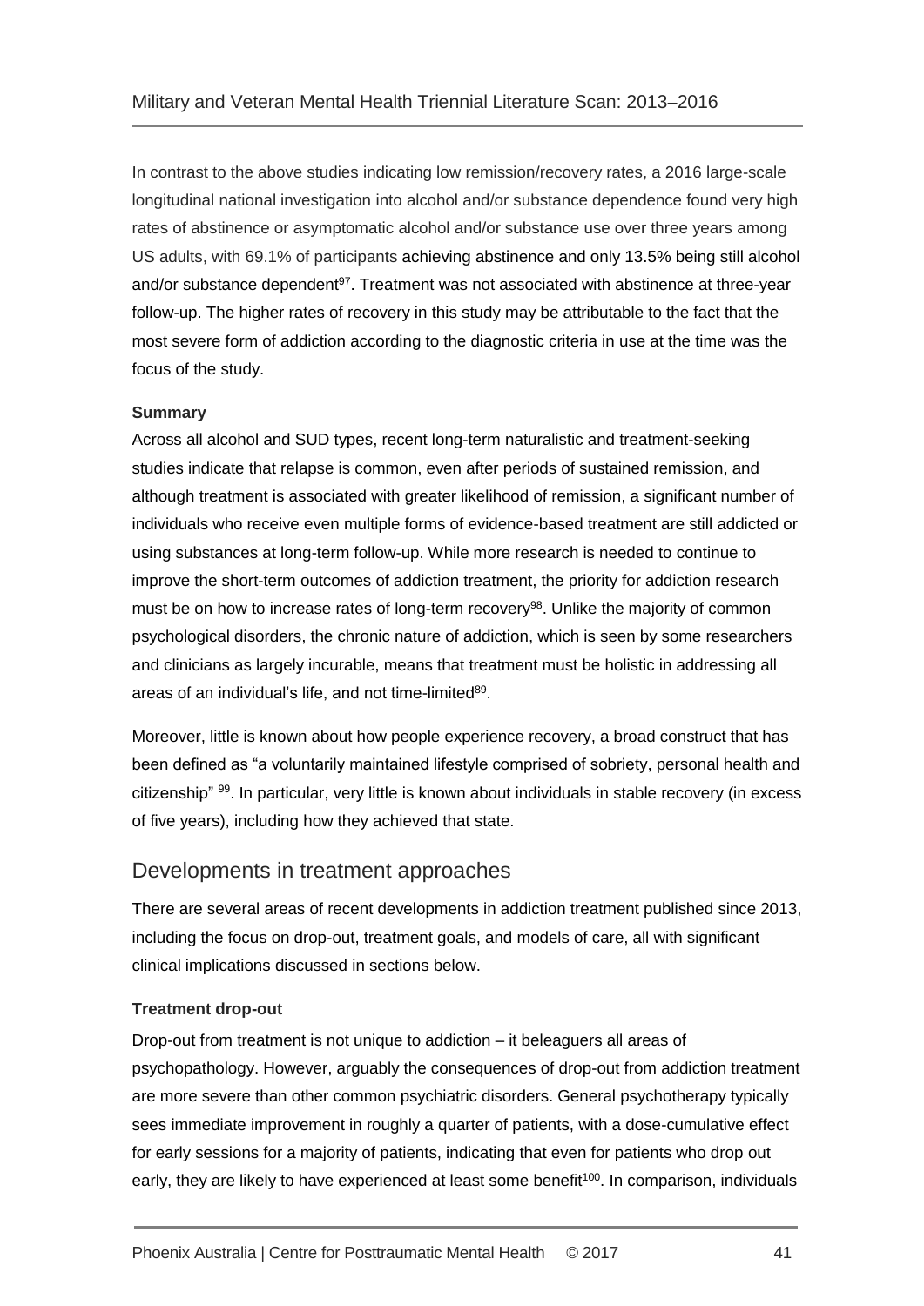In contrast to the above studies indicating low remission/recovery rates, a 2016 large-scale longitudinal national investigation into alcohol and/or substance dependence found very high rates of abstinence or asymptomatic alcohol and/or substance use over three years among US adults, with 69.1% of participants achieving abstinence and only 13.5% being still alcohol and/or substance dependent[97]. Treatment was not associated with abstinence at three-year follow-up. The higher rates of recovery in this study may be attributable to the fact that the most severe form of addiction according to the diagnostic criteria in use at the time was the focus of the study.

**Summary**

Across all alcohol and SUD types, recent long-term naturalistic and treatment-seeking studies indicate that relapse is common, even after periods of sustained remission, and although treatment is associated with greater likelihood of remission, a significant number of individuals who receive even multiple forms of evidence-based treatment are still addicted or using substances at long-term follow-up. While more research is needed to continue to improve the short-term outcomes of addiction treatment, the priority for addiction research must be on how to increase rates of long-term recovery[98]. Unlike the majority of common psychological disorders, the chronic nature of addiction, which is seen by some researchers and clinicians as largely incurable, means that treatment must be holistic in addressing all areas of an individual's life, and not time-limited[89].

Moreover, little is known about how people experience recovery, a broad construct that has been defined as "a voluntarily maintained lifestyle comprised of sobriety, personal health and citizenship" [99]. In particular, very little is known about individuals in stable recovery (in excess of five years), including how they achieved that state.

## Developments in treatment approaches

There are several areas of recent developments in addiction treatment published since 2013, including the focus on drop-out, treatment goals, and models of care, all with significant clinical implications discussed in sections below.

**Treatment drop-out**

Drop-out from treatment is not unique to addiction – it beleaguers all areas of psychopathology. However, arguably the consequences of drop-out from addiction treatment are more severe than other common psychiatric disorders. General psychotherapy typically sees immediate improvement in roughly a quarter of patients, with a dose-cumulative effect for early sessions for a majority of patients, indicating that even for patients who drop out early, they are likely to have experienced at least some benefit[100]. In comparison, individuals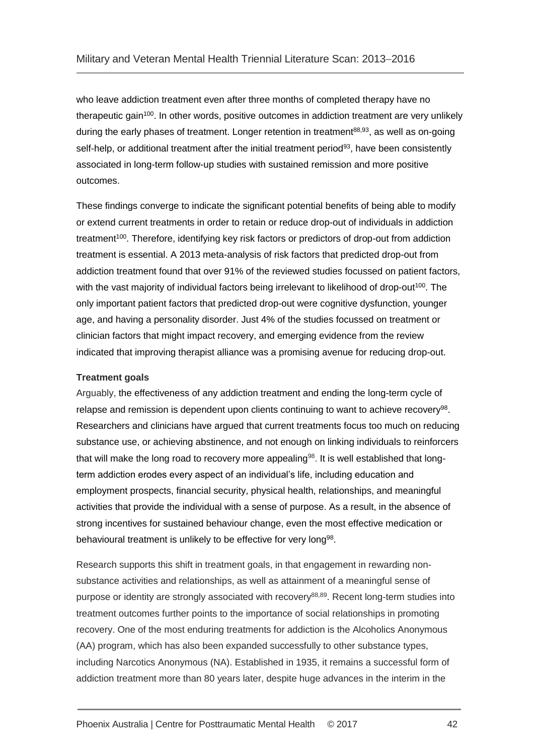who leave addiction treatment even after three months of completed therapy have no therapeutic gain[100]. In other words, positive outcomes in addiction treatment are very unlikely during the early phases of treatment. Longer retention in treatment[88,93], as well as on-going self-help, or additional treatment after the initial treatment period[93], have been consistently associated in long-term follow-up studies with sustained remission and more positive outcomes.

These findings converge to indicate the significant potential benefits of being able to modify or extend current treatments in order to retain or reduce drop-out of individuals in addiction treatment[100]. Therefore, identifying key risk factors or predictors of drop-out from addiction treatment is essential. A 2013 meta-analysis of risk factors that predicted drop-out from addiction treatment found that over 91% of the reviewed studies focussed on patient factors, with the vast majority of individual factors being irrelevant to likelihood of drop-out[100]. The only important patient factors that predicted drop-out were cognitive dysfunction, younger age, and having a personality disorder. Just 4% of the studies focussed on treatment or clinician factors that might impact recovery, and emerging evidence from the review indicated that improving therapist alliance was a promising avenue for reducing drop-out.

**Treatment goals**

Arguably, the effectiveness of any addiction treatment and ending the long-term cycle of relapse and remission is dependent upon clients continuing to want to achieve recovery[98]. Researchers and clinicians have argued that current treatments focus too much on reducing substance use, or achieving abstinence, and not enough on linking individuals to reinforcers that will make the long road to recovery more appealing[98]. It is well established that long-term addiction erodes every aspect of an individual's life, including education and employment prospects, financial security, physical health, relationships, and meaningful activities that provide the individual with a sense of purpose. As a result, in the absence of strong incentives for sustained behaviour change, even the most effective medication or behavioural treatment is unlikely to be effective for very long[98].

Research supports this shift in treatment goals, in that engagement in rewarding non-substance activities and relationships, as well as attainment of a meaningful sense of purpose or identity are strongly associated with recovery[88,89]. Recent long-term studies into treatment outcomes further points to the importance of social relationships in promoting recovery. One of the most enduring treatments for addiction is the Alcoholics Anonymous (AA) program, which has also been expanded successfully to other substance types, including Narcotics Anonymous (NA). Established in 1935, it remains a successful form of addiction treatment more than 80 years later, despite huge advances in the interim in the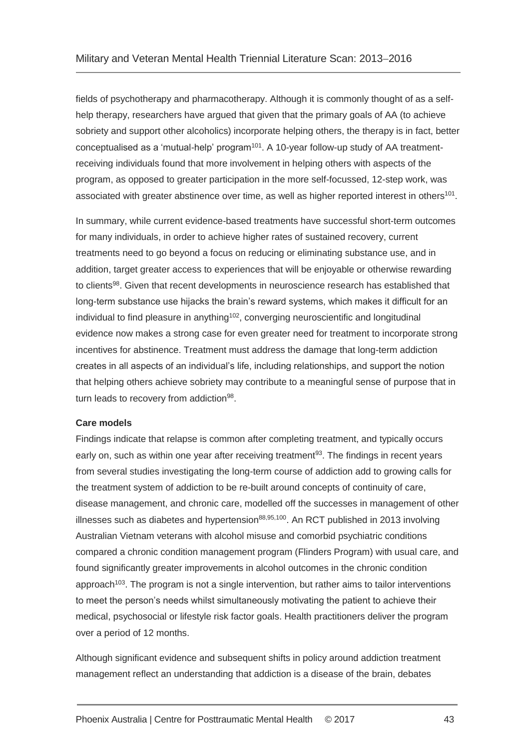fields of psychotherapy and pharmacotherapy. Although it is commonly thought of as a self-help therapy, researchers have argued that given that the primary goals of AA (to achieve sobriety and support other alcoholics) incorporate helping others, the therapy is in fact, better conceptualised as a 'mutual-help' program[101]. A 10-year follow-up study of AA treatment-receiving individuals found that more involvement in helping others with aspects of the program, as opposed to greater participation in the more self-focussed, 12-step work, was associated with greater abstinence over time, as well as higher reported interest in others[101].

In summary, while current evidence-based treatments have successful short-term outcomes for many individuals, in order to achieve higher rates of sustained recovery, current treatments need to go beyond a focus on reducing or eliminating substance use, and in addition, target greater access to experiences that will be enjoyable or otherwise rewarding to clients[98]. Given that recent developments in neuroscience research has established that long-term substance use hijacks the brain's reward systems, which makes it difficult for an individual to find pleasure in anything[102], converging neuroscientific and longitudinal evidence now makes a strong case for even greater need for treatment to incorporate strong incentives for abstinence. Treatment must address the damage that long-term addiction creates in all aspects of an individual's life, including relationships, and support the notion that helping others achieve sobriety may contribute to a meaningful sense of purpose that in turn leads to recovery from addiction[98].

**Care models**

Findings indicate that relapse is common after completing treatment, and typically occurs early on, such as within one year after receiving treatment[93]. The findings in recent years from several studies investigating the long-term course of addiction add to growing calls for the treatment system of addiction to be re-built around concepts of continuity of care, disease management, and chronic care, modelled off the successes in management of other illnesses such as diabetes and hypertension[88,95,100]. An RCT published in 2013 involving Australian Vietnam veterans with alcohol misuse and comorbid psychiatric conditions compared a chronic condition management program (Flinders Program) with usual care, and found significantly greater improvements in alcohol outcomes in the chronic condition approach[103]. The program is not a single intervention, but rather aims to tailor interventions to meet the person's needs whilst simultaneously motivating the patient to achieve their medical, psychosocial or lifestyle risk factor goals. Health practitioners deliver the program over a period of 12 months.

Although significant evidence and subsequent shifts in policy around addiction treatment management reflect an understanding that addiction is a disease of the brain, debates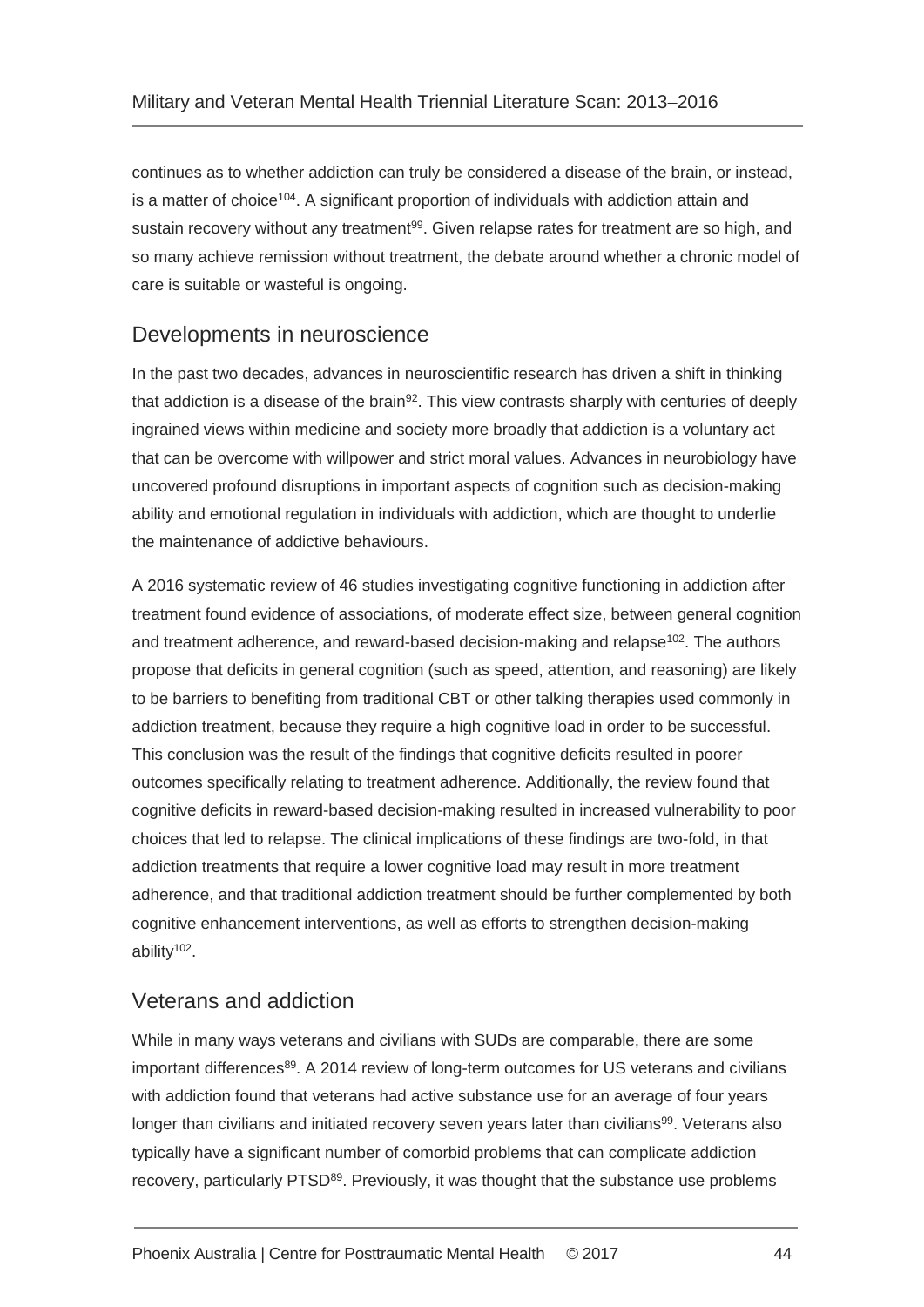continues as to whether addiction can truly be considered a disease of the brain, or instead, is a matter of choice[104]. A significant proportion of individuals with addiction attain and sustain recovery without any treatment[99]. Given relapse rates for treatment are so high, and so many achieve remission without treatment, the debate around whether a chronic model of care is suitable or wasteful is ongoing.

## Developments in neuroscience

In the past two decades, advances in neuroscientific research has driven a shift in thinking that addiction is a disease of the brain[92]. This view contrasts sharply with centuries of deeply ingrained views within medicine and society more broadly that addiction is a voluntary act that can be overcome with willpower and strict moral values. Advances in neurobiology have uncovered profound disruptions in important aspects of cognition such as decision-making ability and emotional regulation in individuals with addiction, which are thought to underlie the maintenance of addictive behaviours.

A 2016 systematic review of 46 studies investigating cognitive functioning in addiction after treatment found evidence of associations, of moderate effect size, between general cognition and treatment adherence, and reward-based decision-making and relapse[102]. The authors propose that deficits in general cognition (such as speed, attention, and reasoning) are likely to be barriers to benefiting from traditional CBT or other talking therapies used commonly in addiction treatment, because they require a high cognitive load in order to be successful. This conclusion was the result of the findings that cognitive deficits resulted in poorer outcomes specifically relating to treatment adherence. Additionally, the review found that cognitive deficits in reward-based decision-making resulted in increased vulnerability to poor choices that led to relapse. The clinical implications of these findings are two-fold, in that addiction treatments that require a lower cognitive load may result in more treatment adherence, and that traditional addiction treatment should be further complemented by both cognitive enhancement interventions, as well as efforts to strengthen decision-making ability[102].

## Veterans and addiction

While in many ways veterans and civilians with SUDs are comparable, there are some important differences[89]. A 2014 review of long-term outcomes for US veterans and civilians with addiction found that veterans had active substance use for an average of four years longer than civilians and initiated recovery seven years later than civilians[99]. Veterans also typically have a significant number of comorbid problems that can complicate addiction recovery, particularly PTSD[89]. Previously, it was thought that the substance use problems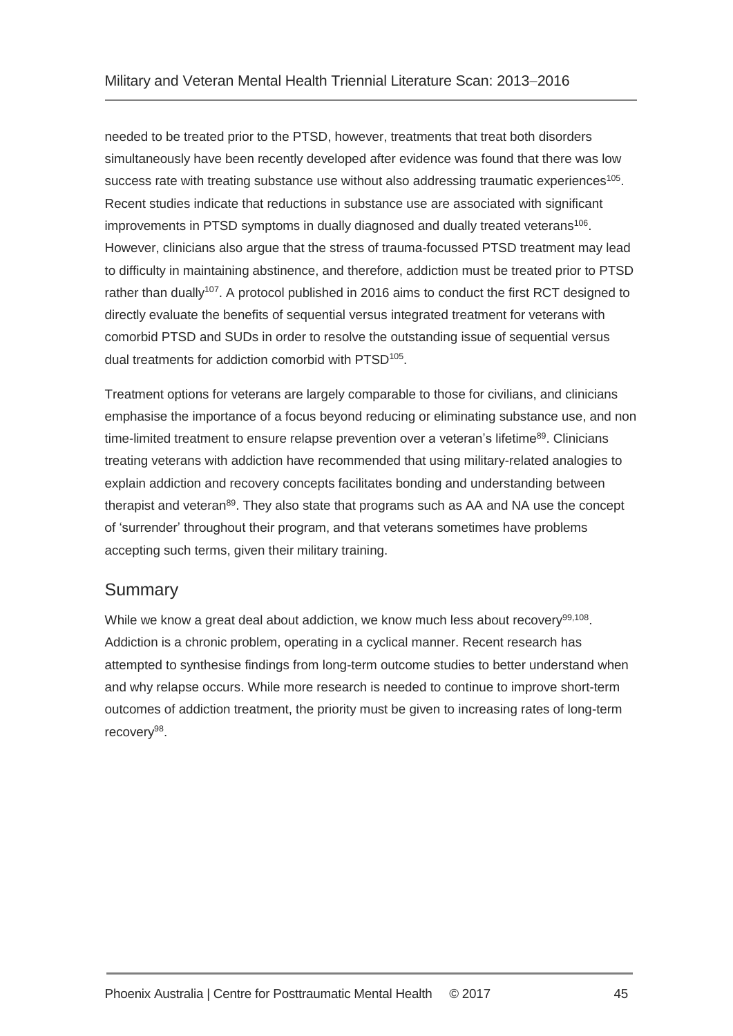needed to be treated prior to the PTSD, however, treatments that treat both disorders simultaneously have been recently developed after evidence was found that there was low success rate with treating substance use without also addressing traumatic experiences[105]. Recent studies indicate that reductions in substance use are associated with significant improvements in PTSD symptoms in dually diagnosed and dually treated veterans[106]. However, clinicians also argue that the stress of trauma-focussed PTSD treatment may lead to difficulty in maintaining abstinence, and therefore, addiction must be treated prior to PTSD rather than dually[107]. A protocol published in 2016 aims to conduct the first RCT designed to directly evaluate the benefits of sequential versus integrated treatment for veterans with comorbid PTSD and SUDs in order to resolve the outstanding issue of sequential versus dual treatments for addiction comorbid with PTSD[105].

Treatment options for veterans are largely comparable to those for civilians, and clinicians emphasise the importance of a focus beyond reducing or eliminating substance use, and non time-limited treatment to ensure relapse prevention over a veteran's lifetime[89]. Clinicians treating veterans with addiction have recommended that using military-related analogies to explain addiction and recovery concepts facilitates bonding and understanding between therapist and veteran[89]. They also state that programs such as AA and NA use the concept of 'surrender' throughout their program, and that veterans sometimes have problems accepting such terms, given their military training.

## Summary

While we know a great deal about addiction, we know much less about recovery[99,108]. Addiction is a chronic problem, operating in a cyclical manner. Recent research has attempted to synthesise findings from long-term outcome studies to better understand when and why relapse occurs. While more research is needed to continue to improve short-term outcomes of addiction treatment, the priority must be given to increasing rates of long-term recovery[98].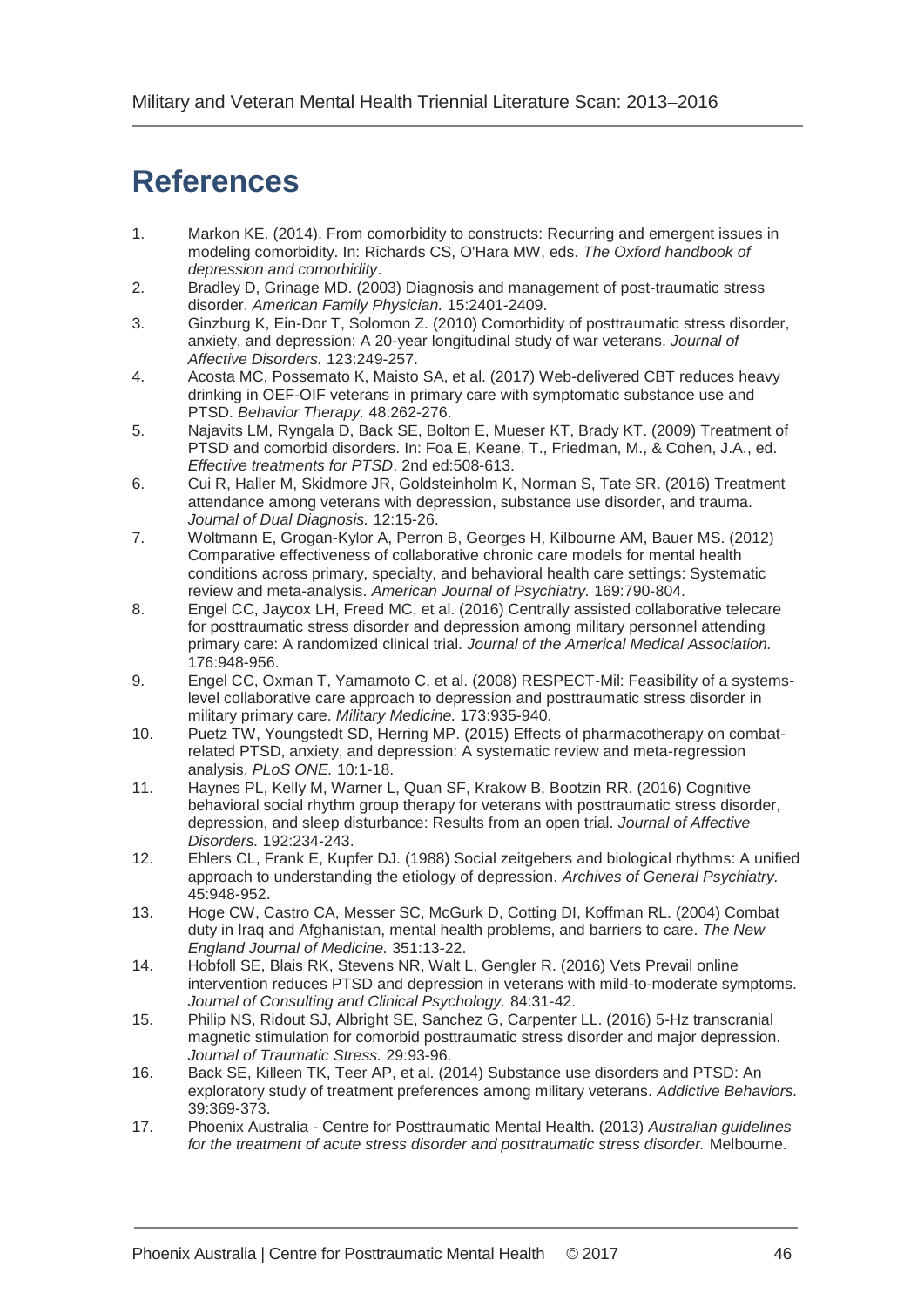# References

1. Markon KE. (2014). From comorbidity to constructs: Recurring and emergent issues in modeling comorbidity. In: Richards CS, O'Hara MW, eds. *The Oxford handbook of depression and comorbidity*.
2. Bradley D, Grinage MD. (2003) Diagnosis and management of post-traumatic stress disorder. *American Family Physician.* 15:2401-2409.
3. Ginzburg K, Ein-Dor T, Solomon Z. (2010) Comorbidity of posttraumatic stress disorder, anxiety, and depression: A 20-year longitudinal study of war veterans. *Journal of Affective Disorders.* 123:249-257.
4. Acosta MC, Possemato K, Maisto SA, et al. (2017) Web-delivered CBT reduces heavy drinking in OEF-OIF veterans in primary care with symptomatic substance use and PTSD. *Behavior Therapy.* 48:262-276.
5. Najavits LM, Ryngala D, Back SE, Bolton E, Mueser KT, Brady KT. (2009) Treatment of PTSD and comorbid disorders. In: Foa E, Keane, T., Friedman, M., & Cohen, J.A., ed. *Effective treatments for PTSD*. 2nd ed:508-613.
6. Cui R, Haller M, Skidmore JR, Goldsteinholm K, Norman S, Tate SR. (2016) Treatment attendance among veterans with depression, substance use disorder, and trauma. *Journal of Dual Diagnosis.* 12:15-26.
7. Woltmann E, Grogan-Kylor A, Perron B, Georges H, Kilbourne AM, Bauer MS. (2012) Comparative effectiveness of collaborative chronic care models for mental health conditions across primary, specialty, and behavioral health care settings: Systematic review and meta-analysis. *American Journal of Psychiatry.* 169:790-804.
8. Engel CC, Jaycox LH, Freed MC, et al. (2016) Centrally assisted collaborative telecare for posttraumatic stress disorder and depression among military personnel attending primary care: A randomized clinical trial. *Journal of the Americal Medical Association.* 176:948-956.
9. Engel CC, Oxman T, Yamamoto C, et al. (2008) RESPECT-Mil: Feasibility of a systems-level collaborative care approach to depression and posttraumatic stress disorder in military primary care. *Military Medicine.* 173:935-940.
10. Puetz TW, Youngstedt SD, Herring MP. (2015) Effects of pharmacotherapy on combat-related PTSD, anxiety, and depression: A systematic review and meta-regression analysis. *PLoS ONE.* 10:1-18.
11. Haynes PL, Kelly M, Warner L, Quan SF, Krakow B, Bootzin RR. (2016) Cognitive behavioral social rhythm group therapy for veterans with posttraumatic stress disorder, depression, and sleep disturbance: Results from an open trial. *Journal of Affective Disorders.* 192:234-243.
12. Ehlers CL, Frank E, Kupfer DJ. (1988) Social zeitgebers and biological rhythms: A unified approach to understanding the etiology of depression. *Archives of General Psychiatry.* 45:948-952.
13. Hoge CW, Castro CA, Messer SC, McGurk D, Cotting DI, Koffman RL. (2004) Combat duty in Iraq and Afghanistan, mental health problems, and barriers to care. *The New England Journal of Medicine.* 351:13-22.
14. Hobfoll SE, Blais RK, Stevens NR, Walt L, Gengler R. (2016) Vets Prevail online intervention reduces PTSD and depression in veterans with mild-to-moderate symptoms. *Journal of Consulting and Clinical Psychology.* 84:31-42.
15. Philip NS, Ridout SJ, Albright SE, Sanchez G, Carpenter LL. (2016) 5-Hz transcranial magnetic stimulation for comorbid posttraumatic stress disorder and major depression. *Journal of Traumatic Stress.* 29:93-96.
16. Back SE, Killeen TK, Teer AP, et al. (2014) Substance use disorders and PTSD: An exploratory study of treatment preferences among military veterans. *Addictive Behaviors.* 39:369-373.
17. Phoenix Australia - Centre for Posttraumatic Mental Health. (2013) *Australian guidelines for the treatment of acute stress disorder and posttraumatic stress disorder.* Melbourne.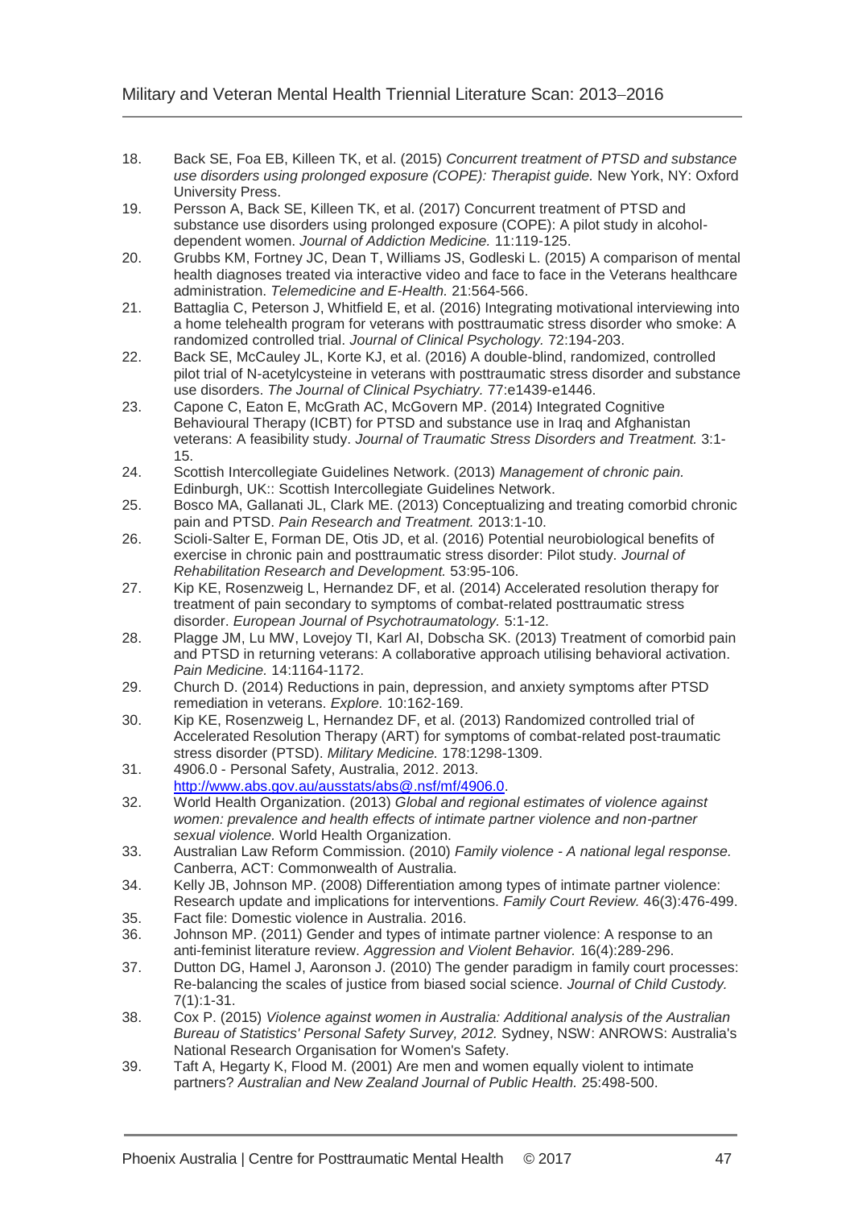18. Back SE, Foa EB, Killeen TK, et al. (2015) *Concurrent treatment of PTSD and substance use disorders using prolonged exposure (COPE): Therapist guide.* New York, NY: Oxford University Press.
19. Persson A, Back SE, Killeen TK, et al. (2017) Concurrent treatment of PTSD and substance use disorders using prolonged exposure (COPE): A pilot study in alcohol-dependent women. *Journal of Addiction Medicine.* 11:119-125.
20. Grubbs KM, Fortney JC, Dean T, Williams JS, Godleski L. (2015) A comparison of mental health diagnoses treated via interactive video and face to face in the Veterans healthcare administration. *Telemedicine and E-Health.* 21:564-566.
21. Battaglia C, Peterson J, Whitfield E, et al. (2016) Integrating motivational interviewing into a home telehealth program for veterans with posttraumatic stress disorder who smoke: A randomized controlled trial. *Journal of Clinical Psychology.* 72:194-203.
22. Back SE, McCauley JL, Korte KJ, et al. (2016) A double-blind, randomized, controlled pilot trial of N-acetylcysteine in veterans with posttraumatic stress disorder and substance use disorders. *The Journal of Clinical Psychiatry.* 77:e1439-e1446.
23. Capone C, Eaton E, McGrath AC, McGovern MP. (2014) Integrated Cognitive Behavioural Therapy (ICBT) for PTSD and substance use in Iraq and Afghanistan veterans: A feasibility study. *Journal of Traumatic Stress Disorders and Treatment.* 3:1-15.
24. Scottish Intercollegiate Guidelines Network. (2013) *Management of chronic pain.* Edinburgh, UK:: Scottish Intercollegiate Guidelines Network.
25. Bosco MA, Gallanati JL, Clark ME. (2013) Conceptualizing and treating comorbid chronic pain and PTSD. *Pain Research and Treatment.* 2013:1-10.
26. Scioli-Salter E, Forman DE, Otis JD, et al. (2016) Potential neurobiological benefits of exercise in chronic pain and posttraumatic stress disorder: Pilot study. *Journal of Rehabilitation Research and Development.* 53:95-106.
27. Kip KE, Rosenzweig L, Hernandez DF, et al. (2014) Accelerated resolution therapy for treatment of pain secondary to symptoms of combat-related posttraumatic stress disorder. *European Journal of Psychotraumatology.* 5:1-12.
28. Plagge JM, Lu MW, Lovejoy TI, Karl AI, Dobscha SK. (2013) Treatment of comorbid pain and PTSD in returning veterans: A collaborative approach utilising behavioral activation. *Pain Medicine.* 14:1164-1172.
29. Church D. (2014) Reductions in pain, depression, and anxiety symptoms after PTSD remediation in veterans. *Explore.* 10:162-169.
30. Kip KE, Rosenzweig L, Hernandez DF, et al. (2013) Randomized controlled trial of Accelerated Resolution Therapy (ART) for symptoms of combat-related post-traumatic stress disorder (PTSD). *Military Medicine.* 178:1298-1309.
31. 4906.0 - Personal Safety, Australia, 2012. 2013. http://www.abs.gov.au/ausstats/abs@.nsf/mf/4906.0.
32. World Health Organization. (2013) *Global and regional estimates of violence against women: prevalence and health effects of intimate partner violence and non-partner sexual violence.* World Health Organization.
33. Australian Law Reform Commission. (2010) *Family violence - A national legal response.* Canberra, ACT: Commonwealth of Australia.
34. Kelly JB, Johnson MP. (2008) Differentiation among types of intimate partner violence: Research update and implications for interventions. *Family Court Review.* 46(3):476-499.
35. Fact file: Domestic violence in Australia. 2016.
36. Johnson MP. (2011) Gender and types of intimate partner violence: A response to an anti-feminist literature review. *Aggression and Violent Behavior.* 16(4):289-296.
37. Dutton DG, Hamel J, Aaronson J. (2010) The gender paradigm in family court processes: Re-balancing the scales of justice from biased social science. *Journal of Child Custody.* 7(1):1-31.
38. Cox P. (2015) *Violence against women in Australia: Additional analysis of the Australian Bureau of Statistics' Personal Safety Survey, 2012.* Sydney, NSW: ANROWS: Australia's National Research Organisation for Women's Safety.
39. Taft A, Hegarty K, Flood M. (2001) Are men and women equally violent to intimate partners? *Australian and New Zealand Journal of Public Health.* 25:498-500.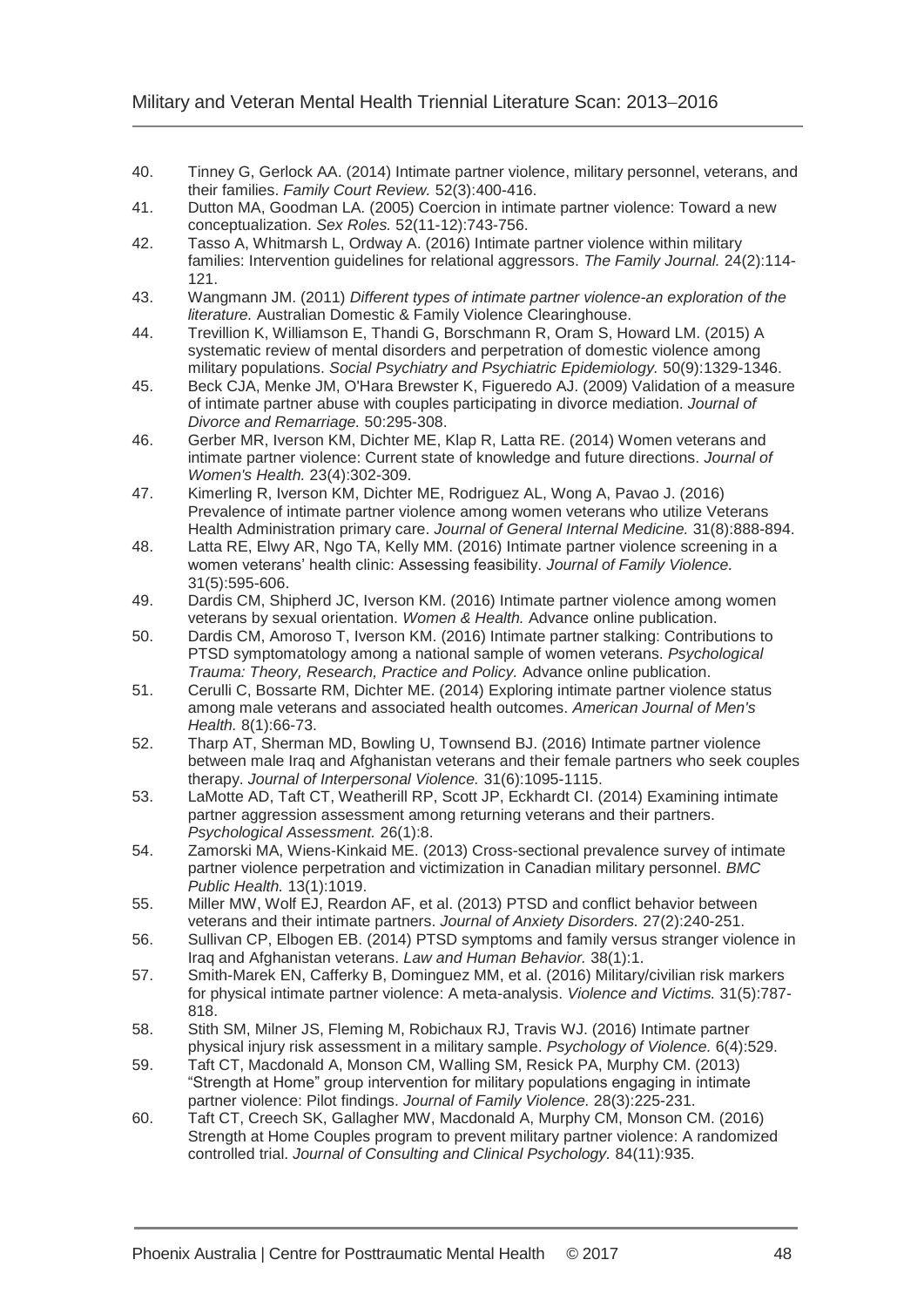40. Tinney G, Gerlock AA. (2014) Intimate partner violence, military personnel, veterans, and their families. *Family Court Review.* 52(3):400-416.
41. Dutton MA, Goodman LA. (2005) Coercion in intimate partner violence: Toward a new conceptualization. *Sex Roles.* 52(11-12):743-756.
42. Tasso A, Whitmarsh L, Ordway A. (2016) Intimate partner violence within military families: Intervention guidelines for relational aggressors. *The Family Journal.* 24(2):114-121.
43. Wangmann JM. (2011) *Different types of intimate partner violence-an exploration of the literature.* Australian Domestic & Family Violence Clearinghouse.
44. Trevillion K, Williamson E, Thandi G, Borschmann R, Oram S, Howard LM. (2015) A systematic review of mental disorders and perpetration of domestic violence among military populations. *Social Psychiatry and Psychiatric Epidemiology.* 50(9):1329-1346.
45. Beck CJA, Menke JM, O'Hara Brewster K, Figueredo AJ. (2009) Validation of a measure of intimate partner abuse with couples participating in divorce mediation. *Journal of Divorce and Remarriage.* 50:295-308.
46. Gerber MR, Iverson KM, Dichter ME, Klap R, Latta RE. (2014) Women veterans and intimate partner violence: Current state of knowledge and future directions. *Journal of Women's Health.* 23(4):302-309.
47. Kimerling R, Iverson KM, Dichter ME, Rodriguez AL, Wong A, Pavao J. (2016) Prevalence of intimate partner violence among women veterans who utilize Veterans Health Administration primary care. *Journal of General Internal Medicine.* 31(8):888-894.
48. Latta RE, Elwy AR, Ngo TA, Kelly MM. (2016) Intimate partner violence screening in a women veterans' health clinic: Assessing feasibility. *Journal of Family Violence.* 31(5):595-606.
49. Dardis CM, Shipherd JC, Iverson KM. (2016) Intimate partner violence among women veterans by sexual orientation. *Women & Health.* Advance online publication.
50. Dardis CM, Amoroso T, Iverson KM. (2016) Intimate partner stalking: Contributions to PTSD symptomatology among a national sample of women veterans. *Psychological Trauma: Theory, Research, Practice and Policy.* Advance online publication.
51. Cerulli C, Bossarte RM, Dichter ME. (2014) Exploring intimate partner violence status among male veterans and associated health outcomes. *American Journal of Men's Health.* 8(1):66-73.
52. Tharp AT, Sherman MD, Bowling U, Townsend BJ. (2016) Intimate partner violence between male Iraq and Afghanistan veterans and their female partners who seek couples therapy. *Journal of Interpersonal Violence.* 31(6):1095-1115.
53. LaMotte AD, Taft CT, Weatherill RP, Scott JP, Eckhardt CI. (2014) Examining intimate partner aggression assessment among returning veterans and their partners. *Psychological Assessment.* 26(1):8.
54. Zamorski MA, Wiens-Kinkaid ME. (2013) Cross-sectional prevalence survey of intimate partner violence perpetration and victimization in Canadian military personnel. *BMC Public Health.* 13(1):1019.
55. Miller MW, Wolf EJ, Reardon AF, et al. (2013) PTSD and conflict behavior between veterans and their intimate partners. *Journal of Anxiety Disorders.* 27(2):240-251.
56. Sullivan CP, Elbogen EB. (2014) PTSD symptoms and family versus stranger violence in Iraq and Afghanistan veterans. *Law and Human Behavior.* 38(1):1.
57. Smith-Marek EN, Cafferky B, Dominguez MM, et al. (2016) Military/civilian risk markers for physical intimate partner violence: A meta-analysis. *Violence and Victims.* 31(5):787-818.
58. Stith SM, Milner JS, Fleming M, Robichaux RJ, Travis WJ. (2016) Intimate partner physical injury risk assessment in a military sample. *Psychology of Violence.* 6(4):529.
59. Taft CT, Macdonald A, Monson CM, Walling SM, Resick PA, Murphy CM. (2013) "Strength at Home" group intervention for military populations engaging in intimate partner violence: Pilot findings. *Journal of Family Violence.* 28(3):225-231.
60. Taft CT, Creech SK, Gallagher MW, Macdonald A, Murphy CM, Monson CM. (2016) Strength at Home Couples program to prevent military partner violence: A randomized controlled trial. *Journal of Consulting and Clinical Psychology.* 84(11):935.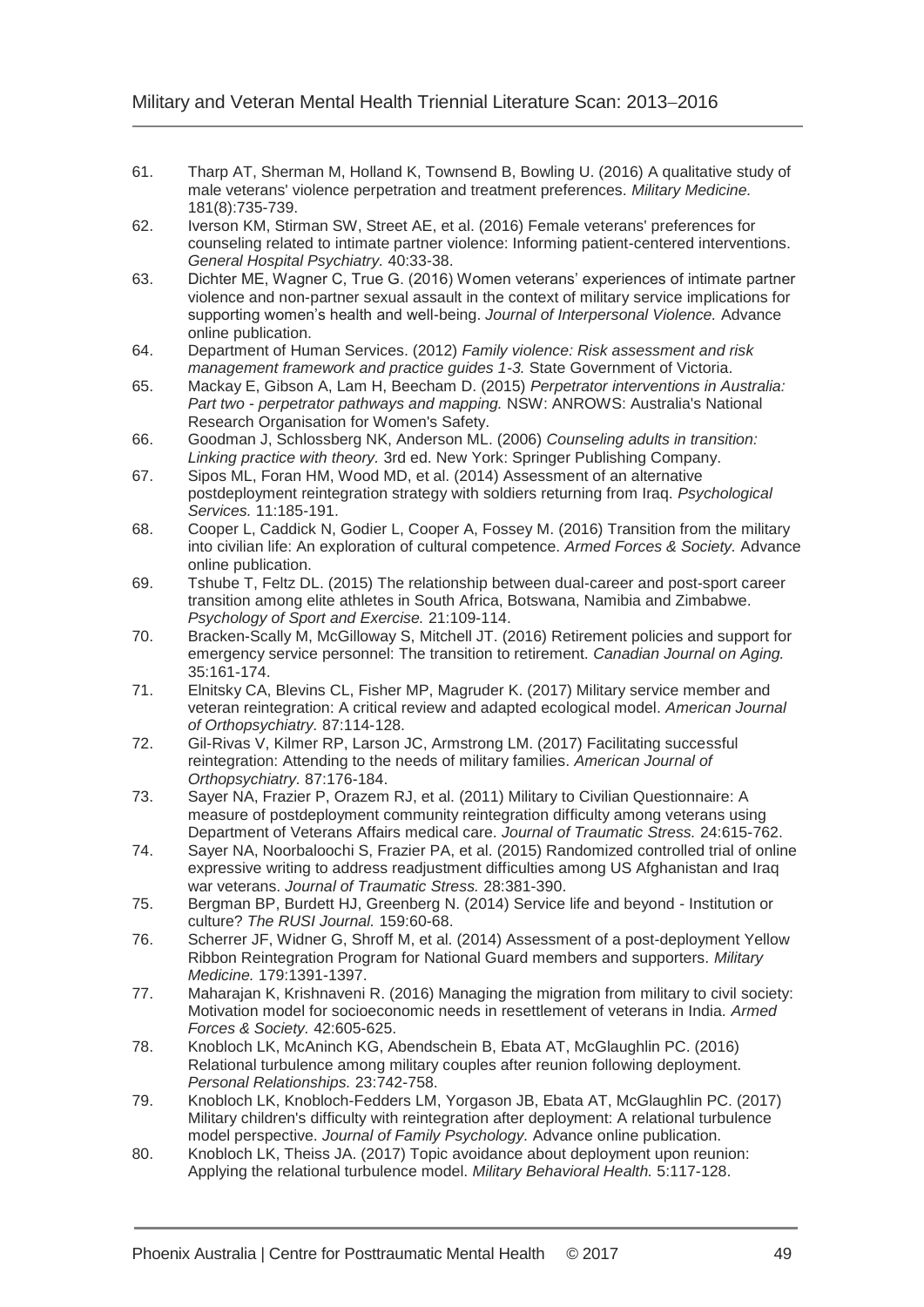61. Tharp AT, Sherman M, Holland K, Townsend B, Bowling U. (2016) A qualitative study of male veterans' violence perpetration and treatment preferences. *Military Medicine.* 181(8):735-739.
62. Iverson KM, Stirman SW, Street AE, et al. (2016) Female veterans' preferences for counseling related to intimate partner violence: Informing patient-centered interventions. *General Hospital Psychiatry.* 40:33-38.
63. Dichter ME, Wagner C, True G. (2016) Women veterans' experiences of intimate partner violence and non-partner sexual assault in the context of military service implications for supporting women's health and well-being. *Journal of Interpersonal Violence.* Advance online publication.
64. Department of Human Services. (2012) *Family violence: Risk assessment and risk management framework and practice guides 1-3.* State Government of Victoria.
65. Mackay E, Gibson A, Lam H, Beecham D. (2015) *Perpetrator interventions in Australia: Part two - perpetrator pathways and mapping.* NSW: ANROWS: Australia's National Research Organisation for Women's Safety.
66. Goodman J, Schlossberg NK, Anderson ML. (2006) *Counseling adults in transition: Linking practice with theory.* 3rd ed. New York: Springer Publishing Company.
67. Sipos ML, Foran HM, Wood MD, et al. (2014) Assessment of an alternative postdeployment reintegration strategy with soldiers returning from Iraq. *Psychological Services.* 11:185-191.
68. Cooper L, Caddick N, Godier L, Cooper A, Fossey M. (2016) Transition from the military into civilian life: An exploration of cultural competence. *Armed Forces & Society.* Advance online publication.
69. Tshube T, Feltz DL. (2015) The relationship between dual-career and post-sport career transition among elite athletes in South Africa, Botswana, Namibia and Zimbabwe. *Psychology of Sport and Exercise.* 21:109-114.
70. Bracken-Scally M, McGilloway S, Mitchell JT. (2016) Retirement policies and support for emergency service personnel: The transition to retirement. *Canadian Journal on Aging.* 35:161-174.
71. Elnitsky CA, Blevins CL, Fisher MP, Magruder K. (2017) Military service member and veteran reintegration: A critical review and adapted ecological model. *American Journal of Orthopsychiatry.* 87:114-128.
72. Gil-Rivas V, Kilmer RP, Larson JC, Armstrong LM. (2017) Facilitating successful reintegration: Attending to the needs of military families. *American Journal of Orthopsychiatry.* 87:176-184.
73. Sayer NA, Frazier P, Orazem RJ, et al. (2011) Military to Civilian Questionnaire: A measure of postdeployment community reintegration difficulty among veterans using Department of Veterans Affairs medical care. *Journal of Traumatic Stress.* 24:615-762.
74. Sayer NA, Noorbaloochi S, Frazier PA, et al. (2015) Randomized controlled trial of online expressive writing to address readjustment difficulties among US Afghanistan and Iraq war veterans. *Journal of Traumatic Stress.* 28:381-390.
75. Bergman BP, Burdett HJ, Greenberg N. (2014) Service life and beyond - Institution or culture? *The RUSI Journal.* 159:60-68.
76. Scherrer JF, Widner G, Shroff M, et al. (2014) Assessment of a post-deployment Yellow Ribbon Reintegration Program for National Guard members and supporters. *Military Medicine.* 179:1391-1397.
77. Maharajan K, Krishnaveni R. (2016) Managing the migration from military to civil society: Motivation model for socioeconomic needs in resettlement of veterans in India. *Armed Forces & Society.* 42:605-625.
78. Knobloch LK, McAninch KG, Abendschein B, Ebata AT, McGlaughlin PC. (2016) Relational turbulence among military couples after reunion following deployment. *Personal Relationships.* 23:742-758.
79. Knobloch LK, Knobloch-Fedders LM, Yorgason JB, Ebata AT, McGlaughlin PC. (2017) Military children's difficulty with reintegration after deployment: A relational turbulence model perspective. *Journal of Family Psychology.* Advance online publication.
80. Knobloch LK, Theiss JA. (2017) Topic avoidance about deployment upon reunion: Applying the relational turbulence model. *Military Behavioral Health.* 5:117-128.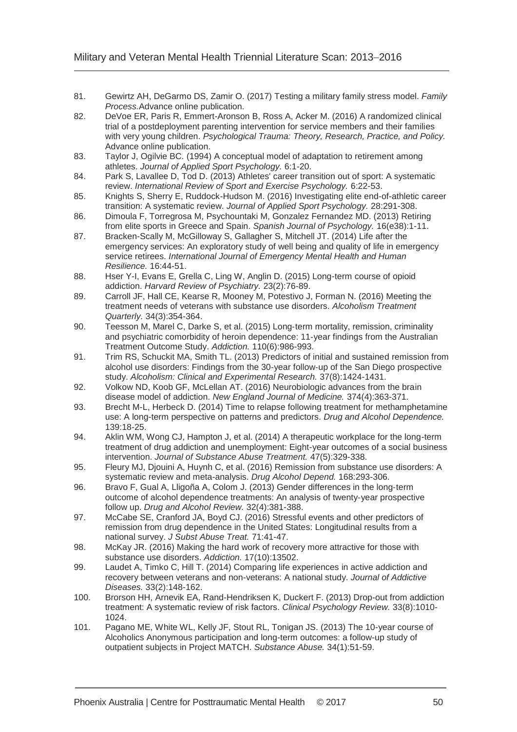81. Gewirtz AH, DeGarmo DS, Zamir O. (2017) Testing a military family stress model. *Family Process.*Advance online publication.
82. DeVoe ER, Paris R, Emmert-Aronson B, Ross A, Acker M. (2016) A randomized clinical trial of a postdeployment parenting intervention for service members and their families with very young children. *Psychological Trauma: Theory, Research, Practice, and Policy.* Advance online publication.
83. Taylor J, Ogilvie BC. (1994) A conceptual model of adaptation to retirement among athletes. *Journal of Applied Sport Psychology.* 6:1-20.
84. Park S, Lavallee D, Tod D. (2013) Athletes' career transition out of sport: A systematic review. *International Review of Sport and Exercise Psychology.* 6:22-53.
85. Knights S, Sherry E, Ruddock-Hudson M. (2016) Investigating elite end-of-athletic career transition: A systematic review. *Journal of Applied Sport Psychology.* 28:291-308.
86. Dimoula F, Torregrosa M, Psychountaki M, Gonzalez Fernandez MD. (2013) Retiring from elite sports in Greece and Spain. *Spanish Journal of Psychology.* 16(e38):1-11.
87. Bracken-Scally M, McGilloway S, Gallagher S, Mitchell JT. (2014) Life after the emergency services: An exploratory study of well being and quality of life in emergency service retirees. *International Journal of Emergency Mental Health and Human Resilience.* 16:44-51.
88. Hser Y-I, Evans E, Grella C, Ling W, Anglin D. (2015) Long-term course of opioid addiction. *Harvard Review of Psychiatry.* 23(2):76-89.
89. Carroll JF, Hall CE, Kearse R, Mooney M, Potestivo J, Forman N. (2016) Meeting the treatment needs of veterans with substance use disorders. *Alcoholism Treatment Quarterly.* 34(3):354-364.
90. Teesson M, Marel C, Darke S, et al. (2015) Long-term mortality, remission, criminality and psychiatric comorbidity of heroin dependence: 11-year findings from the Australian Treatment Outcome Study. *Addiction.* 110(6):986-993.
91. Trim RS, Schuckit MA, Smith TL. (2013) Predictors of initial and sustained remission from alcohol use disorders: Findings from the 30-year follow-up of the San Diego prospective study. *Alcoholism: Clinical and Experimental Research.* 37(8):1424-1431.
92. Volkow ND, Koob GF, McLellan AT. (2016) Neurobiologic advances from the brain disease model of addiction. *New England Journal of Medicine.* 374(4):363-371.
93. Brecht M-L, Herbeck D. (2014) Time to relapse following treatment for methamphetamine use: A long-term perspective on patterns and predictors. *Drug and Alcohol Dependence.* 139:18-25.
94. Aklin WM, Wong CJ, Hampton J, et al. (2014) A therapeutic workplace for the long-term treatment of drug addiction and unemployment: Eight-year outcomes of a social business intervention. *Journal of Substance Abuse Treatment.* 47(5):329-338.
95. Fleury MJ, Djouini A, Huynh C, et al. (2016) Remission from substance use disorders: A systematic review and meta-analysis. *Drug Alcohol Depend.* 168:293-306.
96. Bravo F, Gual A, Lligoña A, Colom J. (2013) Gender differences in the long-term outcome of alcohol dependence treatments: An analysis of twenty-year prospective follow up. *Drug and Alcohol Review.* 32(4):381-388.
97. McCabe SE, Cranford JA, Boyd CJ. (2016) Stressful events and other predictors of remission from drug dependence in the United States: Longitudinal results from a national survey. *J Subst Abuse Treat.* 71:41-47.
98. McKay JR. (2016) Making the hard work of recovery more attractive for those with substance use disorders. *Addiction.* 17(10):13502.
99. Laudet A, Timko C, Hill T. (2014) Comparing life experiences in active addiction and recovery between veterans and non-veterans: A national study. *Journal of Addictive Diseases.* 33(2):148-162.
100. Brorson HH, Arnevik EA, Rand-Hendriksen K, Duckert F. (2013) Drop-out from addiction treatment: A systematic review of risk factors. *Clinical Psychology Review.* 33(8):1010-1024.
101. Pagano ME, White WL, Kelly JF, Stout RL, Tonigan JS. (2013) The 10-year course of Alcoholics Anonymous participation and long-term outcomes: a follow-up study of outpatient subjects in Project MATCH. *Substance Abuse.* 34(1):51-59.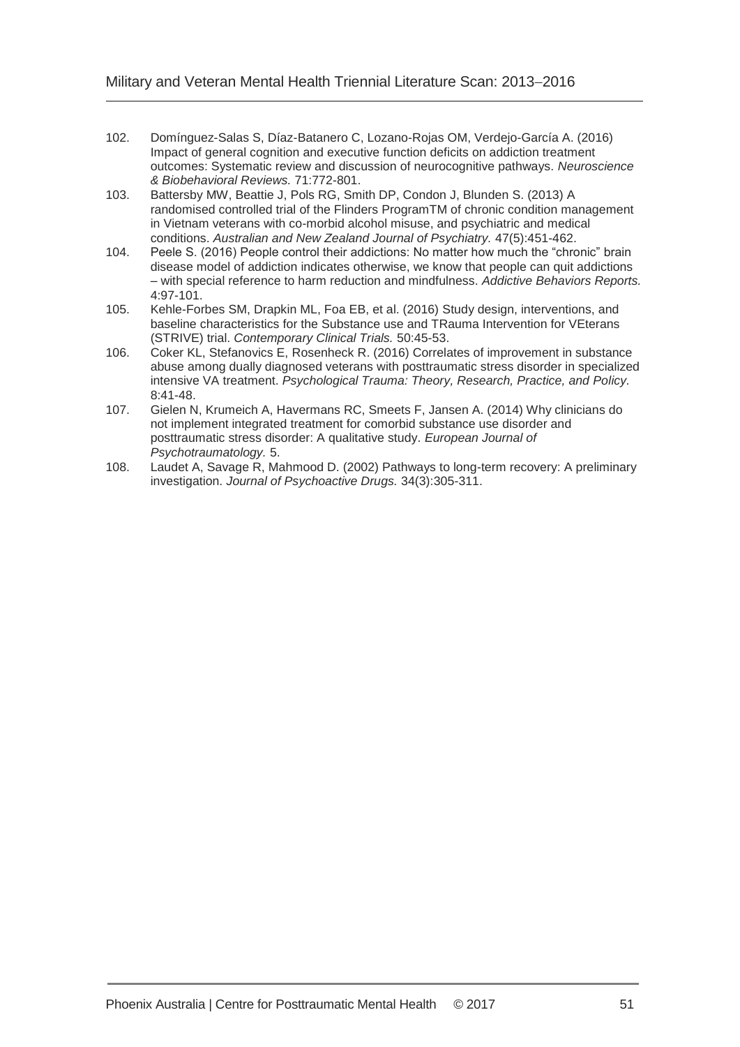102. Domínguez-Salas S, Díaz-Batanero C, Lozano-Rojas OM, Verdejo-García A. (2016) Impact of general cognition and executive function deficits on addiction treatment outcomes: Systematic review and discussion of neurocognitive pathways. *Neuroscience & Biobehavioral Reviews.* 71:772-801.
103. Battersby MW, Beattie J, Pols RG, Smith DP, Condon J, Blunden S. (2013) A randomised controlled trial of the Flinders ProgramTM of chronic condition management in Vietnam veterans with co-morbid alcohol misuse, and psychiatric and medical conditions. *Australian and New Zealand Journal of Psychiatry.* 47(5):451-462.
104. Peele S. (2016) People control their addictions: No matter how much the "chronic" brain disease model of addiction indicates otherwise, we know that people can quit addictions – with special reference to harm reduction and mindfulness. *Addictive Behaviors Reports.* 4:97-101.
105. Kehle-Forbes SM, Drapkin ML, Foa EB, et al. (2016) Study design, interventions, and baseline characteristics for the Substance use and TRauma Intervention for VEterans (STRIVE) trial. *Contemporary Clinical Trials.* 50:45-53.
106. Coker KL, Stefanovics E, Rosenheck R. (2016) Correlates of improvement in substance abuse among dually diagnosed veterans with posttraumatic stress disorder in specialized intensive VA treatment. *Psychological Trauma: Theory, Research, Practice, and Policy.* 8:41-48.
107. Gielen N, Krumeich A, Havermans RC, Smeets F, Jansen A. (2014) Why clinicians do not implement integrated treatment for comorbid substance use disorder and posttraumatic stress disorder: A qualitative study. *European Journal of Psychotraumatology.* 5.
108. Laudet A, Savage R, Mahmood D. (2002) Pathways to long-term recovery: A preliminary investigation. *Journal of Psychoactive Drugs.* 34(3):305-311.